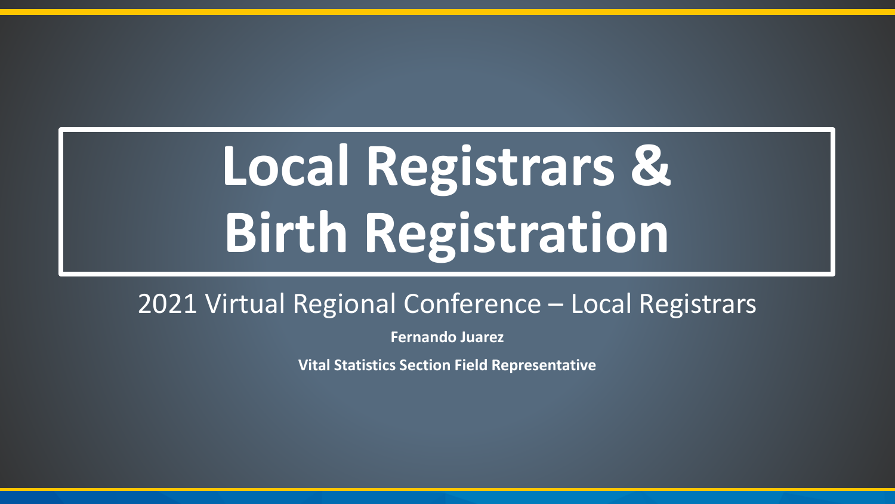# Local Registrars & Birth Registration

2021 Virtual Regional Conference – Local Registrars

**Fernando Juarez**

**Vital Statistics Section Field Representative**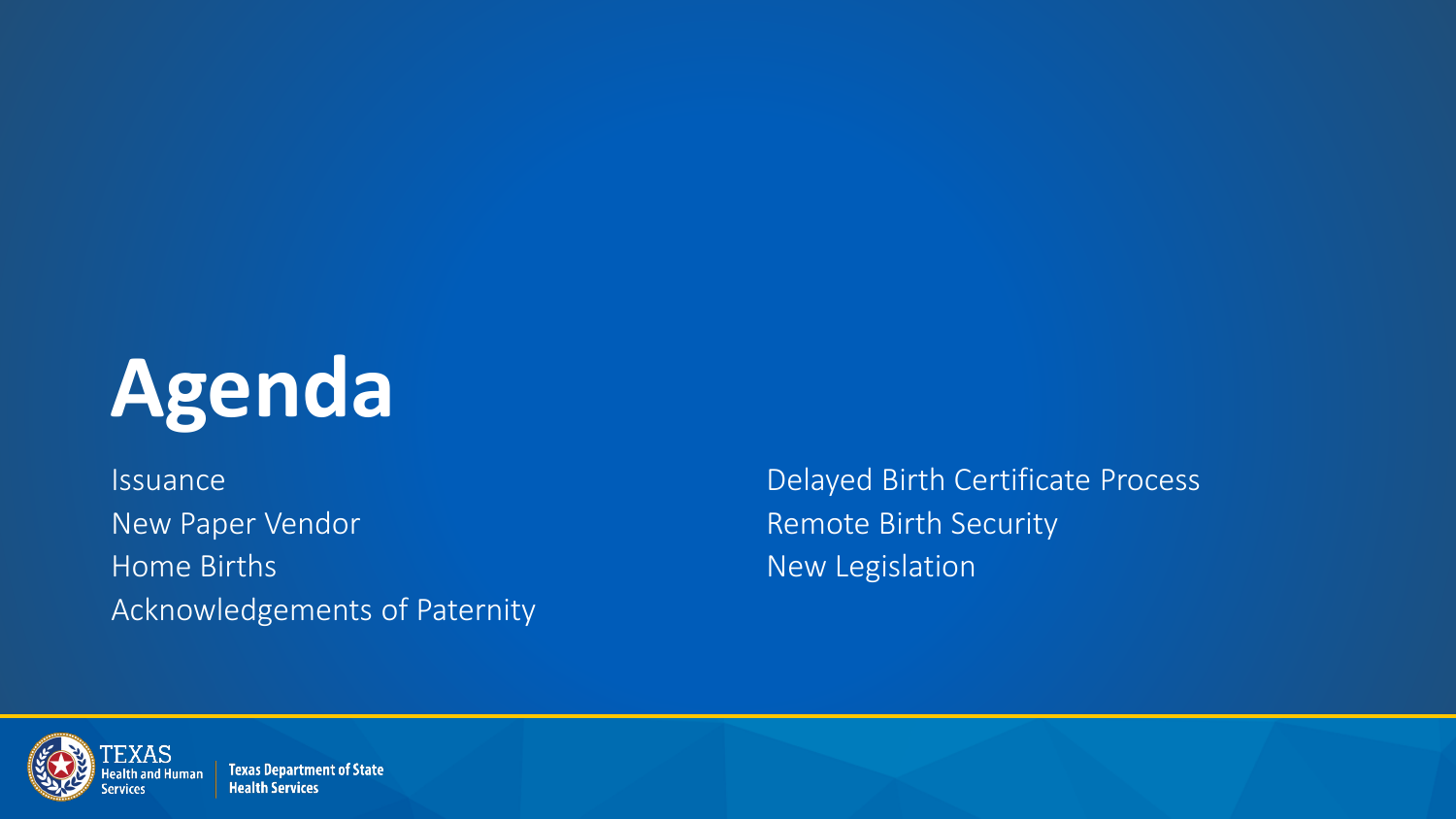# Agenda

- Issuance
- New Paper Vendor
- Home Births
- Acknowledgements of Paternity
- Delayed Birth Certificate Process
- Remote Birth Security
- New Legislation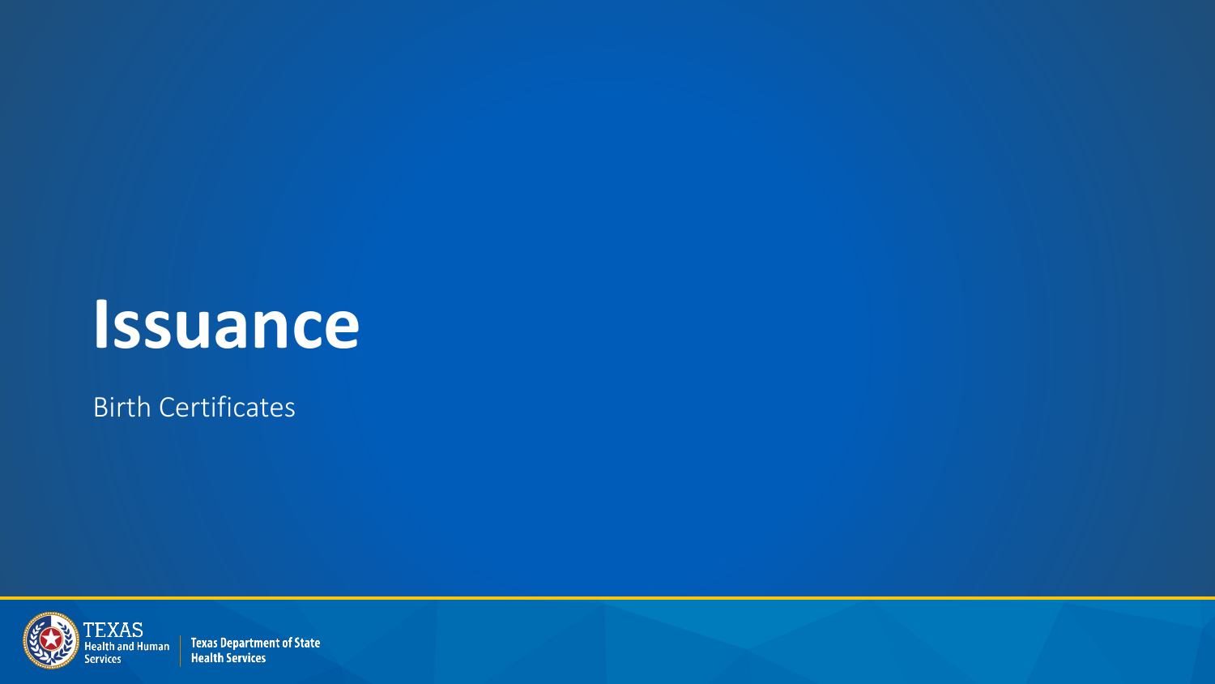# Issuance

Birth Certificates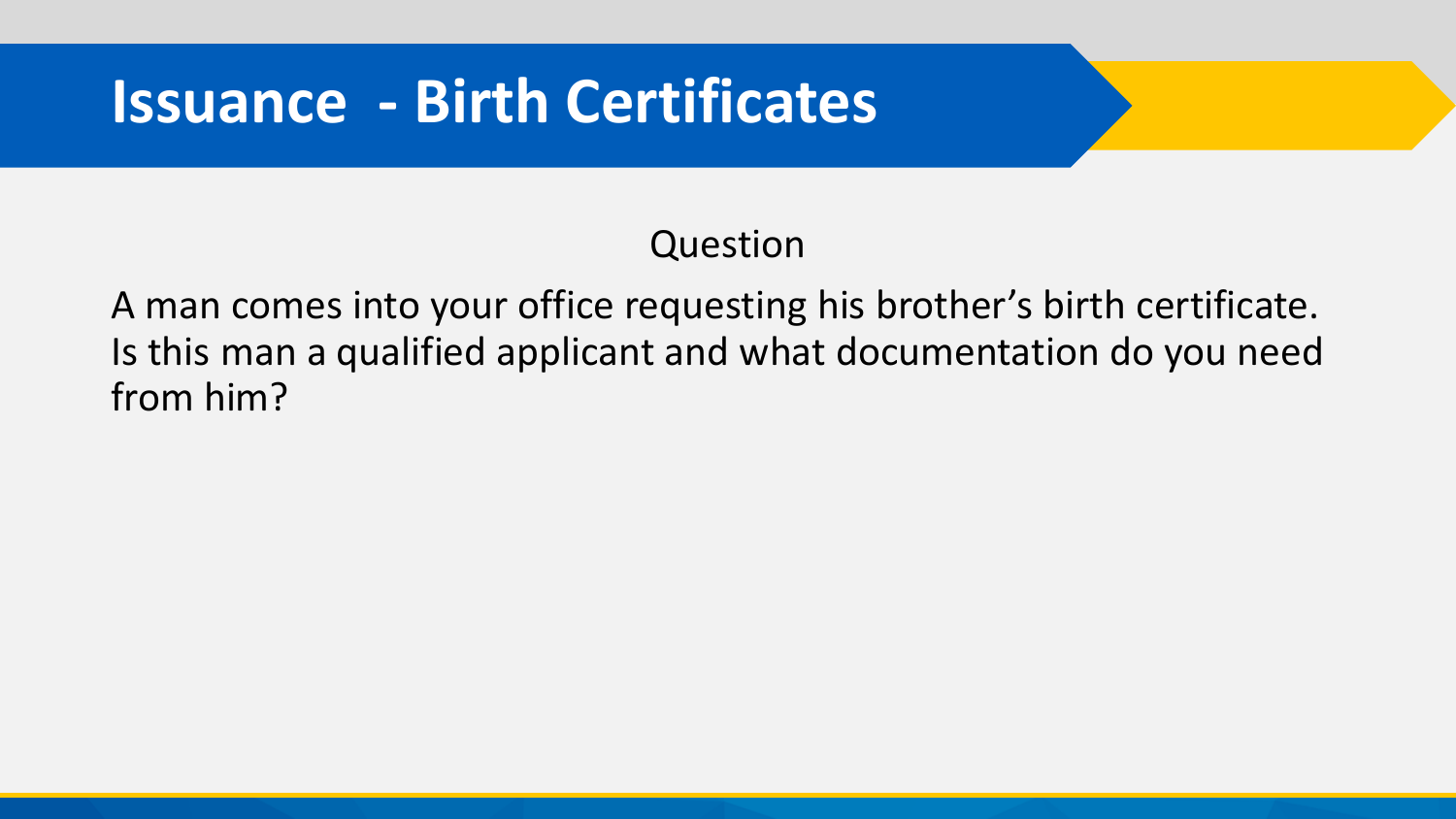# Issuance - Birth Certificates

Question

A man comes into your office requesting his brother's birth certificate. Is this man a qualified applicant and what documentation do you need from him?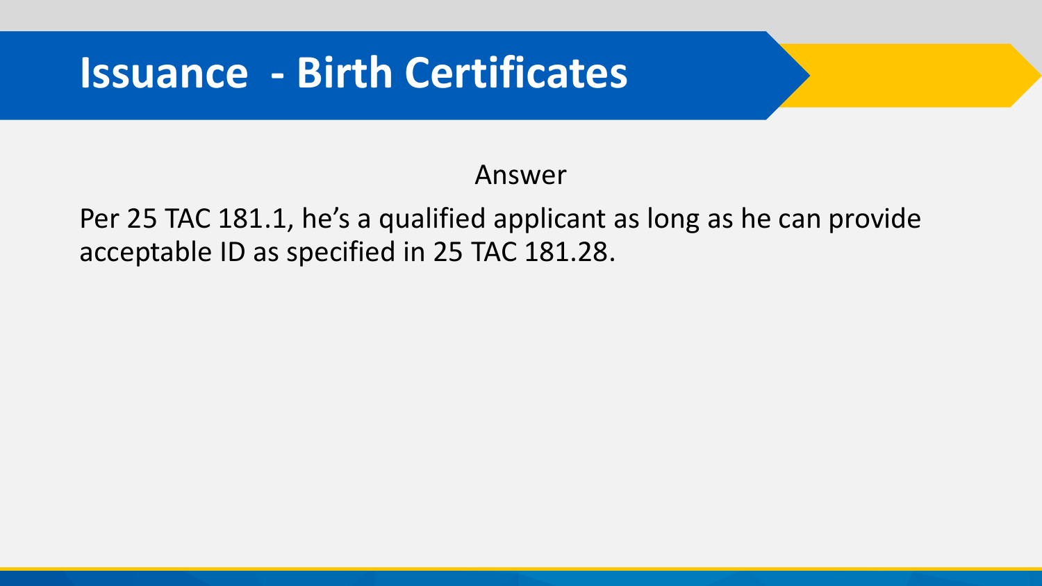# Issuance - Birth Certificates

Answer

Per 25 TAC 181.1, he's a qualified applicant as long as he can provide acceptable ID as specified in 25 TAC 181.28.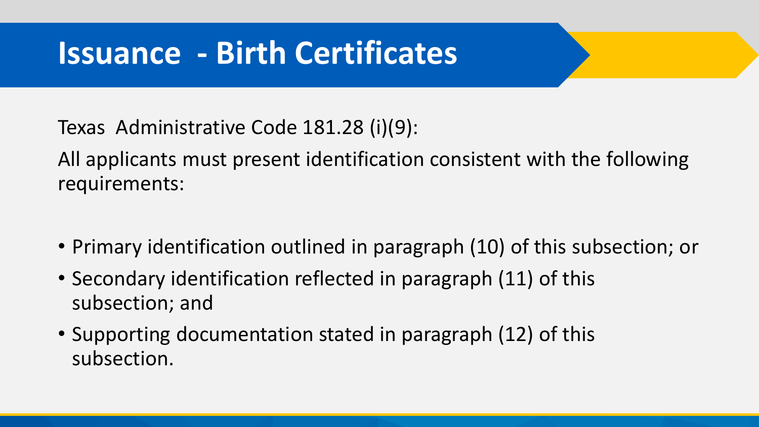# Issuance - Birth Certificates

Texas Administrative Code 181.28 (i)(9):

All applicants must present identification consistent with the following requirements:

- Primary identification outlined in paragraph (10) of this subsection; or
- Secondary identification reflected in paragraph (11) of this subsection; and
- Supporting documentation stated in paragraph (12) of this subsection.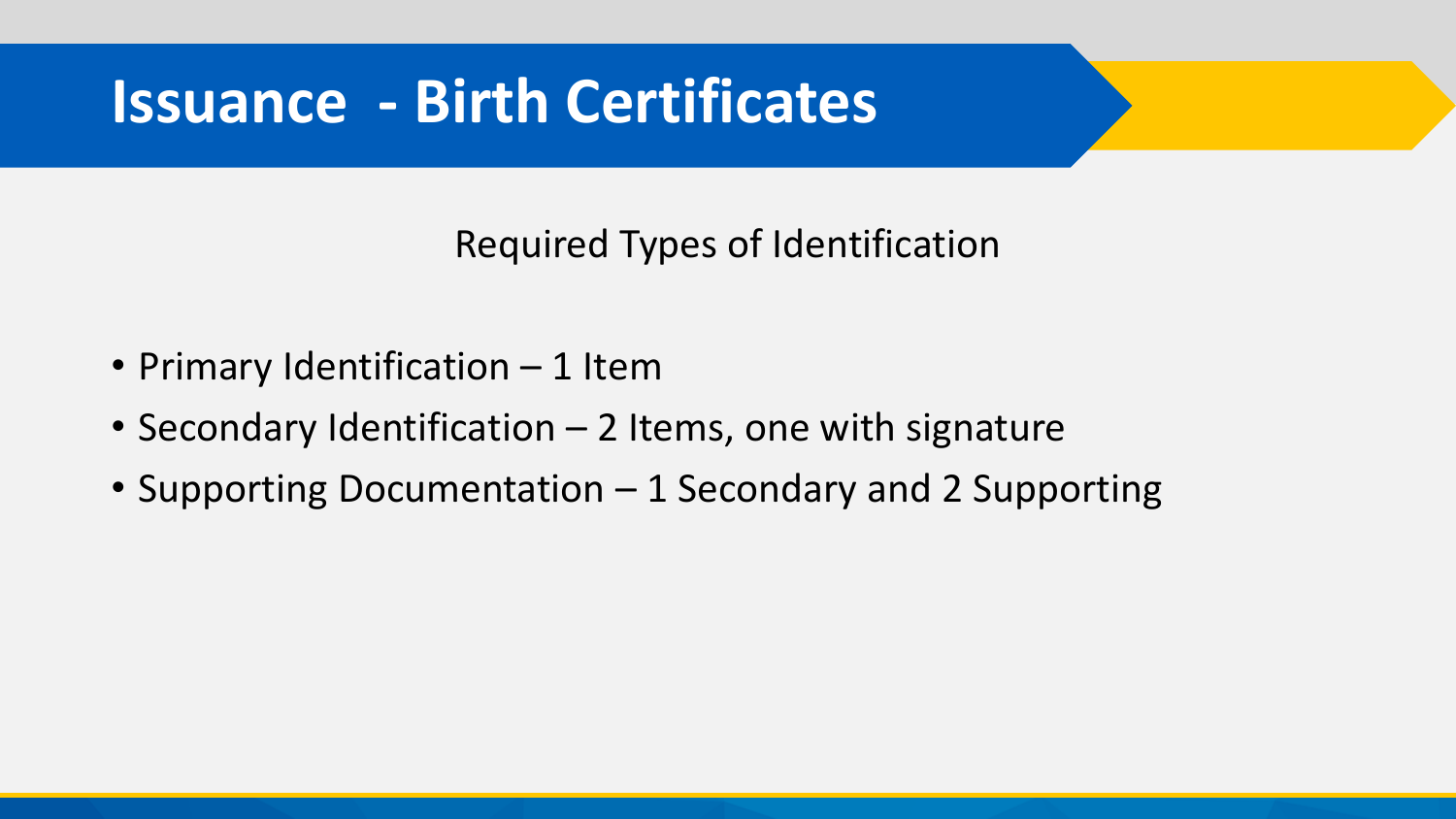# Issuance - Birth Certificates

Required Types of Identification

- Primary Identification – 1 Item
- Secondary Identification – 2 Items, one with signature
- Supporting Documentation – 1 Secondary and 2 Supporting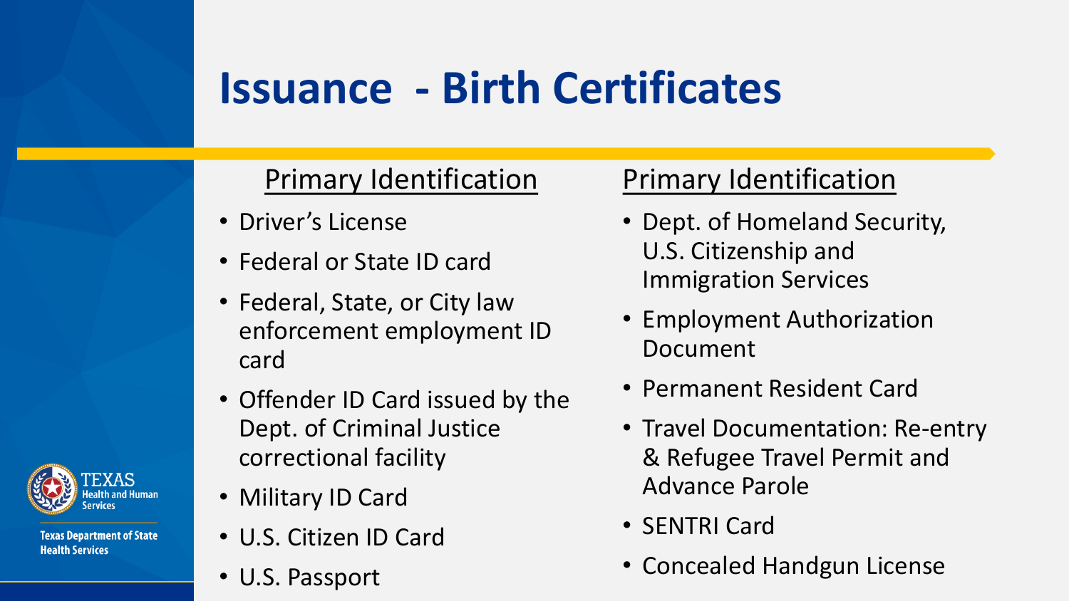# Issuance - Birth Certificates

## Primary Identification

- Driver's License
- Federal or State ID card
- Federal, State, or City law enforcement employment ID card
- Offender ID Card issued by the Dept. of Criminal Justice correctional facility
- Military ID Card
- U.S. Citizen ID Card
- U.S. Passport

## Primary Identification

- Dept. of Homeland Security, U.S. Citizenship and Immigration Services
- Employment Authorization Document
- Permanent Resident Card
- Travel Documentation: Re-entry & Refugee Travel Permit and Advance Parole
- SENTRI Card
- Concealed Handgun License

Texas Health and Human Services

Texas Department of State Health Services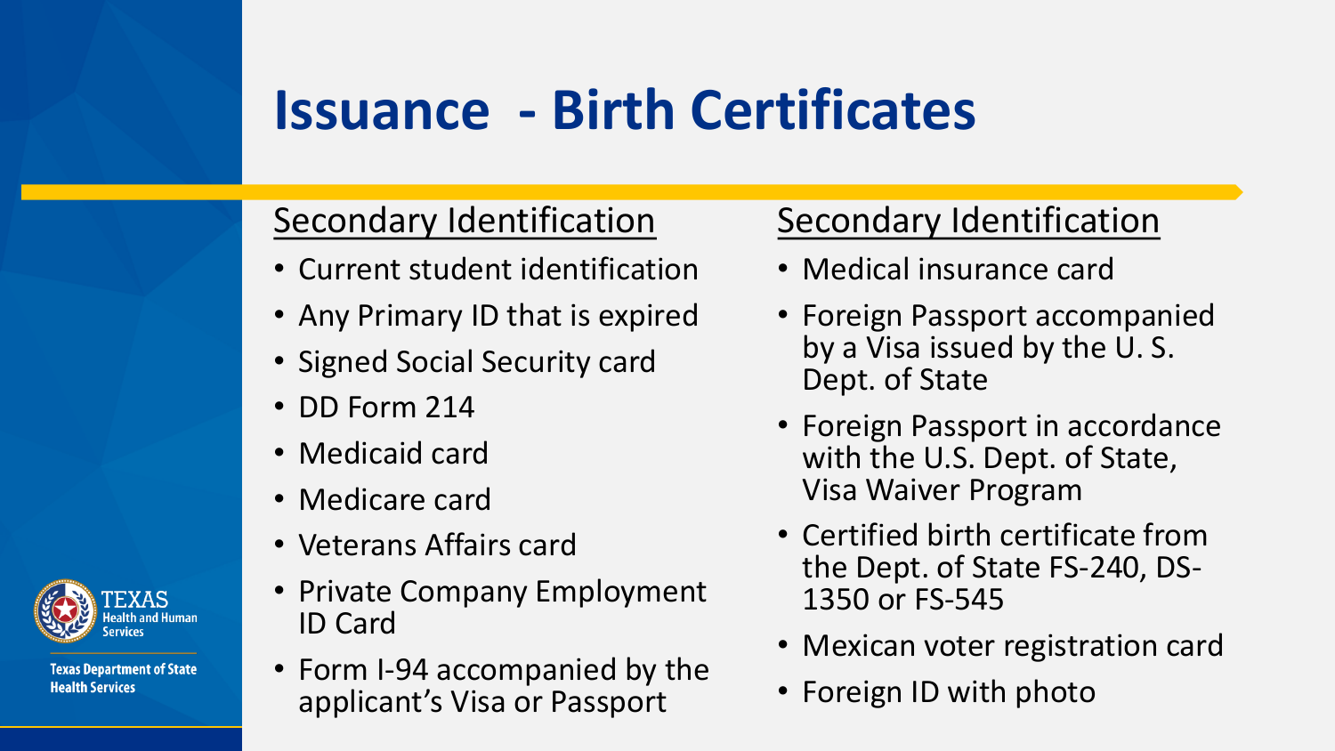# Issuance - Birth Certificates

## Secondary Identification

- Current student identification
- Any Primary ID that is expired
- Signed Social Security card
- DD Form 214
- Medicaid card
- Medicare card
- Veterans Affairs card
- Private Company Employment ID Card
- Form I-94 accompanied by the applicant's Visa or Passport

## Secondary Identification

- Medical insurance card
- Foreign Passport accompanied by a Visa issued by the U. S. Dept. of State
- Foreign Passport in accordance with the U.S. Dept. of State, Visa Waiver Program
- Certified birth certificate from the Dept. of State FS-240, DS-1350 or FS-545
- Mexican voter registration card
- Foreign ID with photo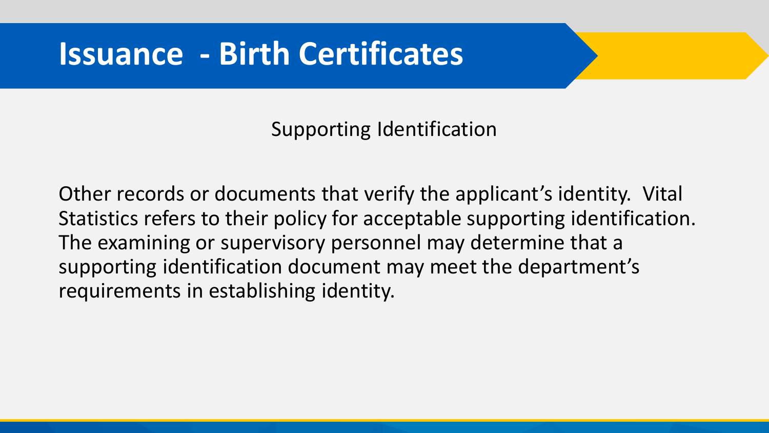# Issuance - Birth Certificates

## Supporting Identification

Other records or documents that verify the applicant's identity. Vital Statistics refers to their policy for acceptable supporting identification. The examining or supervisory personnel may determine that a supporting identification document may meet the department's requirements in establishing identity.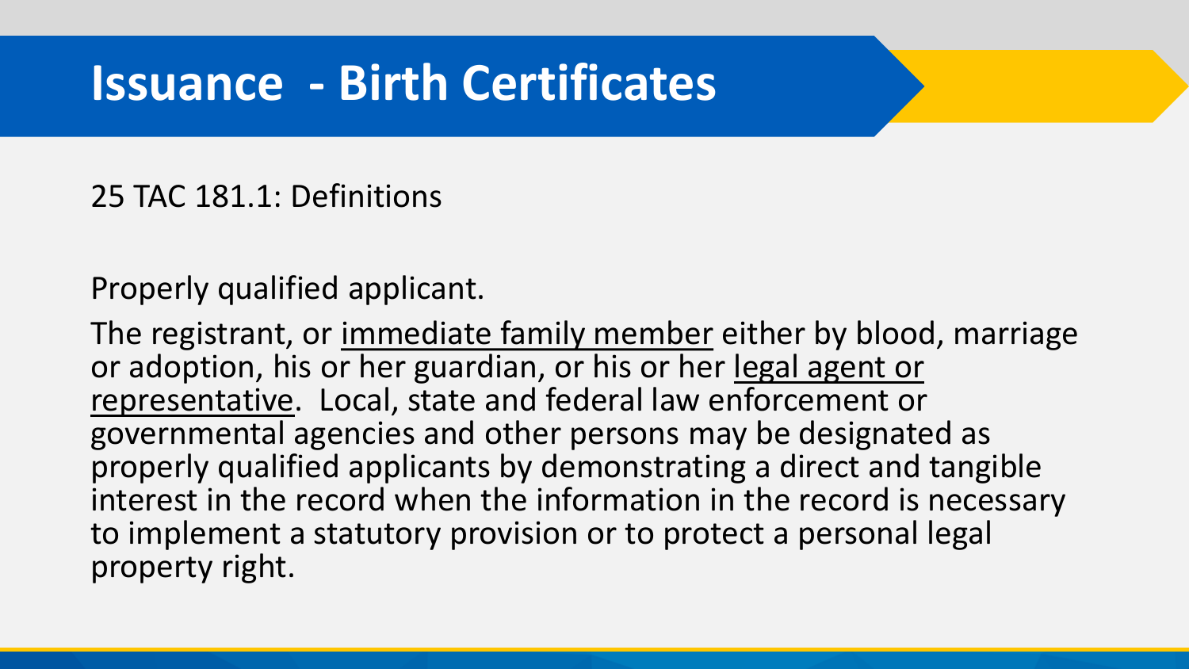# Issuance - Birth Certificates

25 TAC 181.1: Definitions

Properly qualified applicant.

The registrant, or <u>immediate family member</u> either by blood, marriage or adoption, his or her guardian, or his or her <u>legal agent or representative</u>. Local, state and federal law enforcement or governmental agencies and other persons may be designated as properly qualified applicants by demonstrating a direct and tangible interest in the record when the information in the record is necessary to implement a statutory provision or to protect a personal legal property right.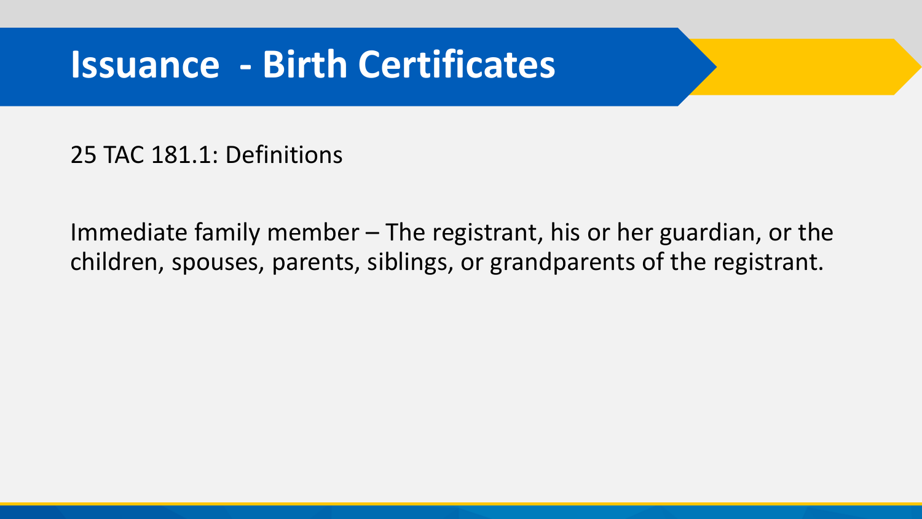# Issuance - Birth Certificates

25 TAC 181.1: Definitions

Immediate family member – The registrant, his or her guardian, or the children, spouses, parents, siblings, or grandparents of the registrant.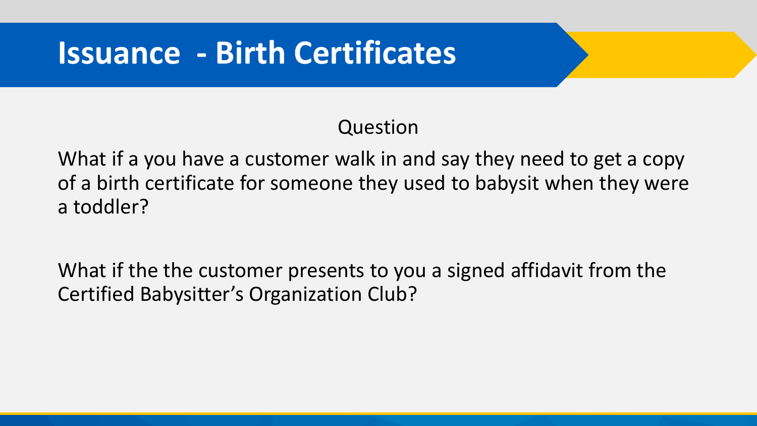# Issuance - Birth Certificates

Question

What if a you have a customer walk in and say they need to get a copy of a birth certificate for someone they used to babysit when they were a toddler?

What if the the customer presents to you a signed affidavit from the Certified Babysitter's Organization Club?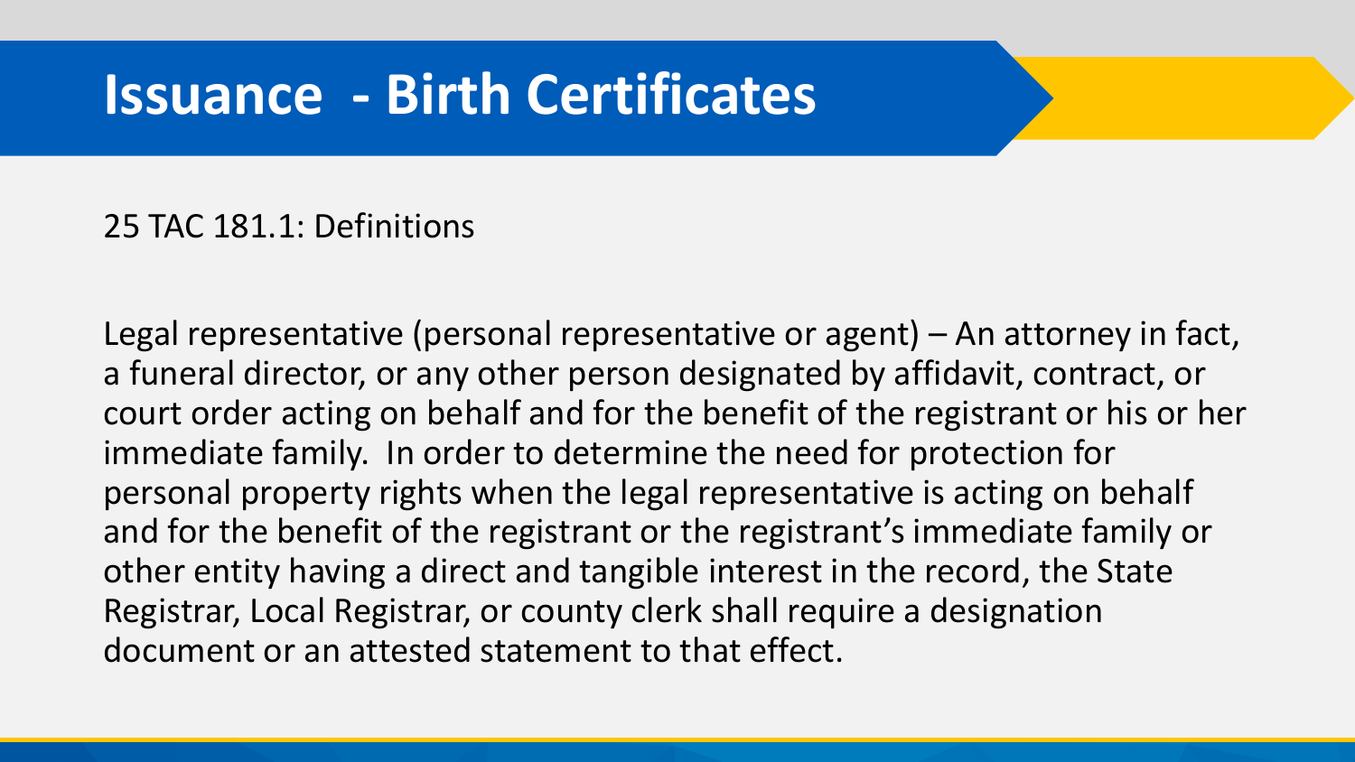# Issuance - Birth Certificates

25 TAC 181.1: Definitions

Legal representative (personal representative or agent) – An attorney in fact, a funeral director, or any other person designated by affidavit, contract, or court order acting on behalf and for the benefit of the registrant or his or her immediate family. In order to determine the need for protection for personal property rights when the legal representative is acting on behalf and for the benefit of the registrant or the registrant's immediate family or other entity having a direct and tangible interest in the record, the State Registrar, Local Registrar, or county clerk shall require a designation document or an attested statement to that effect.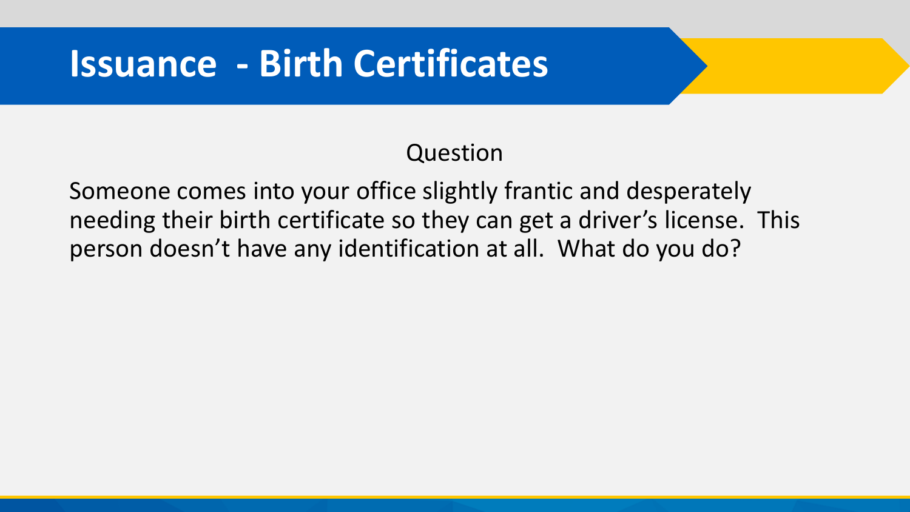# Issuance - Birth Certificates

Question

Someone comes into your office slightly frantic and desperately needing their birth certificate so they can get a driver's license. This person doesn't have any identification at all. What do you do?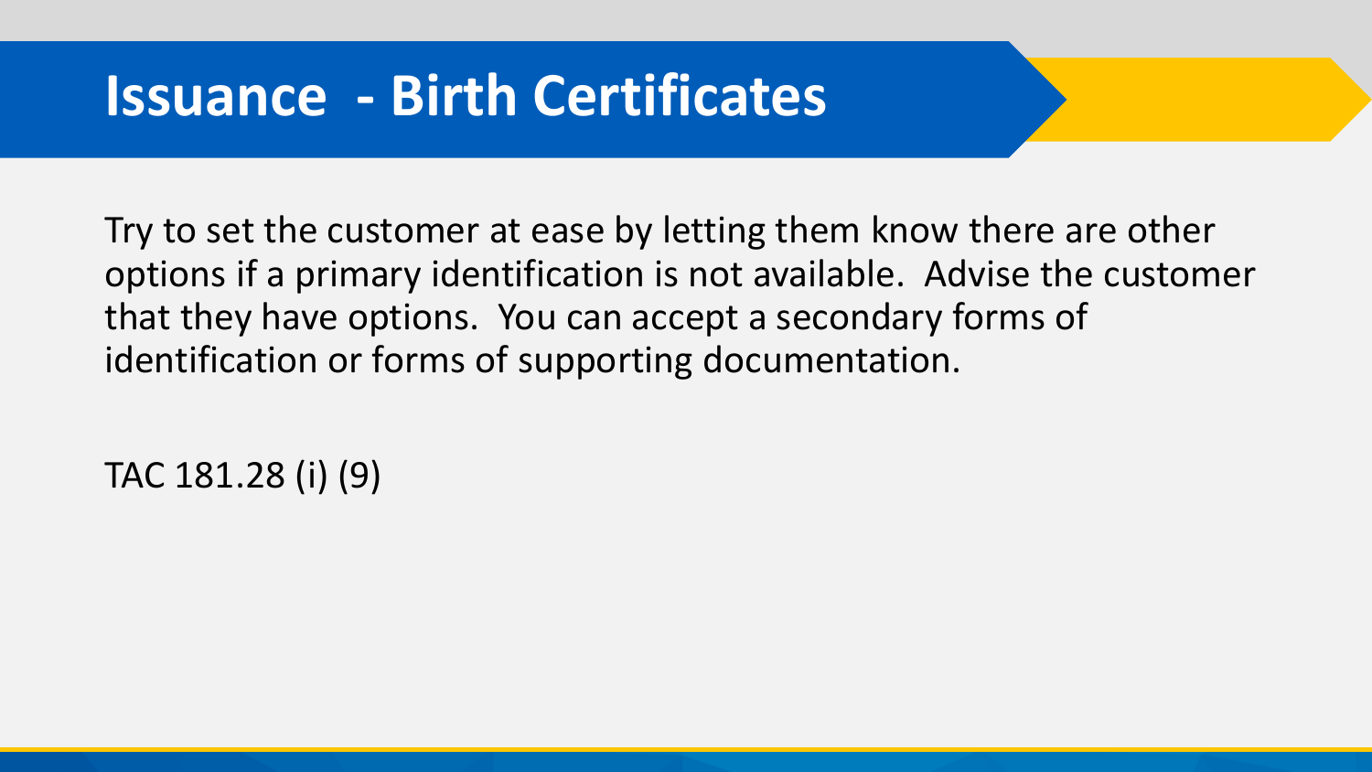# Issuance - Birth Certificates

Try to set the customer at ease by letting them know there are other options if a primary identification is not available. Advise the customer that they have options. You can accept a secondary forms of identification or forms of supporting documentation.

TAC 181.28 (i) (9)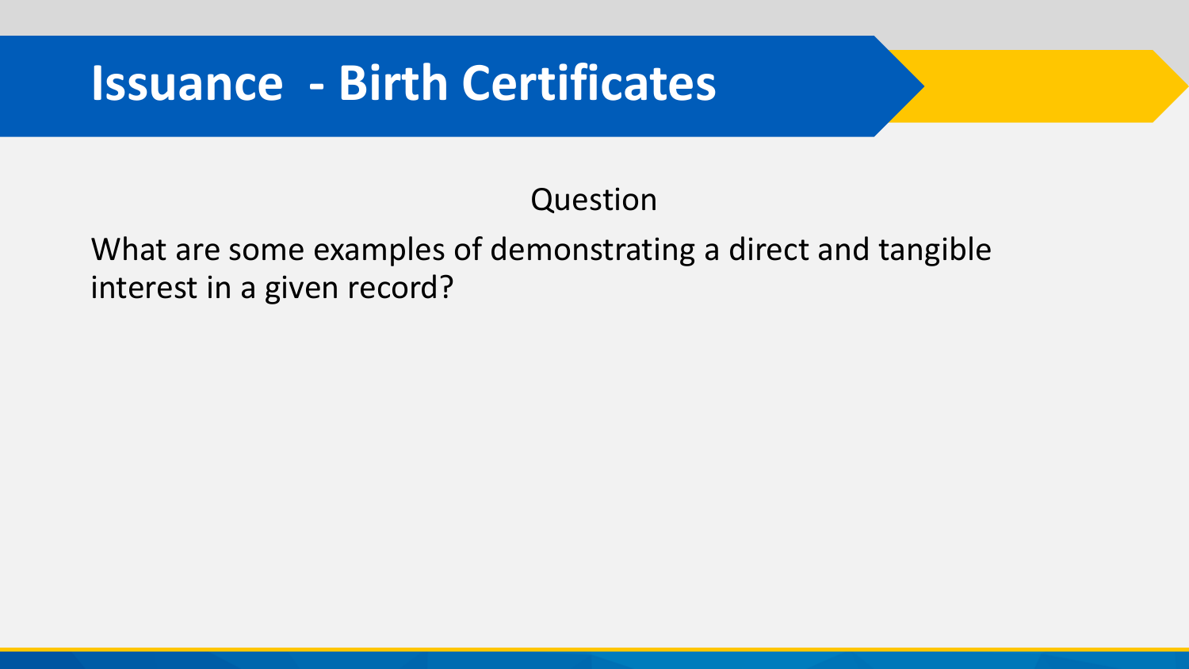# Issuance - Birth Certificates

Question

What are some examples of demonstrating a direct and tangible interest in a given record?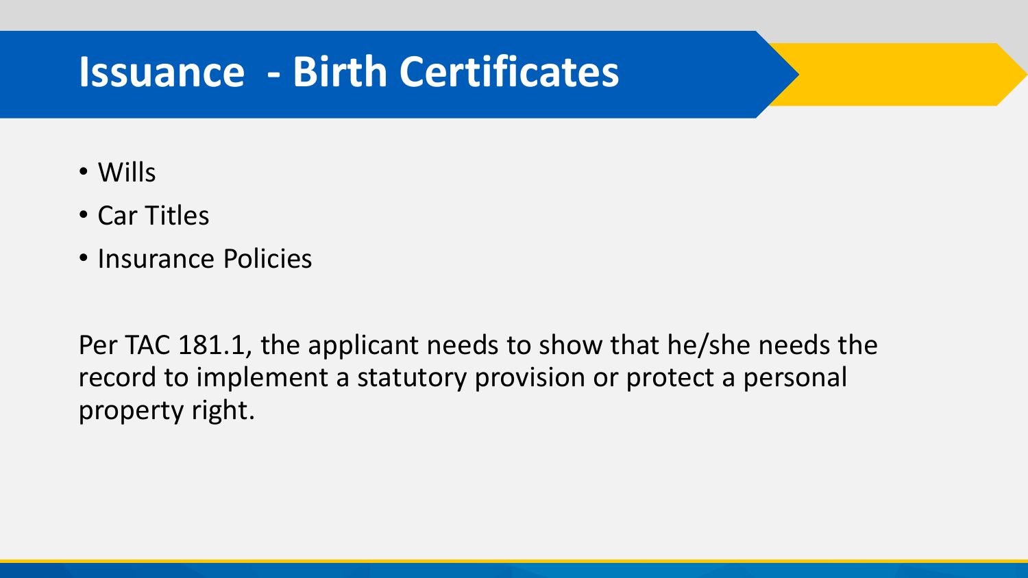# Issuance - Birth Certificates

- Wills
- Car Titles
- Insurance Policies

Per TAC 181.1, the applicant needs to show that he/she needs the record to implement a statutory provision or protect a personal property right.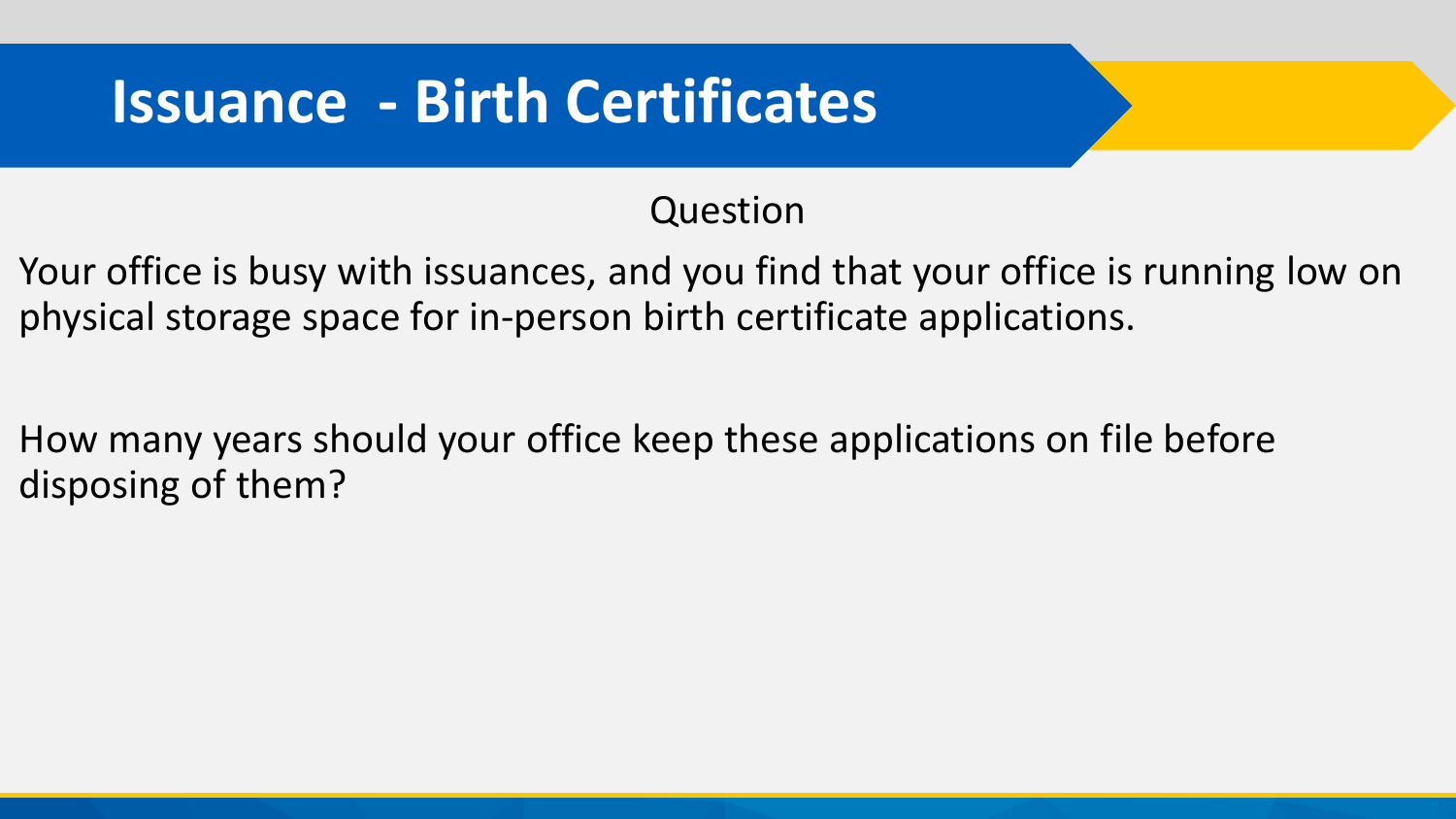# Issuance - Birth Certificates

Question

Your office is busy with issuances, and you find that your office is running low on physical storage space for in-person birth certificate applications.

How many years should your office keep these applications on file before disposing of them?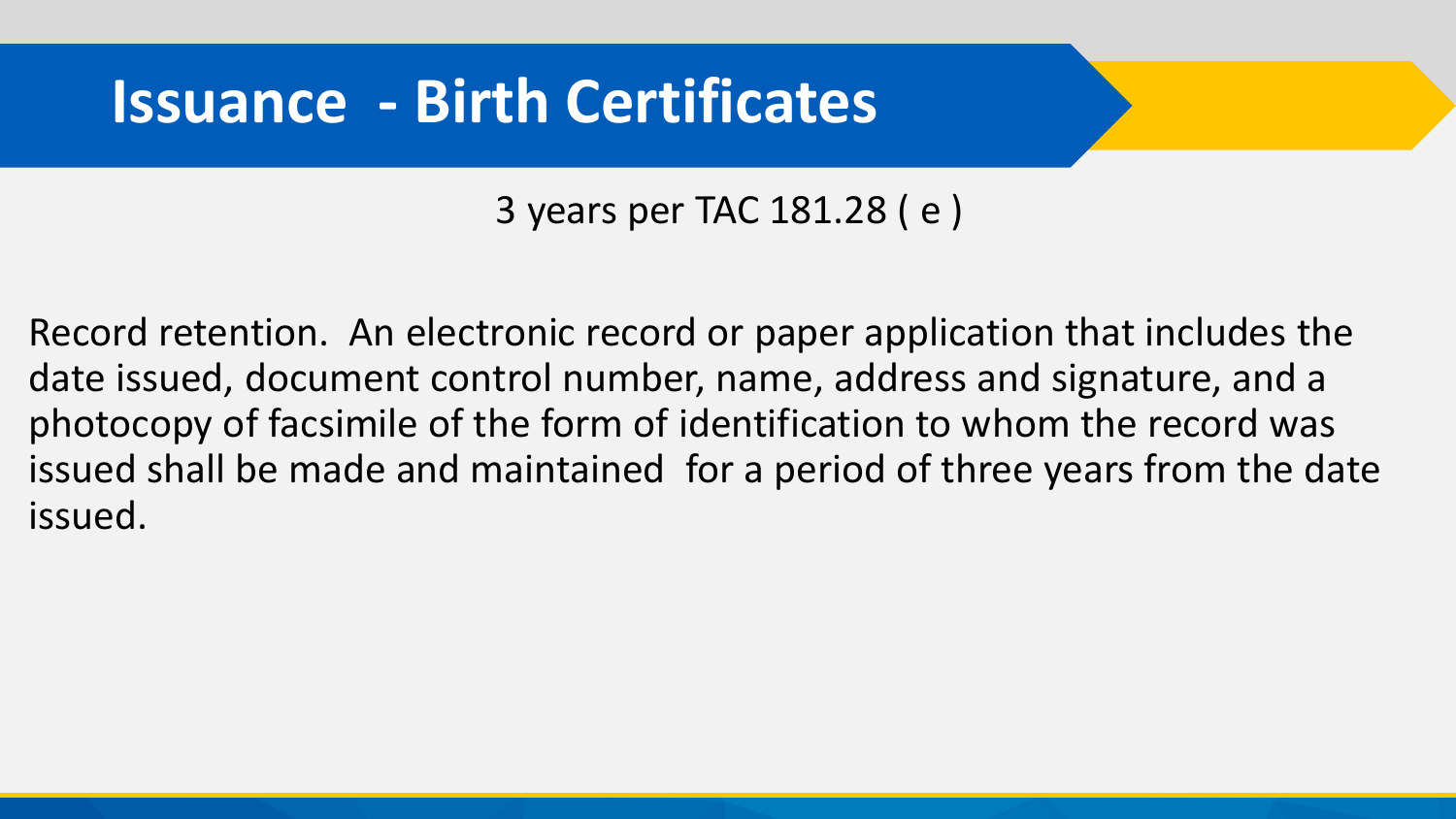# Issuance - Birth Certificates

3 years per TAC 181.28 ( e )

Record retention. An electronic record or paper application that includes the date issued, document control number, name, address and signature, and a photocopy of facsimile of the form of identification to whom the record was issued shall be made and maintained for a period of three years from the date issued.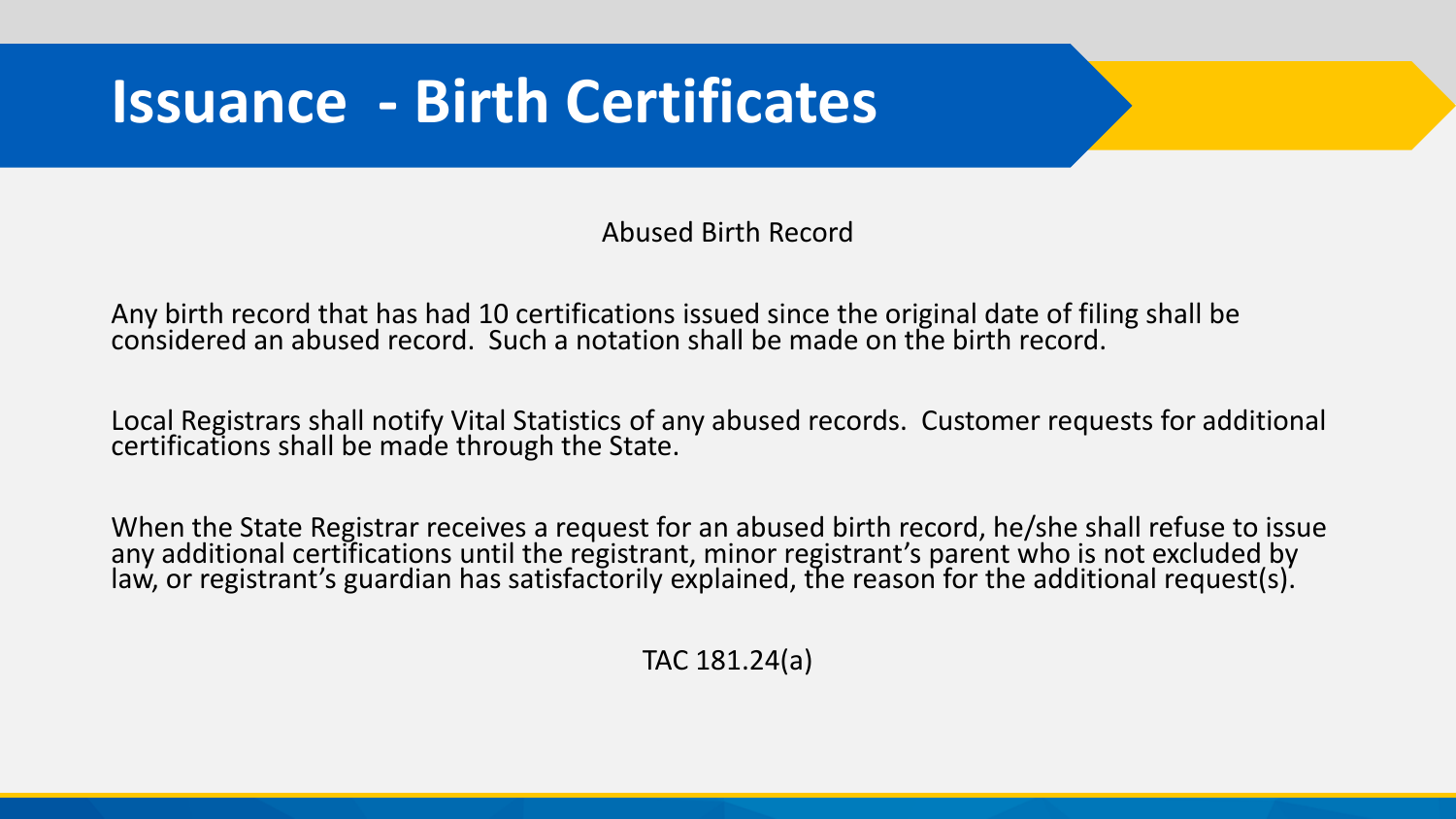# Issuance - Birth Certificates

Abused Birth Record

Any birth record that has had 10 certifications issued since the original date of filing shall be considered an abused record. Such a notation shall be made on the birth record.

Local Registrars shall notify Vital Statistics of any abused records. Customer requests for additional certifications shall be made through the State.

When the State Registrar receives a request for an abused birth record, he/she shall refuse to issue any additional certifications until the registrant, minor registrant's parent who is not excluded by law, or registrant's guardian has satisfactorily explained, the reason for the additional request(s).

TAC 181.24(a)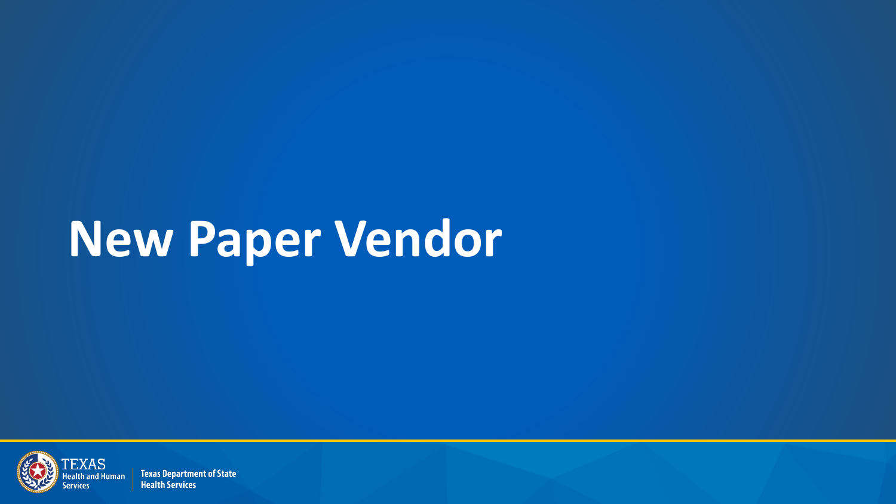# New Paper Vendor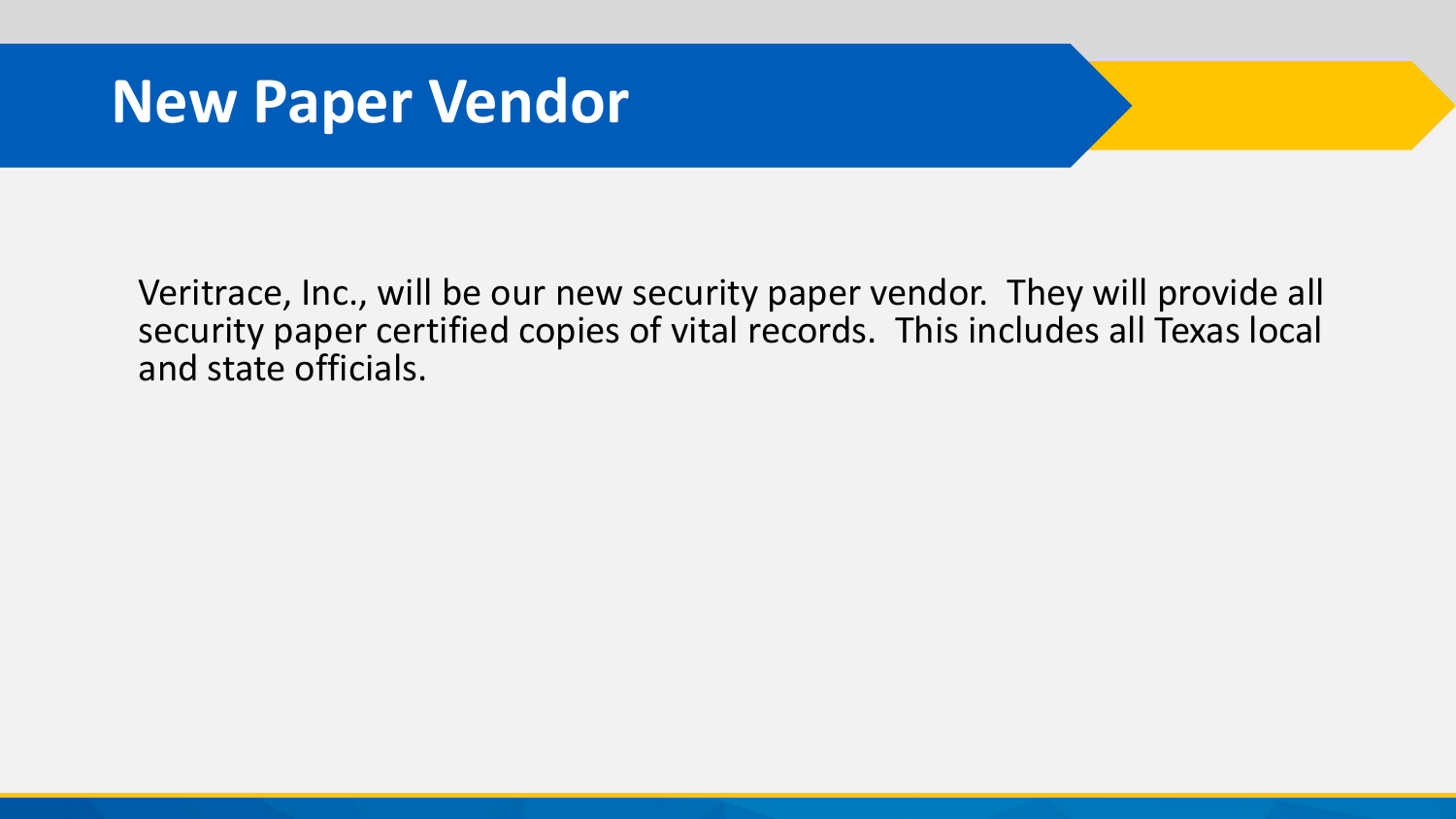# New Paper Vendor

Veritrace, Inc., will be our new security paper vendor. They will provide all security paper certified copies of vital records. This includes all Texas local and state officials.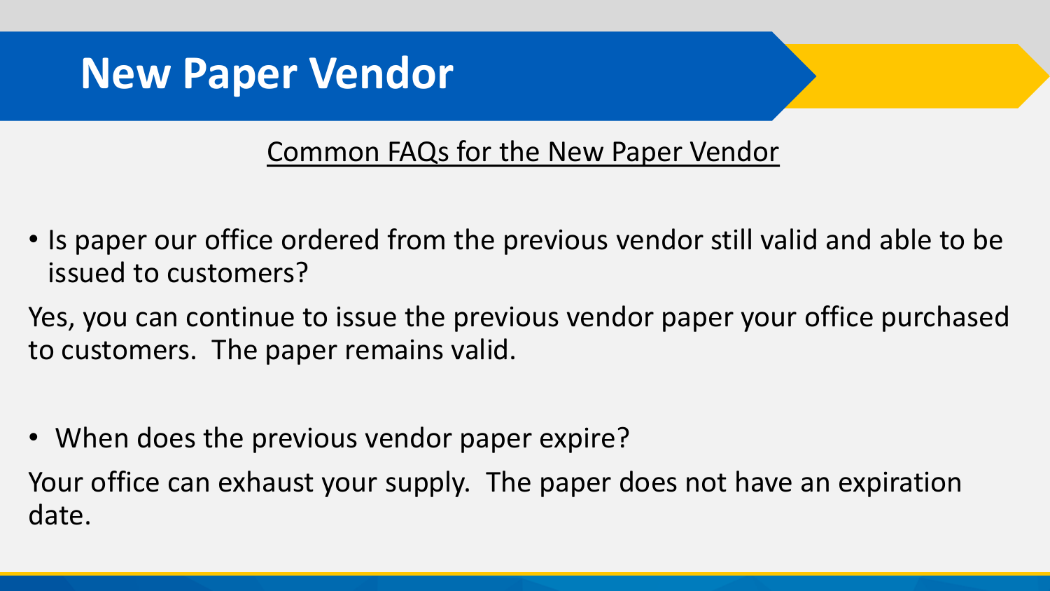# New Paper Vendor

Common FAQs for the New Paper Vendor

- Is paper our office ordered from the previous vendor still valid and able to be issued to customers?

Yes, you can continue to issue the previous vendor paper your office purchased to customers. The paper remains valid.

- When does the previous vendor paper expire?

Your office can exhaust your supply. The paper does not have an expiration date.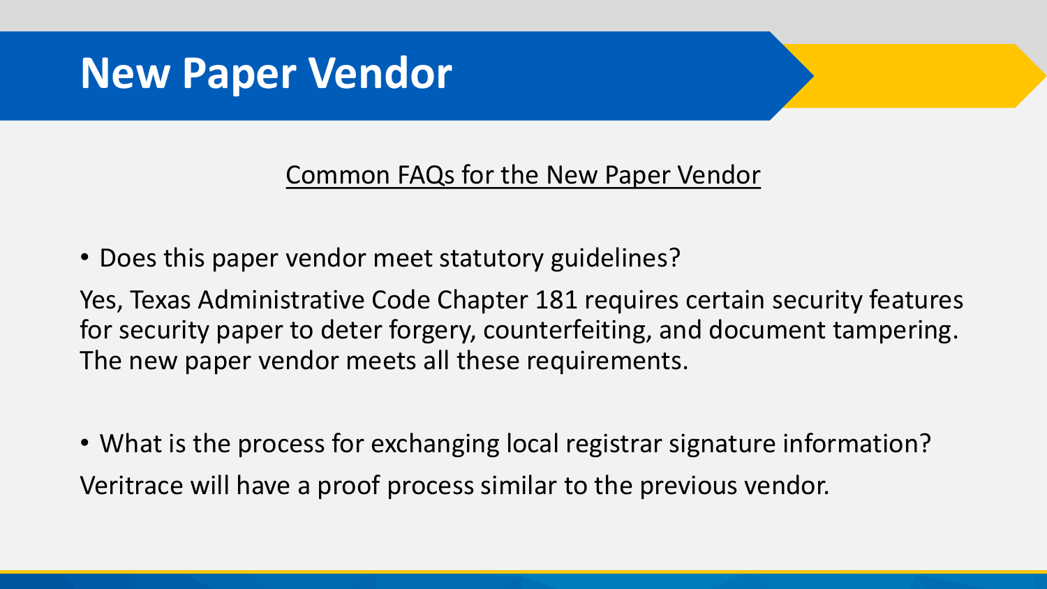# New Paper Vendor

<u>Common FAQs for the New Paper Vendor</u>

- Does this paper vendor meet statutory guidelines?

Yes, Texas Administrative Code Chapter 181 requires certain security features for security paper to deter forgery, counterfeiting, and document tampering. The new paper vendor meets all these requirements.

- What is the process for exchanging local registrar signature information?

Veritrace will have a proof process similar to the previous vendor.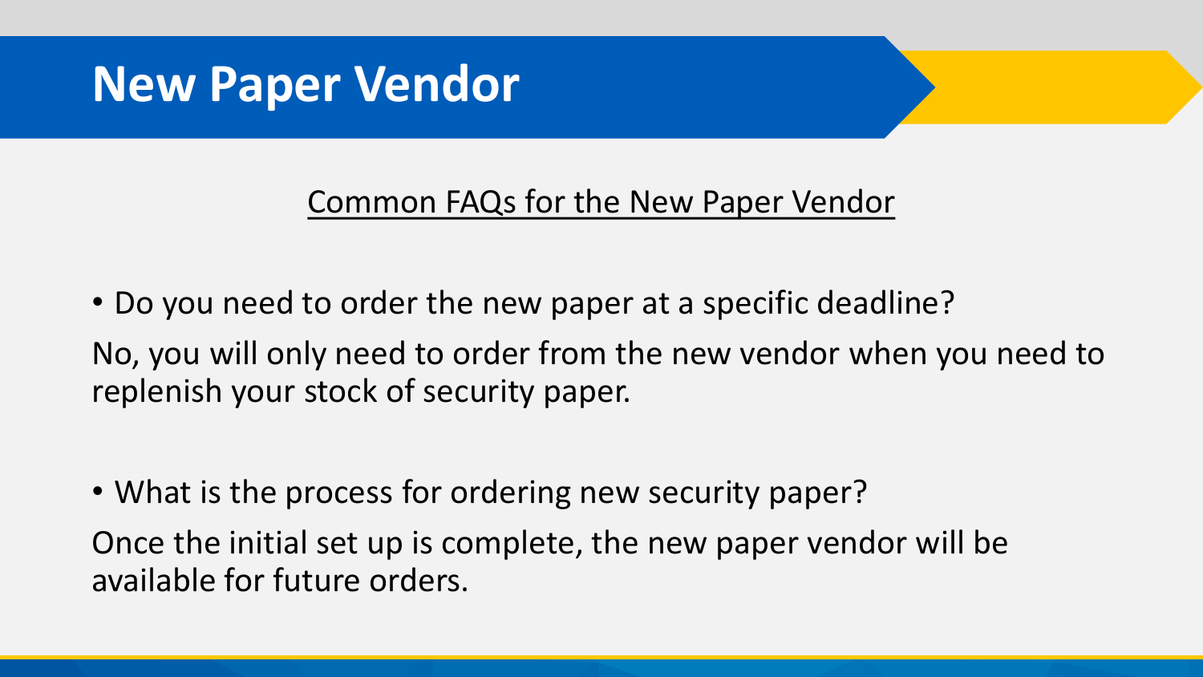# New Paper Vendor

<u>Common FAQs for the New Paper Vendor</u>

- Do you need to order the new paper at a specific deadline?

No, you will only need to order from the new vendor when you need to replenish your stock of security paper.

- What is the process for ordering new security paper?

Once the initial set up is complete, the new paper vendor will be available for future orders.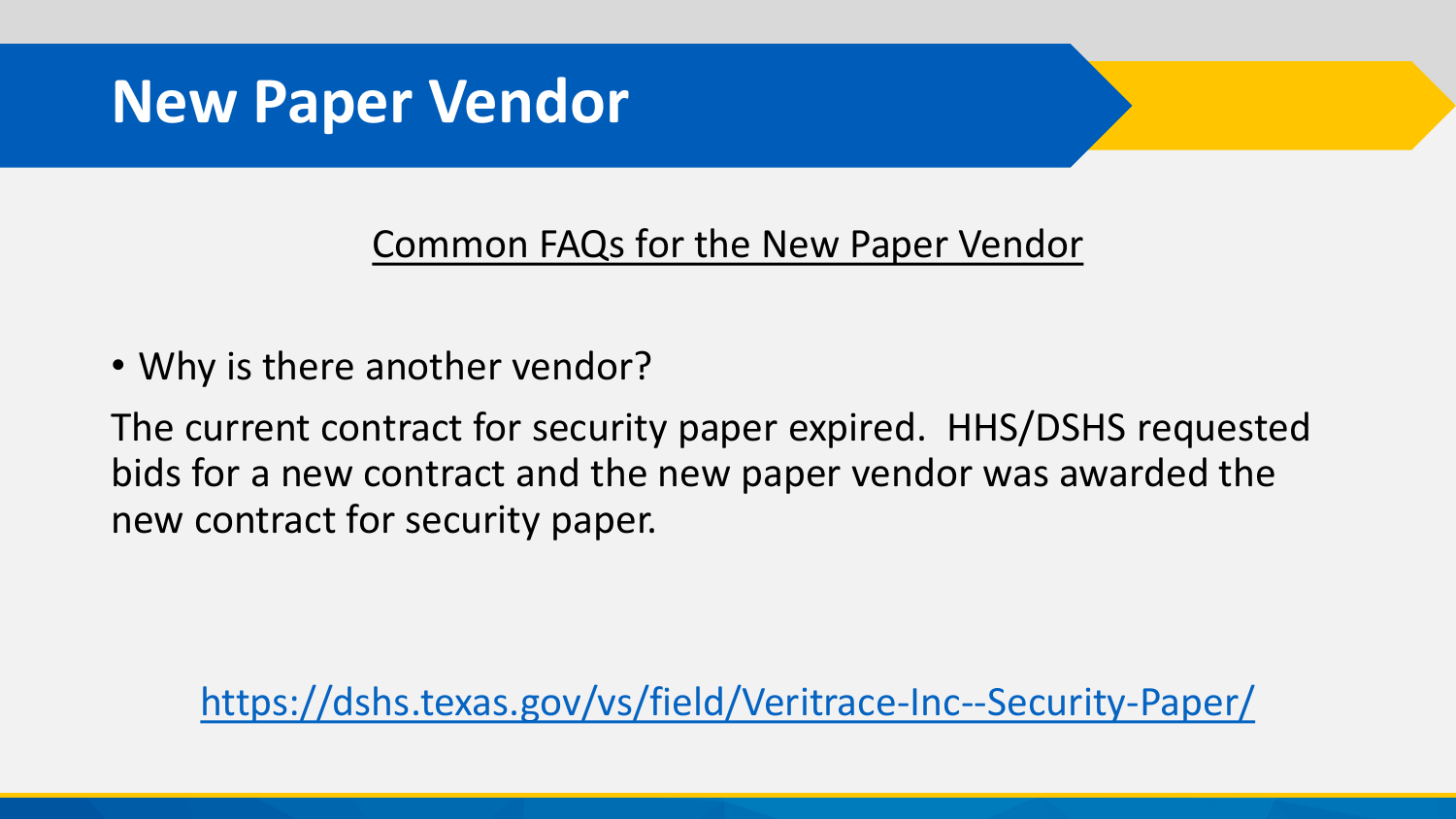# New Paper Vendor

<u>Common FAQs for the New Paper Vendor</u>

- Why is there another vendor?

The current contract for security paper expired. HHS/DSHS requested bids for a new contract and the new paper vendor was awarded the new contract for security paper.

https://dshs.texas.gov/vs/field/Veritrace-Inc--Security-Paper/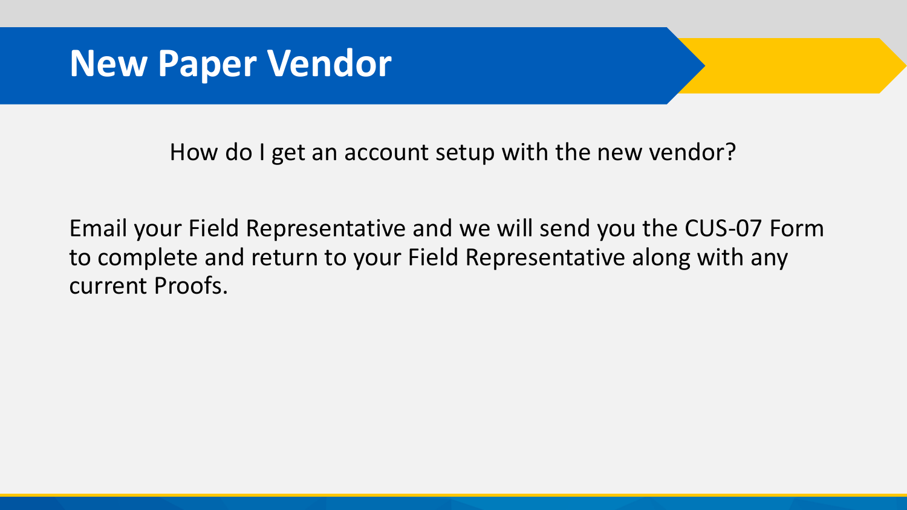# New Paper Vendor

How do I get an account setup with the new vendor?

Email your Field Representative and we will send you the CUS-07 Form to complete and return to your Field Representative along with any current Proofs.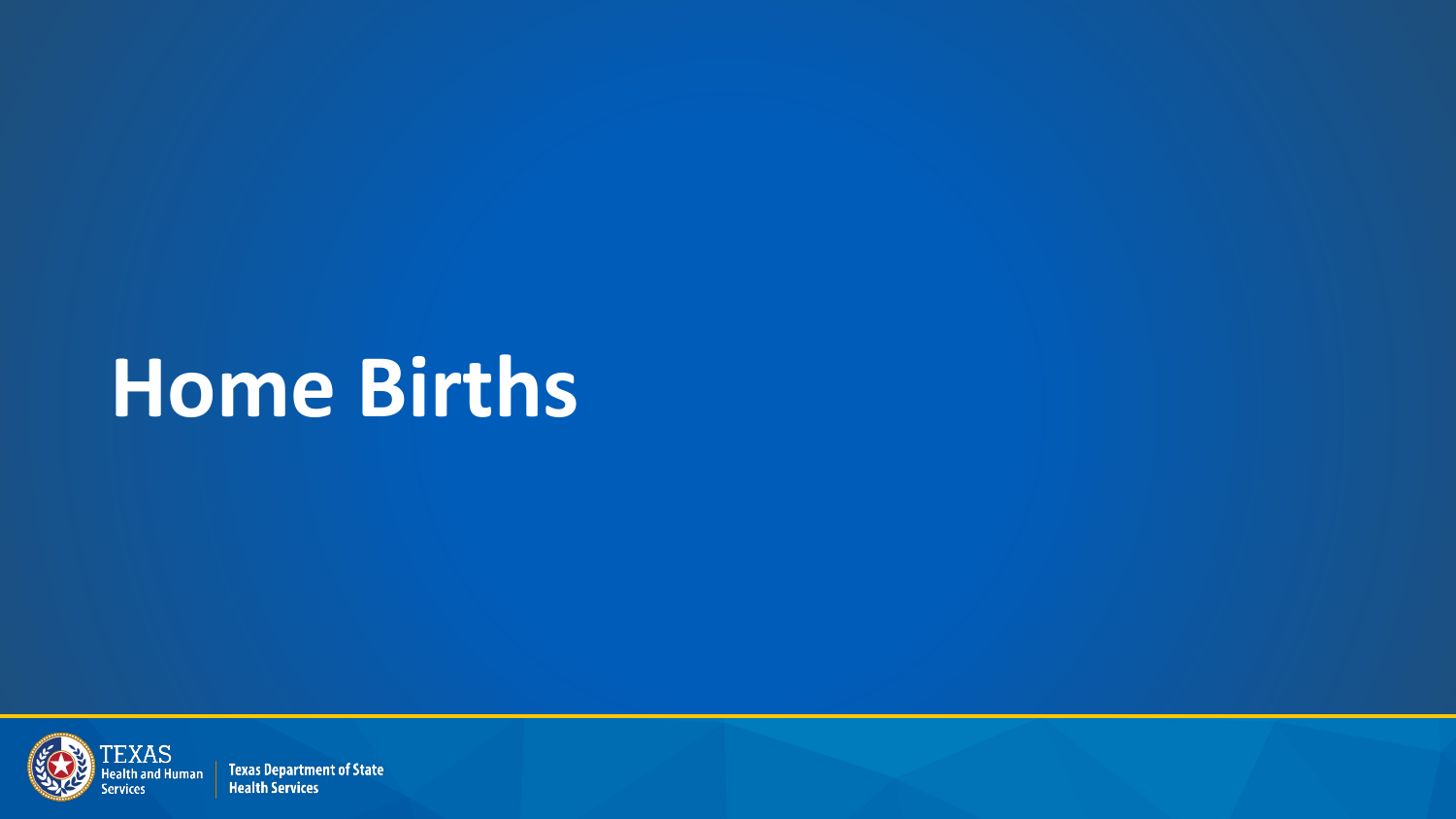# Home Births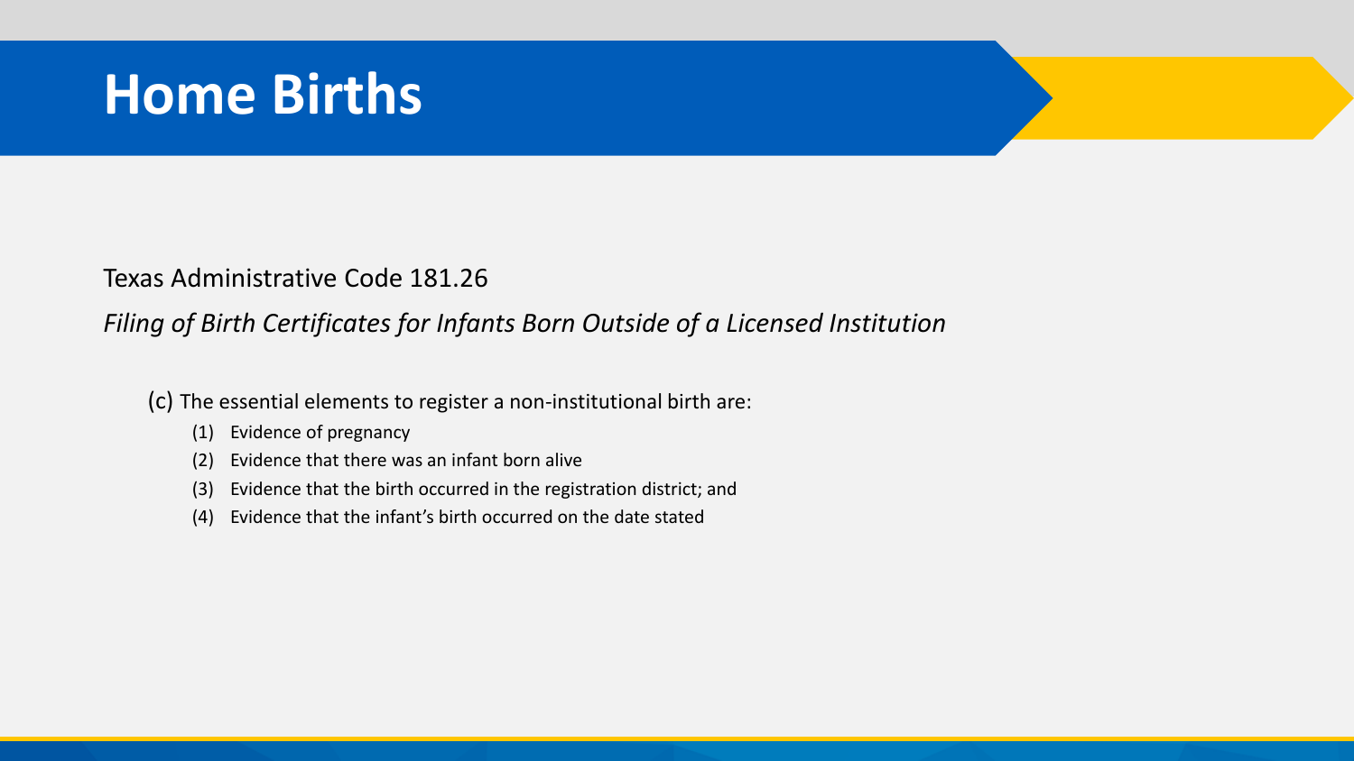# Home Births

Texas Administrative Code 181.26

*Filing of Birth Certificates for Infants Born Outside of a Licensed Institution*

(c) The essential elements to register a non-institutional birth are:

1. Evidence of pregnancy
2. Evidence that there was an infant born alive
3. Evidence that the birth occurred in the registration district; and
4. Evidence that the infant's birth occurred on the date stated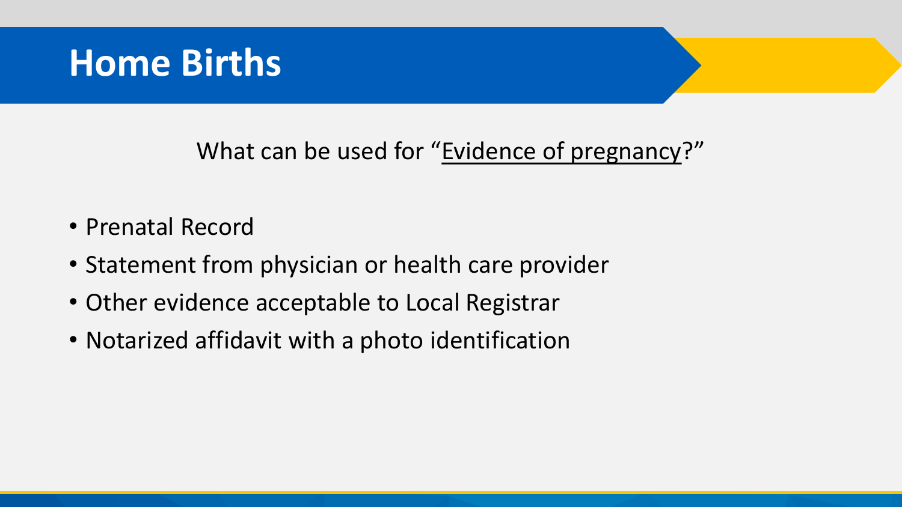# Home Births

What can be used for "Evidence of pregnancy?"

- Prenatal Record
- Statement from physician or health care provider
- Other evidence acceptable to Local Registrar
- Notarized affidavit with a photo identification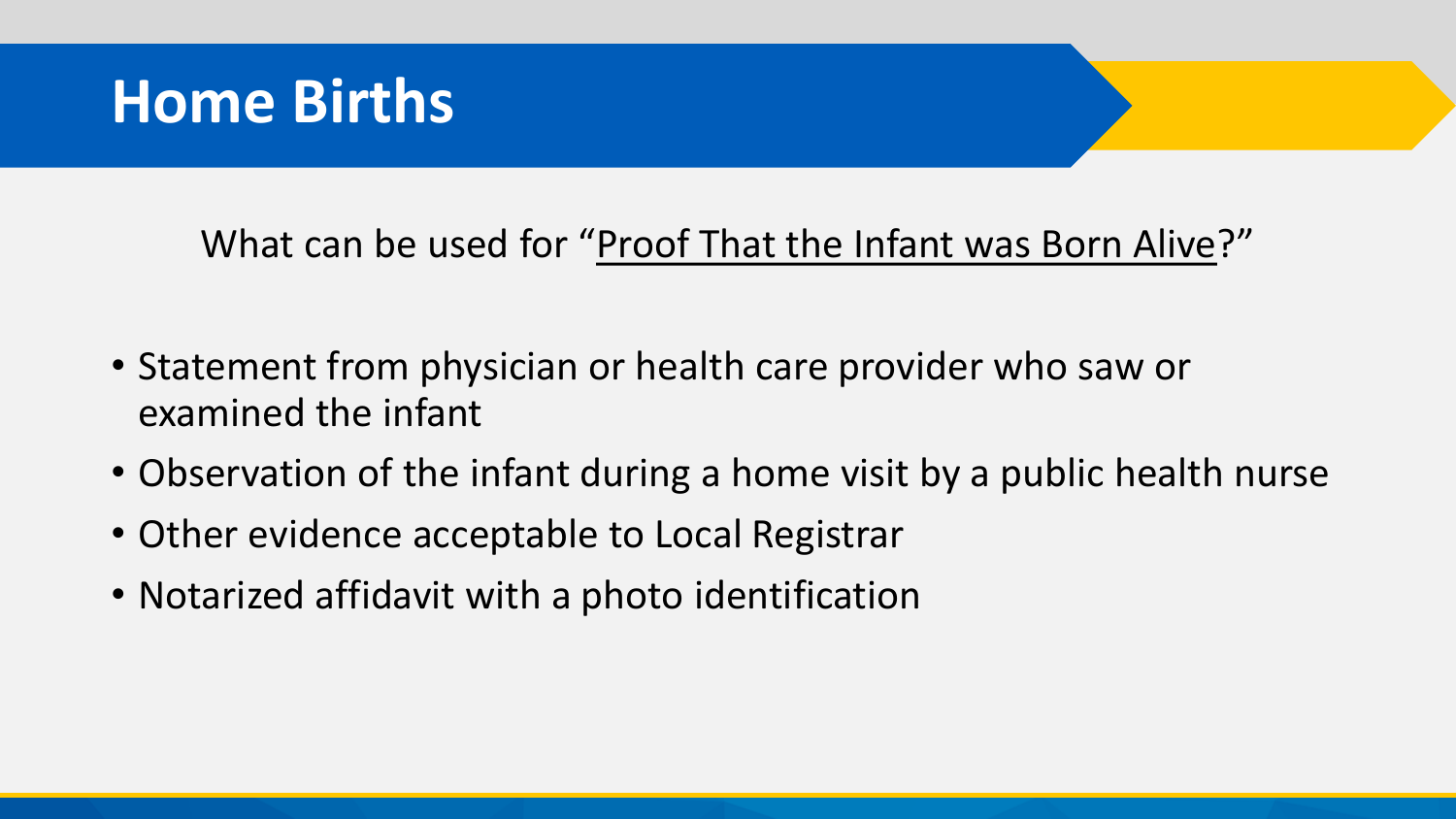# Home Births

What can be used for “Proof That the Infant was Born Alive?”

- Statement from physician or health care provider who saw or examined the infant
- Observation of the infant during a home visit by a public health nurse
- Other evidence acceptable to Local Registrar
- Notarized affidavit with a photo identification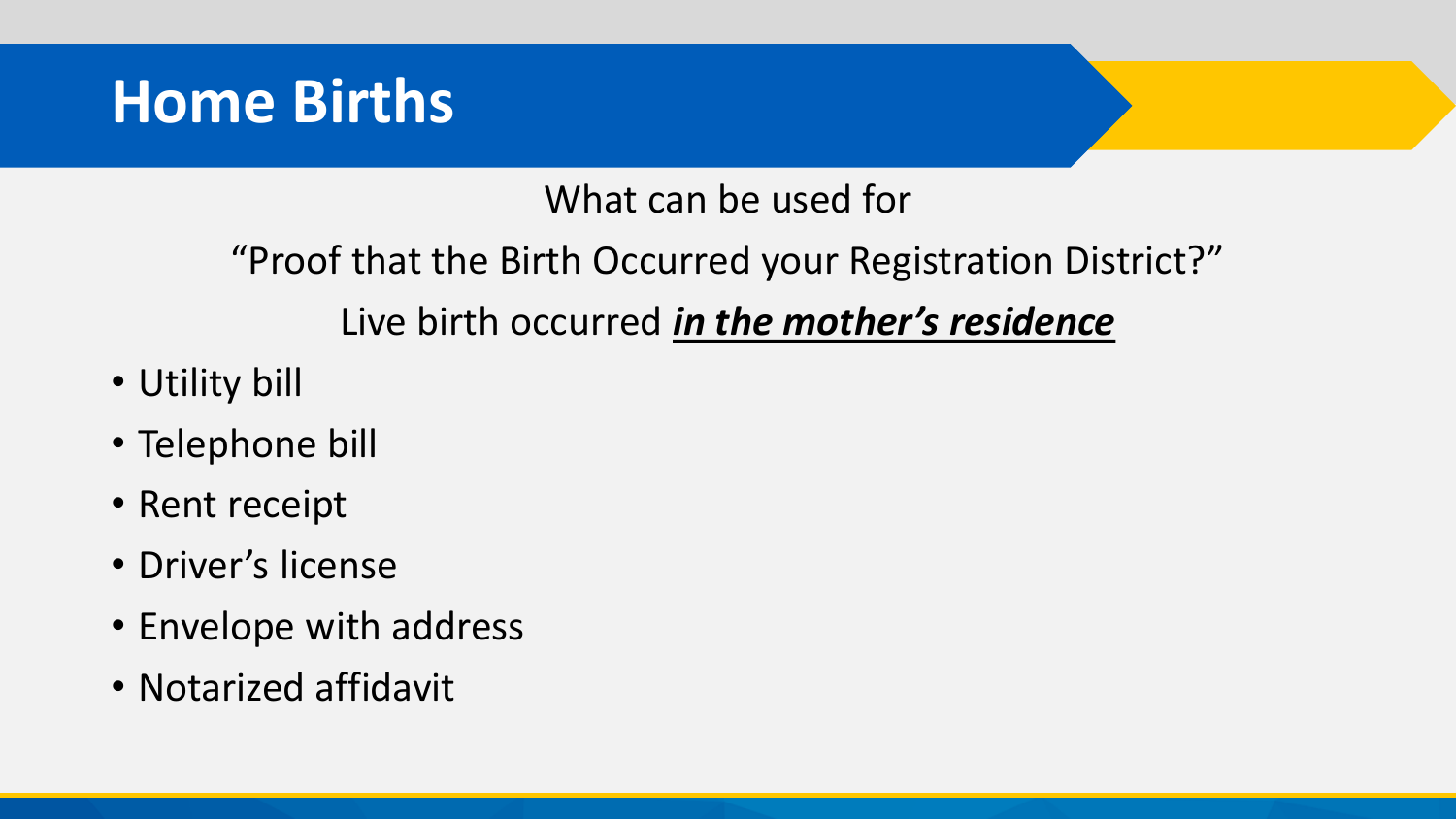# Home Births

What can be used for

"Proof that the Birth Occurred your Registration District?"

Live birth occurred ***in the mother's residence***

- Utility bill
- Telephone bill
- Rent receipt
- Driver's license
- Envelope with address
- Notarized affidavit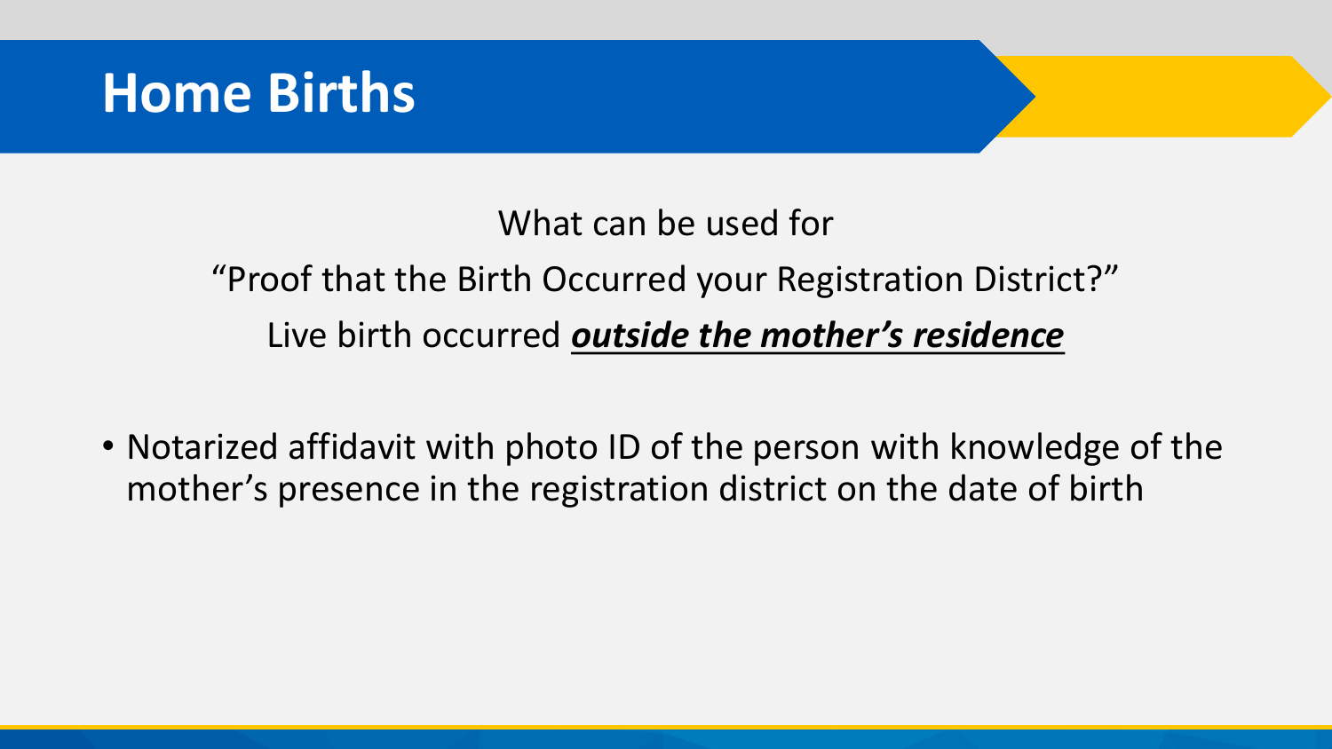# Home Births

What can be used for

"Proof that the Birth Occurred your Registration District?"

Live birth occurred ***outside the mother's residence***

- Notarized affidavit with photo ID of the person with knowledge of the mother's presence in the registration district on the date of birth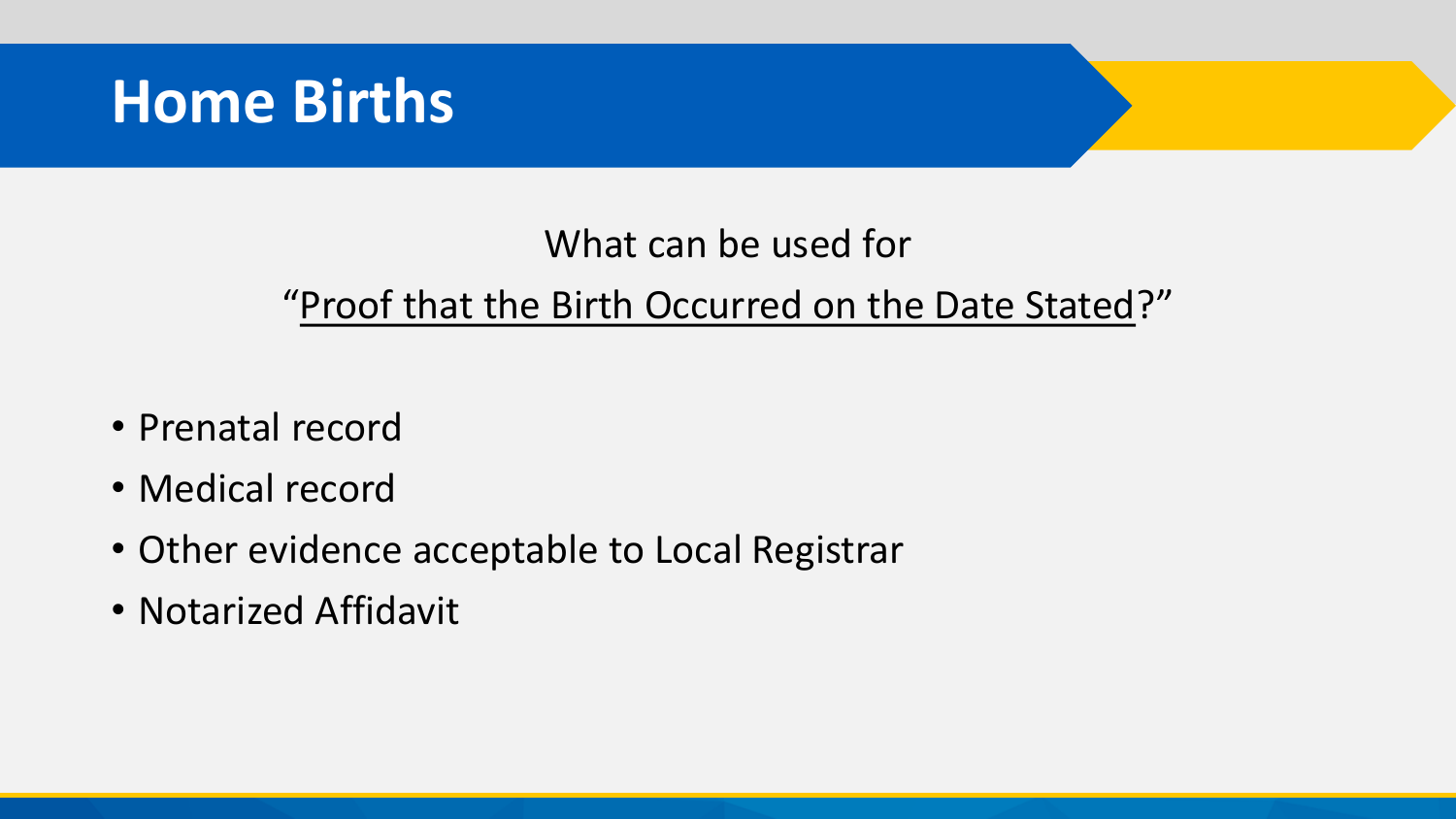# Home Births

What can be used for

"Proof that the Birth Occurred on the Date Stated?"

- Prenatal record
- Medical record
- Other evidence acceptable to Local Registrar
- Notarized Affidavit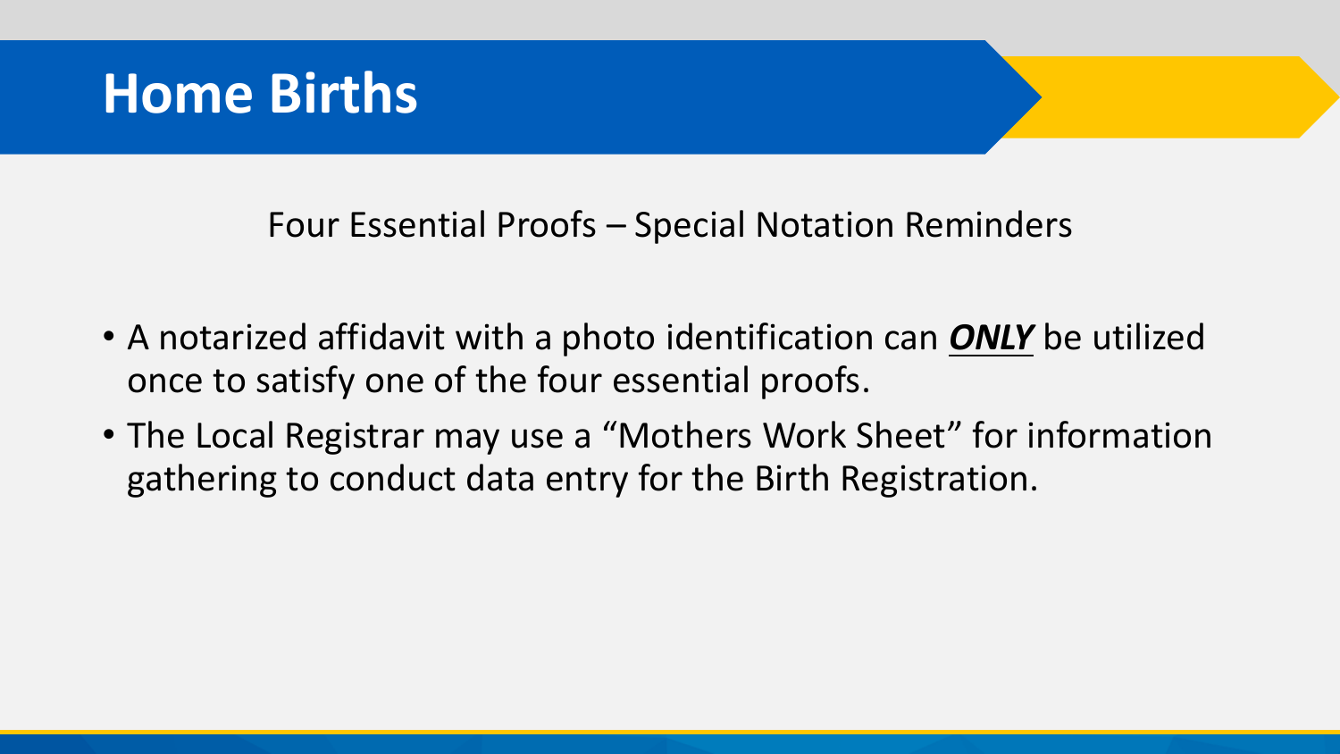# Home Births

Four Essential Proofs – Special Notation Reminders

- A notarized affidavit with a photo identification can ***ONLY*** be utilized once to satisfy one of the four essential proofs.
- The Local Registrar may use a "Mothers Work Sheet" for information gathering to conduct data entry for the Birth Registration.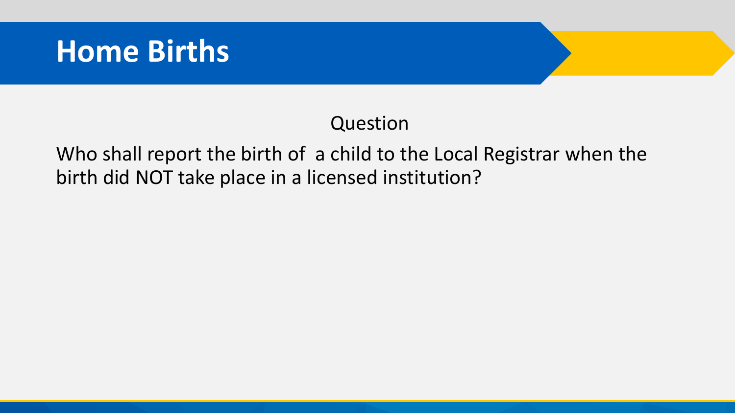# Home Births

Question

Who shall report the birth of a child to the Local Registrar when the birth did NOT take place in a licensed institution?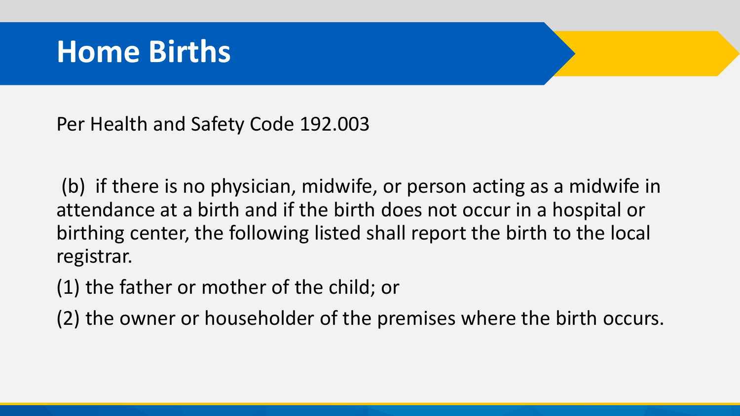# Home Births

Per Health and Safety Code 192.003

(b) if there is no physician, midwife, or person acting as a midwife in attendance at a birth and if the birth does not occur in a hospital or birthing center, the following listed shall report the birth to the local registrar.

(1) the father or mother of the child; or

(2) the owner or householder of the premises where the birth occurs.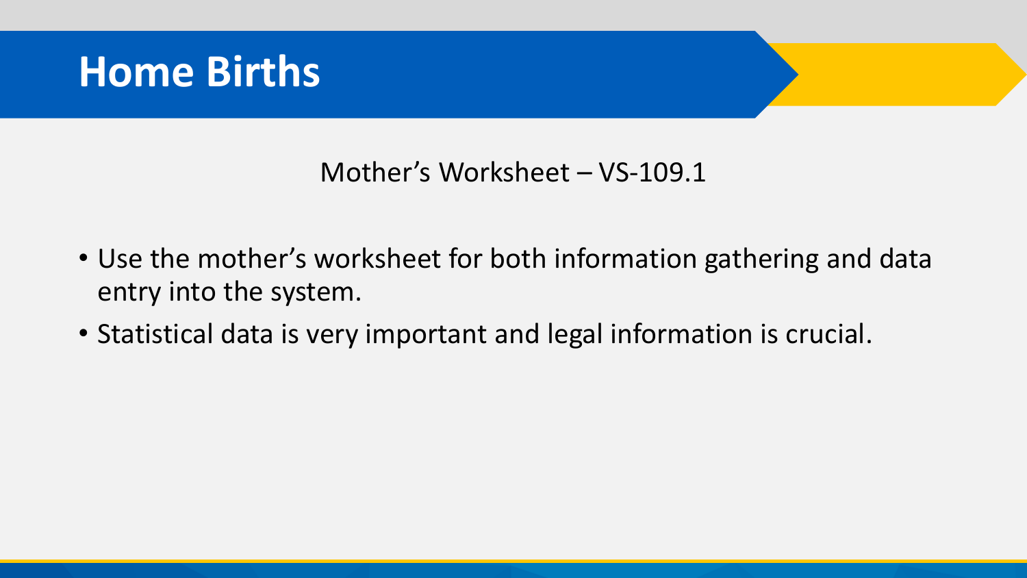# Home Births

Mother's Worksheet – VS-109.1

- Use the mother's worksheet for both information gathering and data entry into the system.
- Statistical data is very important and legal information is crucial.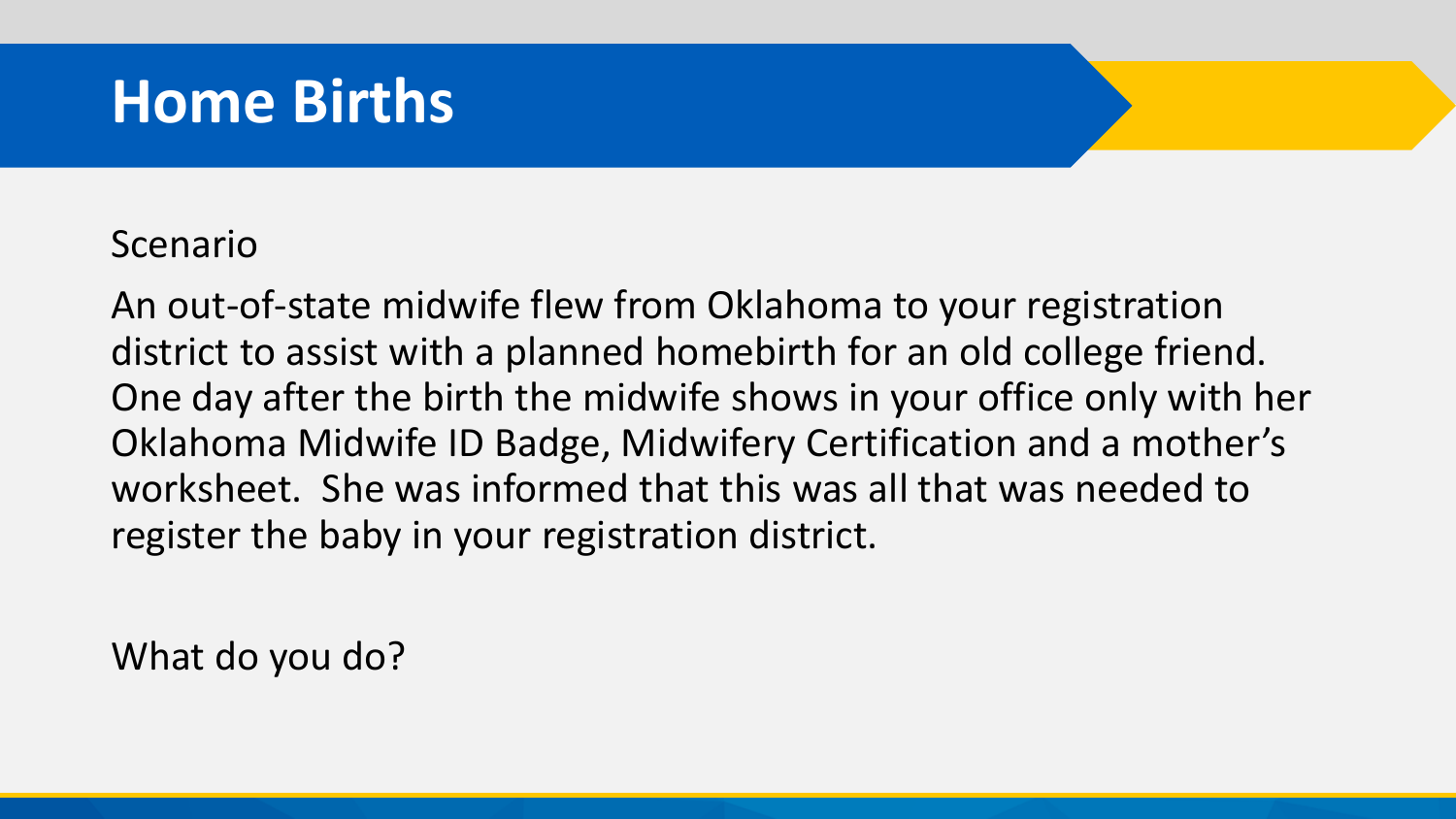# Home Births

Scenario

An out-of-state midwife flew from Oklahoma to your registration district to assist with a planned homebirth for an old college friend. One day after the birth the midwife shows in your office only with her Oklahoma Midwife ID Badge, Midwifery Certification and a mother's worksheet. She was informed that this was all that was needed to register the baby in your registration district.

What do you do?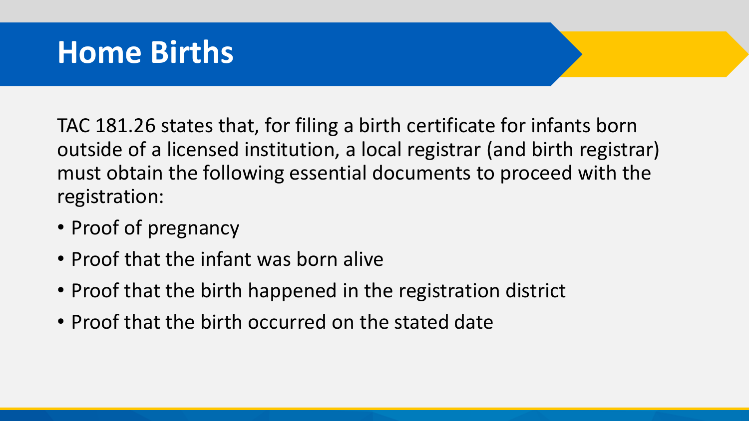# Home Births

TAC 181.26 states that, for filing a birth certificate for infants born outside of a licensed institution, a local registrar (and birth registrar) must obtain the following essential documents to proceed with the registration:

- Proof of pregnancy
- Proof that the infant was born alive
- Proof that the birth happened in the registration district
- Proof that the birth occurred on the stated date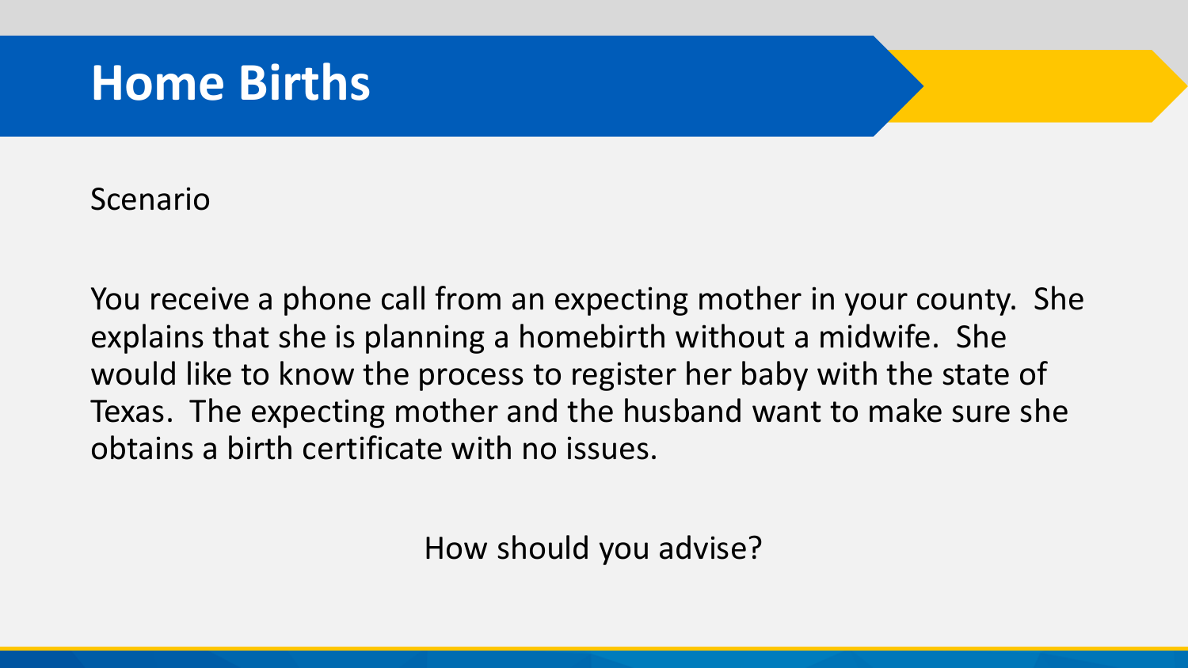# Home Births

Scenario

You receive a phone call from an expecting mother in your county. She explains that she is planning a homebirth without a midwife. She would like to know the process to register her baby with the state of Texas. The expecting mother and the husband want to make sure she obtains a birth certificate with no issues.

How should you advise?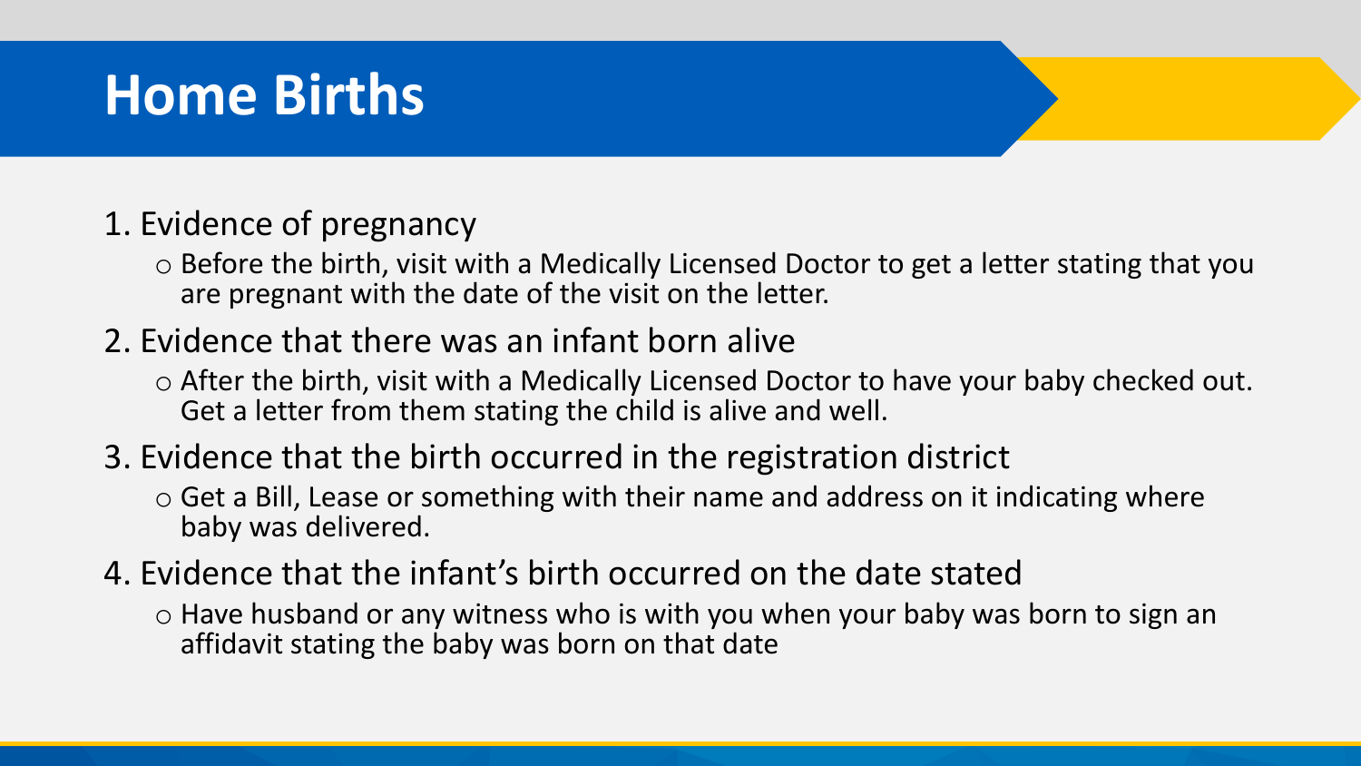# Home Births

1. Evidence of pregnancy
   - Before the birth, visit with a Medically Licensed Doctor to get a letter stating that you are pregnant with the date of the visit on the letter.
2. Evidence that there was an infant born alive
   - After the birth, visit with a Medically Licensed Doctor to have your baby checked out. Get a letter from them stating the child is alive and well.
3. Evidence that the birth occurred in the registration district
   - Get a Bill, Lease or something with their name and address on it indicating where baby was delivered.
4. Evidence that the infant's birth occurred on the date stated
   - Have husband or any witness who is with you when your baby was born to sign an affidavit stating the baby was born on that date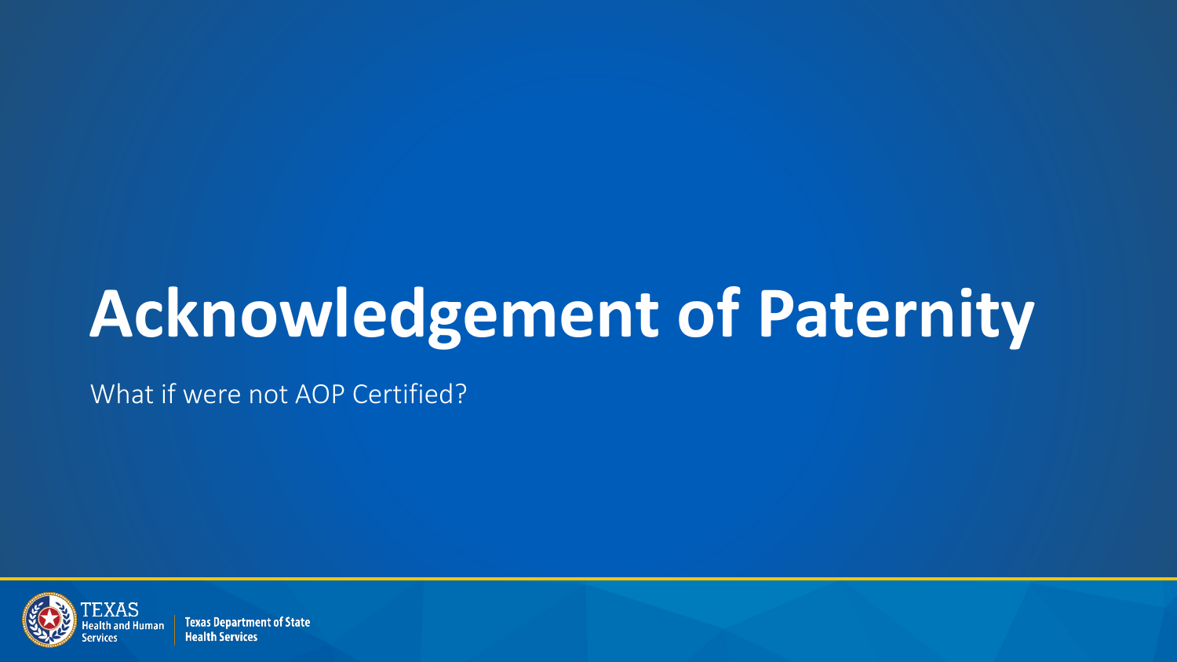# Acknowledgement of Paternity

What if were not AOP Certified?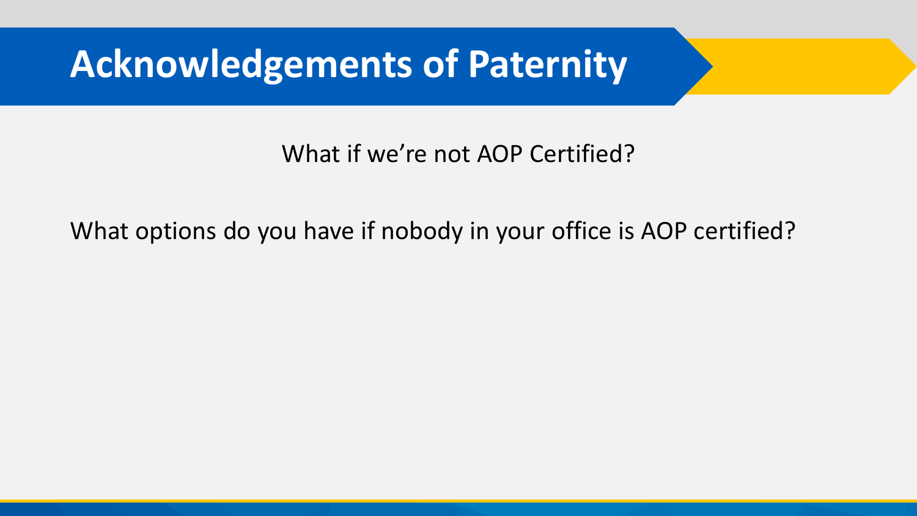# Acknowledgements of Paternity

What if we're not AOP Certified?

What options do you have if nobody in your office is AOP certified?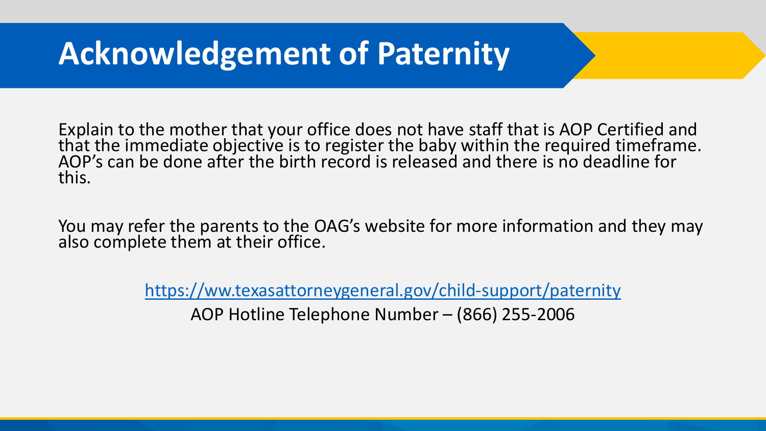# Acknowledgement of Paternity

Explain to the mother that your office does not have staff that is AOP Certified and that the immediate objective is to register the baby within the required timeframe. AOP's can be done after the birth record is released and there is no deadline for this.

You may refer the parents to the OAG's website for more information and they may also complete them at their office.

https://ww.texasattorneygeneral.gov/child-support/paternity

AOP Hotline Telephone Number – (866) 255-2006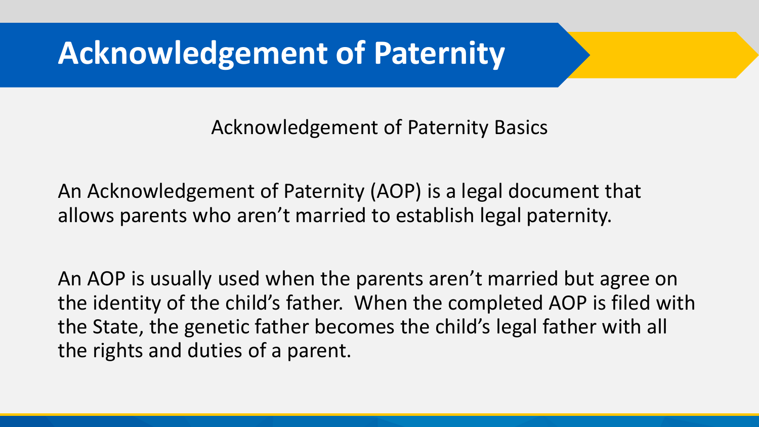# Acknowledgement of Paterni­ty

## Acknowledgement of Paternity Basics

An Acknowledgement of Paternity (AOP) is a legal document that allows parents who aren't married to establish legal paternity.

An AOP is usually used when the parents aren't married but agree on the identity of the child's father. When the completed AOP is filed with the State, the genetic father becomes the child's legal father with all the rights and duties of a parent.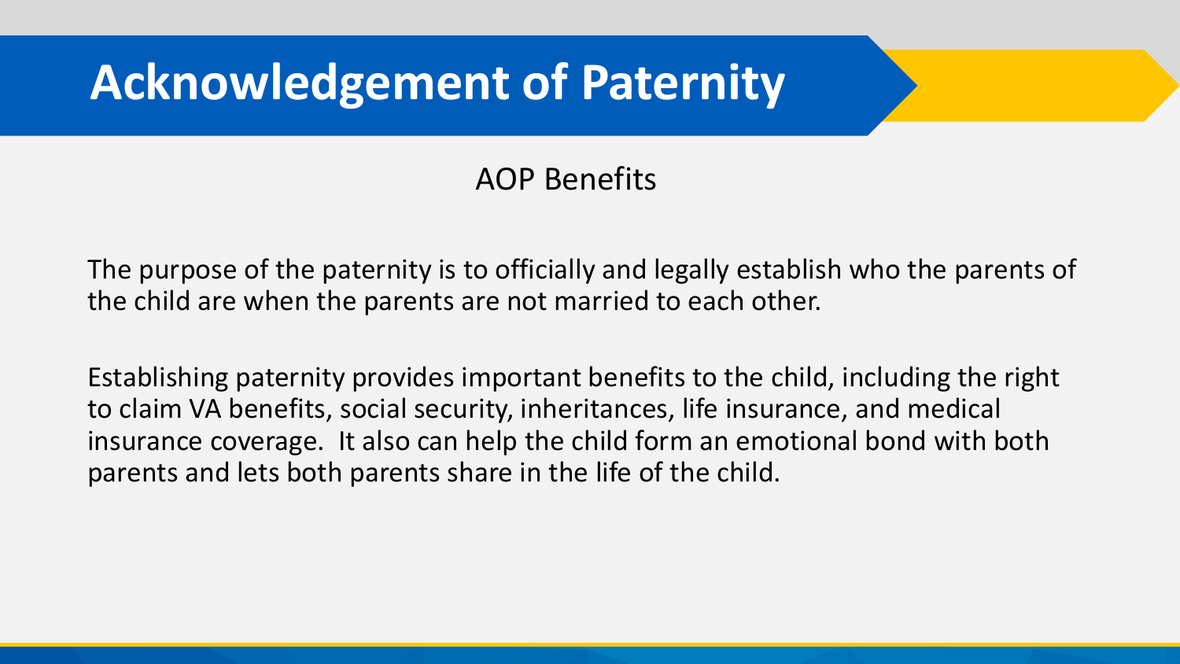# Acknowledgement of Paternity

## AOP Benefits

The purpose of the paternity is to officially and legally establish who the parents of the child are when the parents are not married to each other.

Establishing paternity provides important benefits to the child, including the right to claim VA benefits, social security, inheritances, life insurance, and medical insurance coverage. It also can help the child form an emotional bond with both parents and lets both parents share in the life of the child.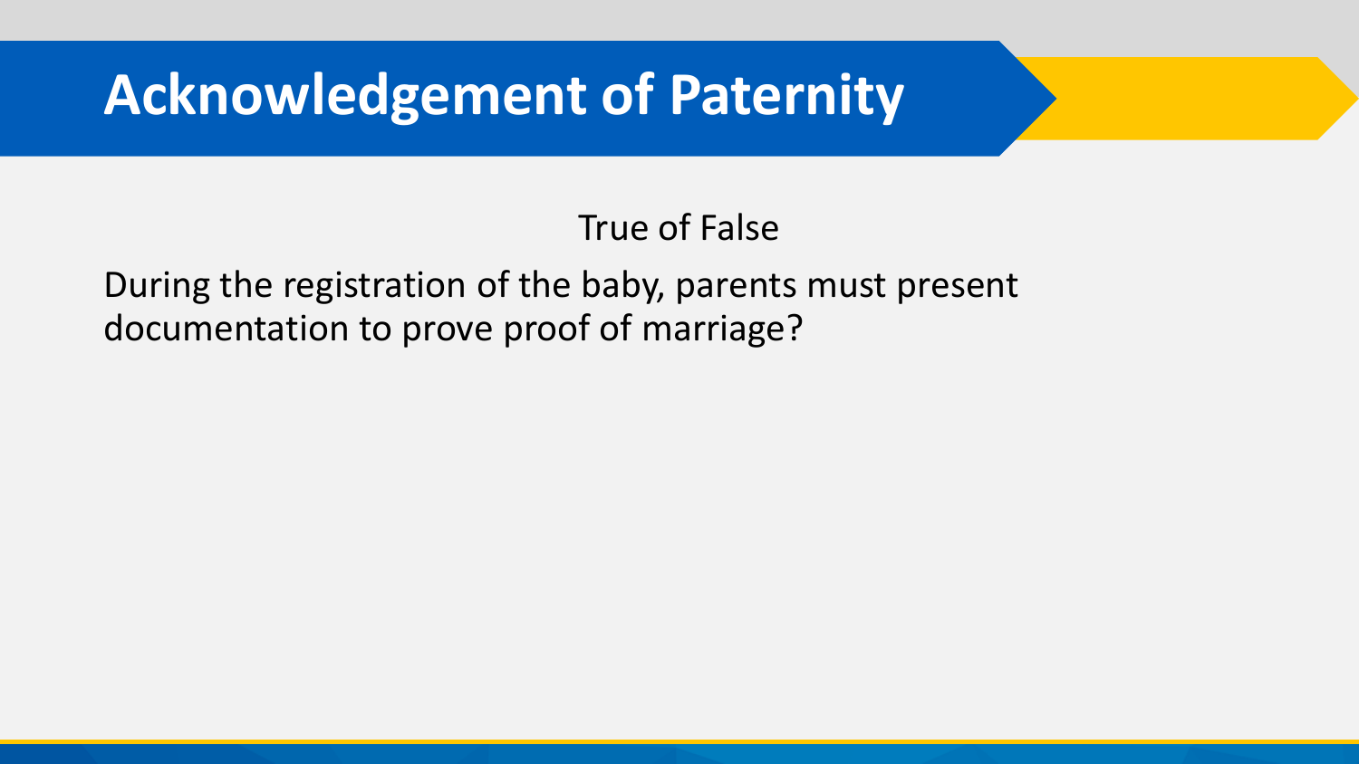# Acknowledgement of Paternity

True of False

During the registration of the baby, parents must present documentation to prove proof of marriage?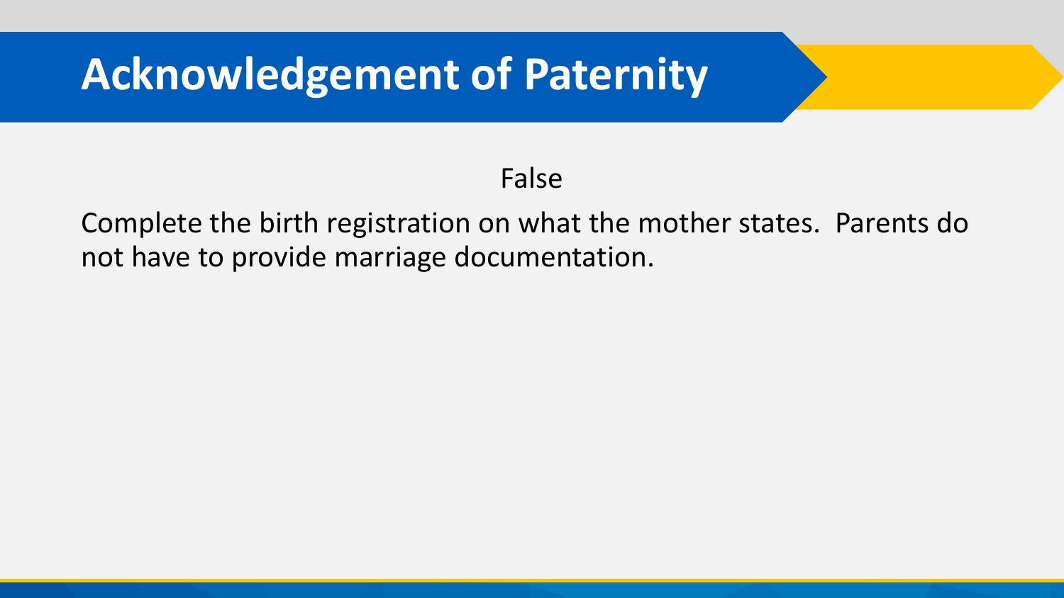# Acknowledgement of Paternity

False

Complete the birth registration on what the mother states. Parents do not have to provide marriage documentation.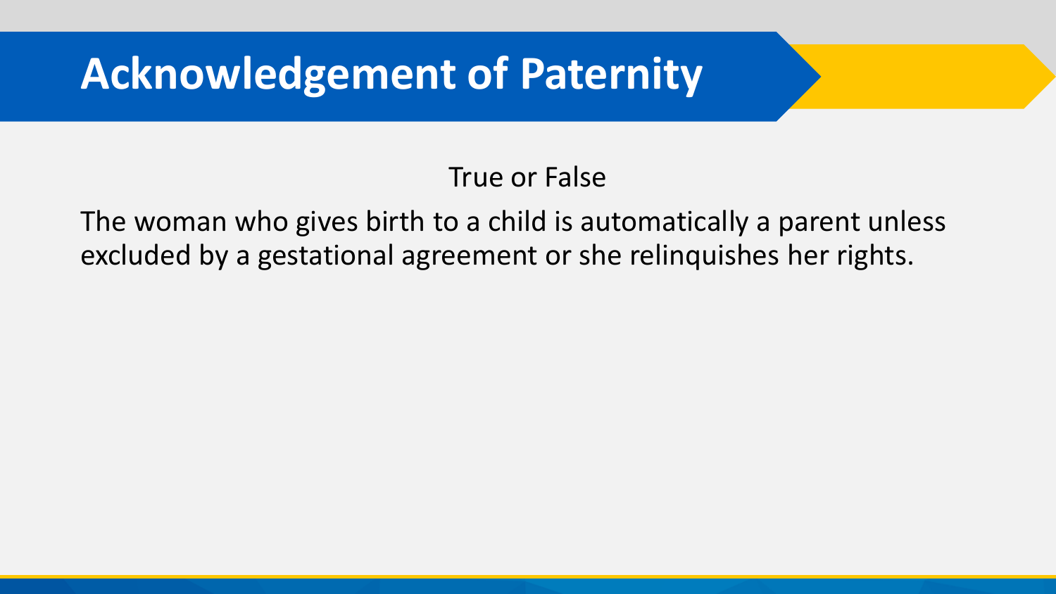# Acknowledgement of Paternity

True or False

The woman who gives birth to a child is automatically a parent unless excluded by a gestational agreement or she relinquishes her rights.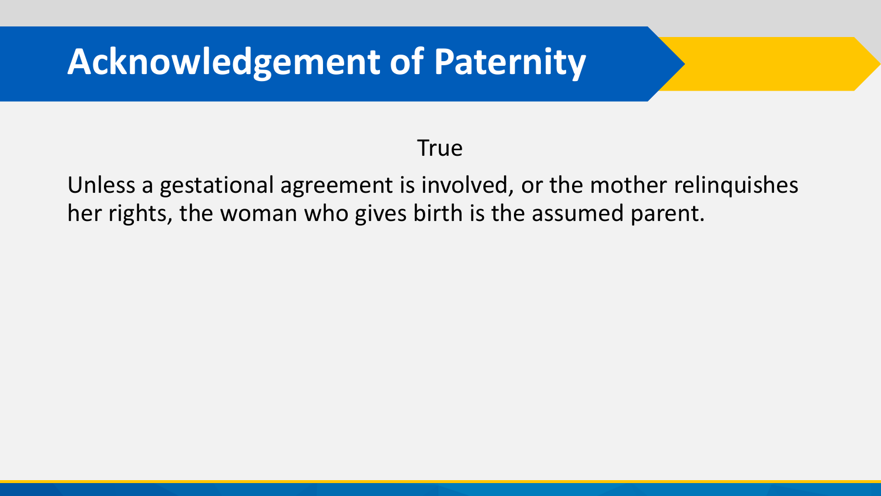# Acknowledgement of Paternity

True

Unless a gestational agreement is involved, or the mother relinquishes her rights, the woman who gives birth is the assumed parent.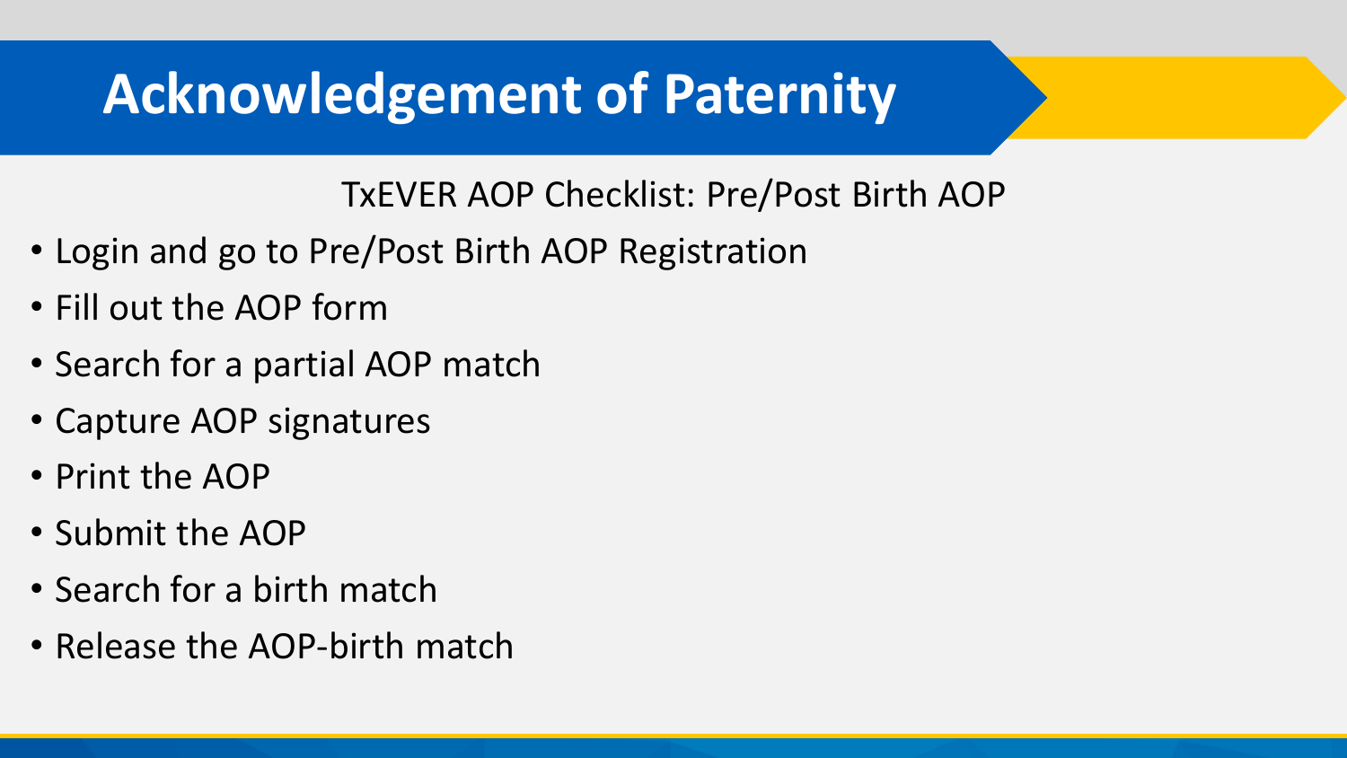# Acknowledgement of Paternity

TxEVER AOP Checklist: Pre/Post Birth AOP

- Login and go to Pre/Post Birth AOP Registration
- Fill out the AOP form
- Search for a partial AOP match
- Capture AOP signatures
- Print the AOP
- Submit the AOP
- Search for a birth match
- Release the AOP-birth match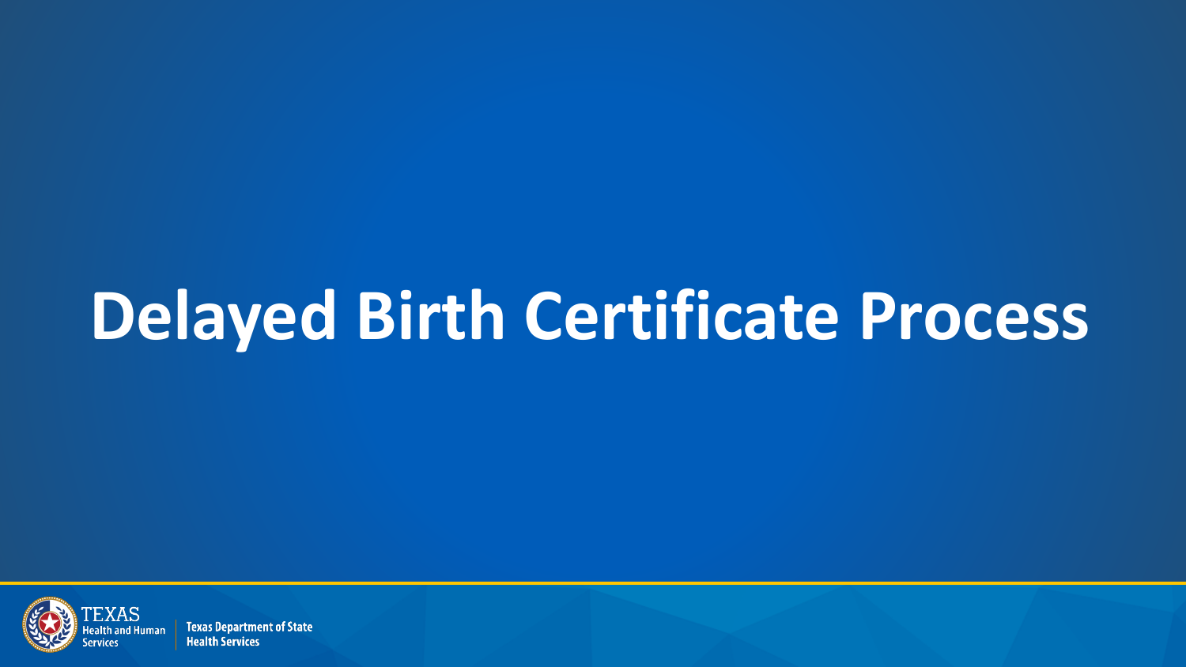# Delayed Birth Certificate Process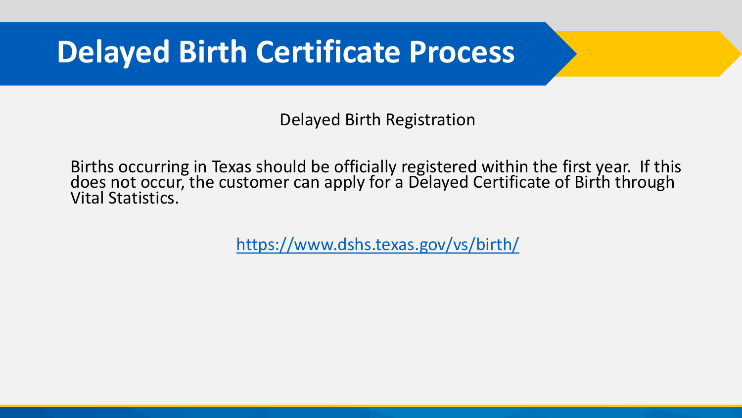# Delayed Birth Certificate Process

Delayed Birth Registration

Births occurring in Texas should be officially registered within the first year. If this does not occur, the customer can apply for a Delayed Certificate of Birth through Vital Statistics.

https://www.dshs.texas.gov/vs/birth/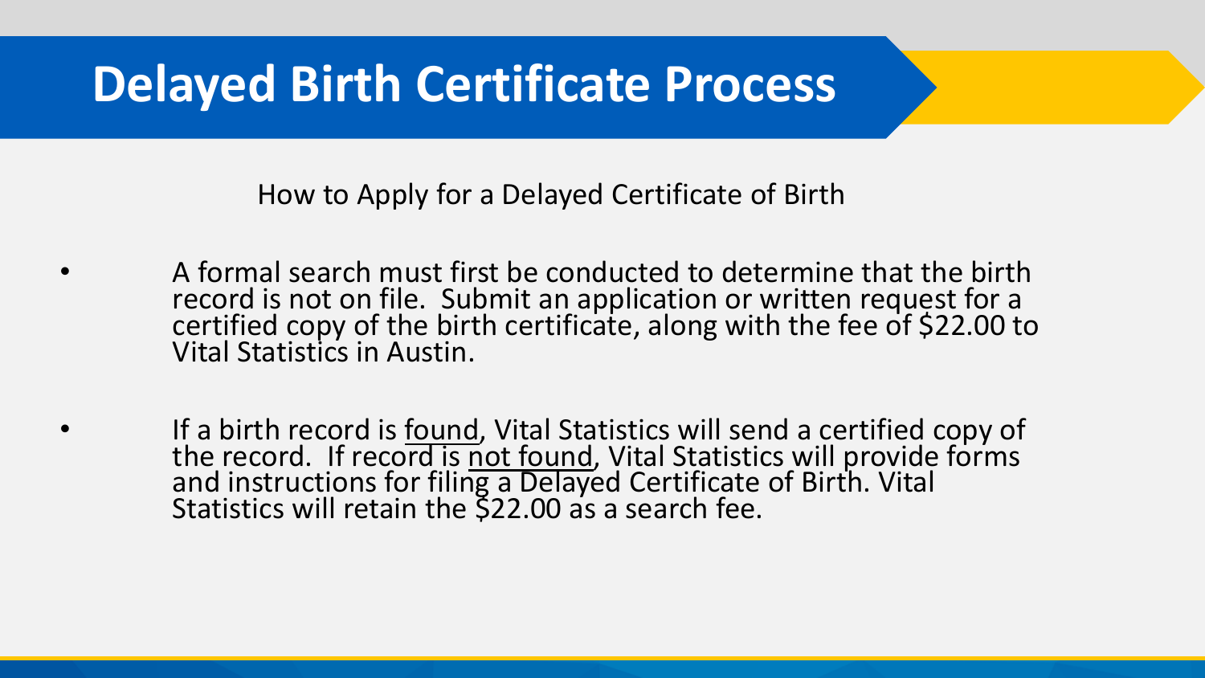# Delayed Birth Certificate Process

How to Apply for a Delayed Certificate of Birth

- A formal search must first be conducted to determine that the birth record is not on file. Submit an application or written request for a certified copy of the birth certificate, along with the fee of $22.00 to Vital Statistics in Austin.

- If a birth record is <u>found</u>, Vital Statistics will send a certified copy of the record. If record is <u>not found</u>, Vital Statistics will provide forms and instructions for filing a Delayed Certificate of Birth. Vital Statistics will retain the $22.00 as a search fee.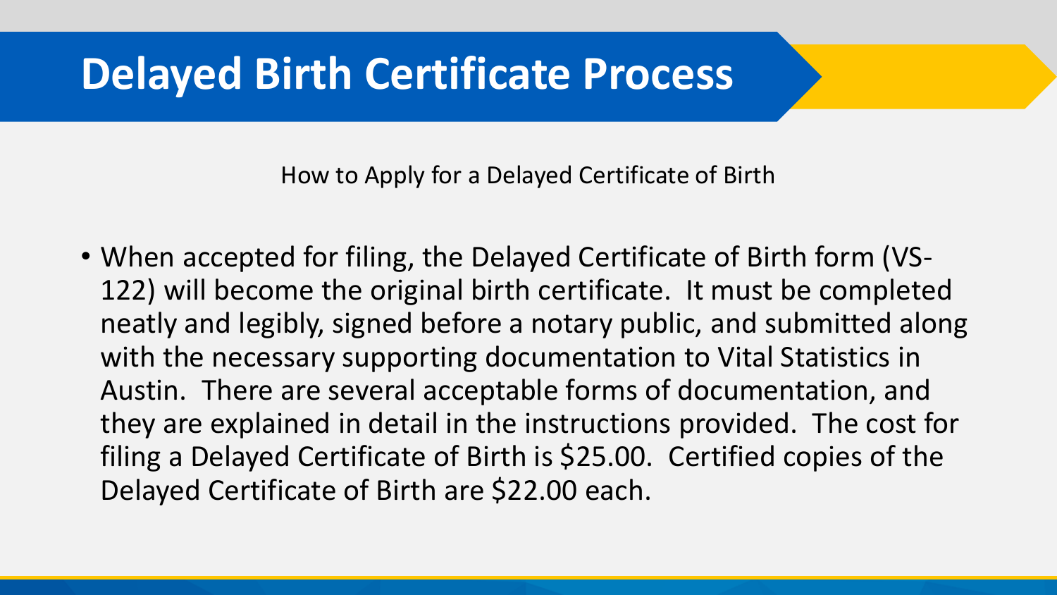# Delayed Birth Certificate Process

How to Apply for a Delayed Certificate of Birth

- When accepted for filing, the Delayed Certificate of Birth form (VS-122) will become the original birth certificate. It must be completed neatly and legibly, signed before a notary public, and submitted along with the necessary supporting documentation to Vital Statistics in Austin. There are several acceptable forms of documentation, and they are explained in detail in the instructions provided. The cost for filing a Delayed Certificate of Birth is $25.00. Certified copies of the Delayed Certificate of Birth are $22.00 each.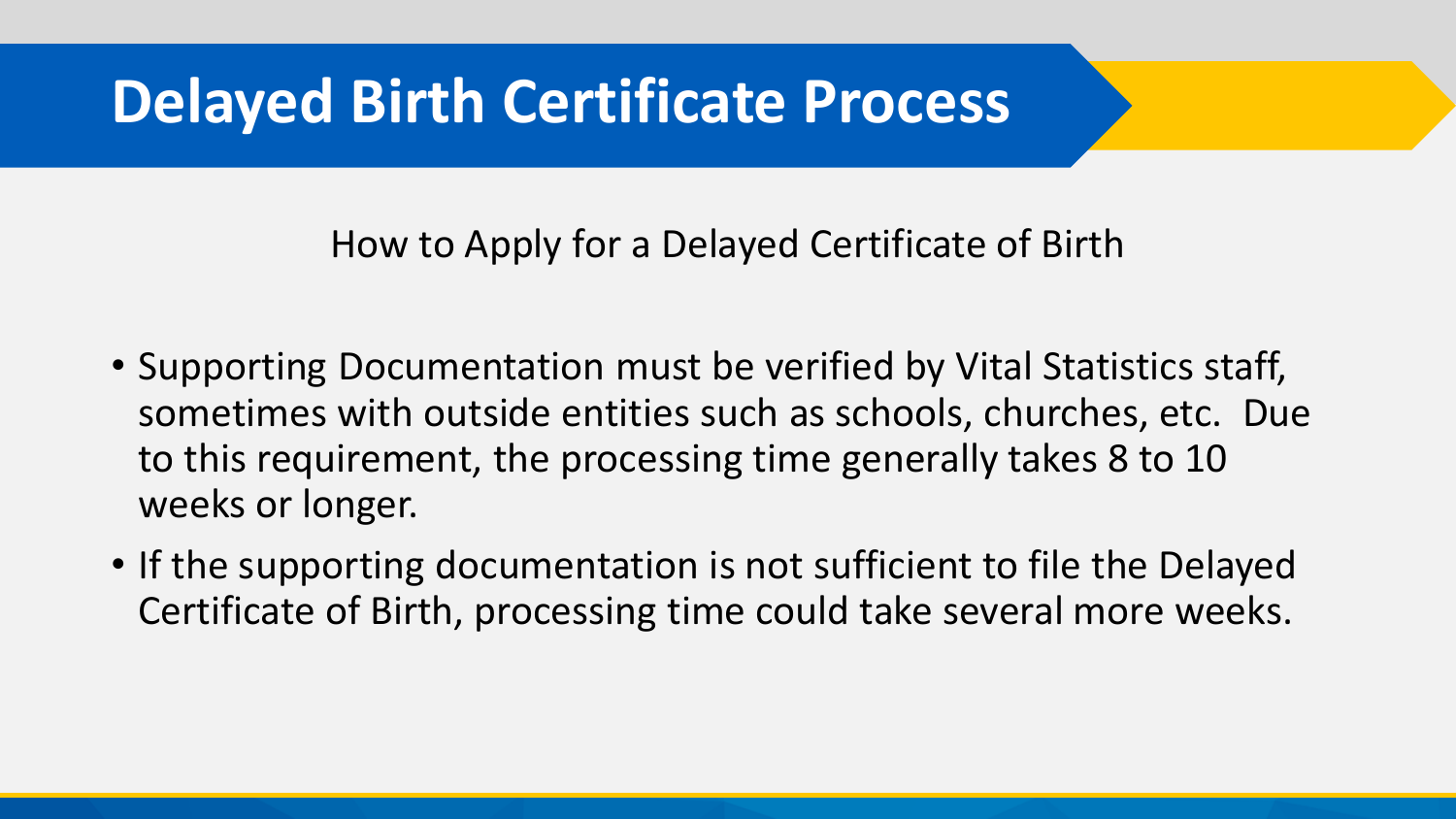# Delayed Birth Certificate Process

How to Apply for a Delayed Certificate of Birth

- Supporting Documentation must be verified by Vital Statistics staff, sometimes with outside entities such as schools, churches, etc. Due to this requirement, the processing time generally takes 8 to 10 weeks or longer.
- If the supporting documentation is not sufficient to file the Delayed Certificate of Birth, processing time could take several more weeks.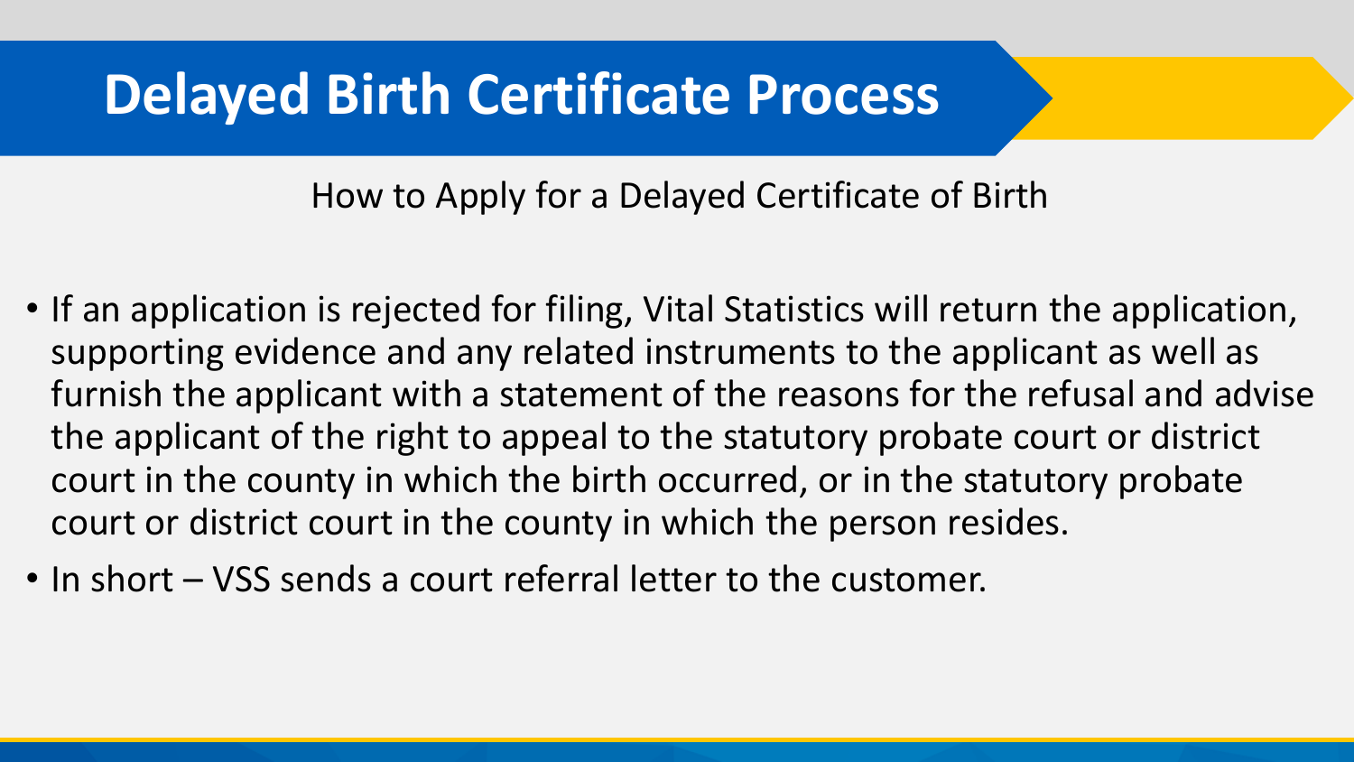# Delayed Birth Certificate Process

How to Apply for a Delayed Certificate of Birth

- If an application is rejected for filing, Vital Statistics will return the application, supporting evidence and any related instruments to the applicant as well as furnish the applicant with a statement of the reasons for the refusal and advise the applicant of the right to appeal to the statutory probate court or district court in the county in which the birth occurred, or in the statutory probate court or district court in the county in which the person resides.
- In short – VSS sends a court referral letter to the customer.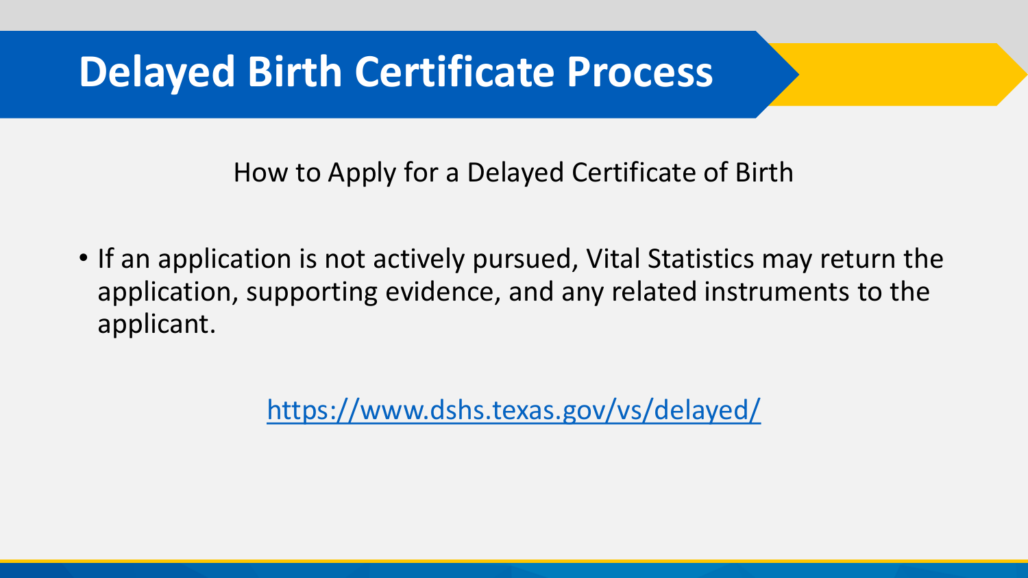# Delayed Birth Certificate Process

How to Apply for a Delayed Certificate of Birth

- If an application is not actively pursued, Vital Statistics may return the application, supporting evidence, and any related instruments to the applicant.

https://www.dshs.texas.gov/vs/delayed/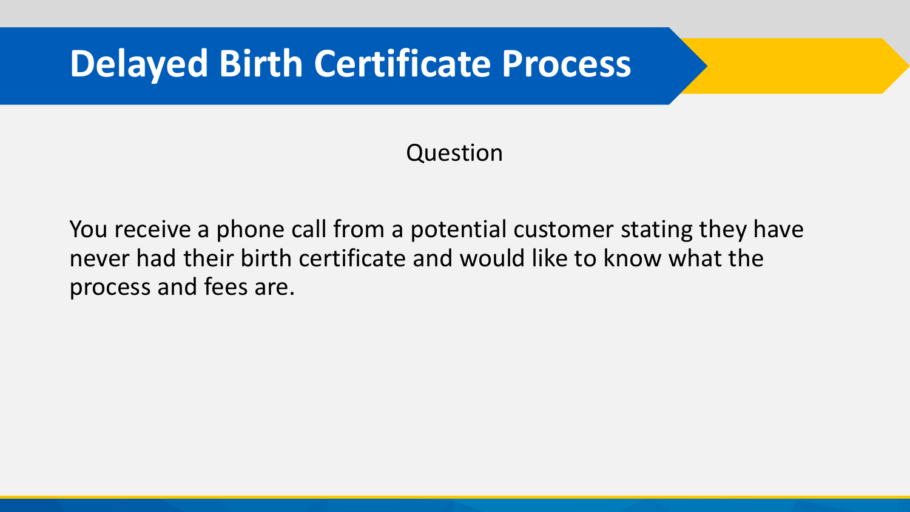# Delayed Birth Certificate Process

Question

You receive a phone call from a potential customer stating they have never had their birth certificate and would like to know what the process and fees are.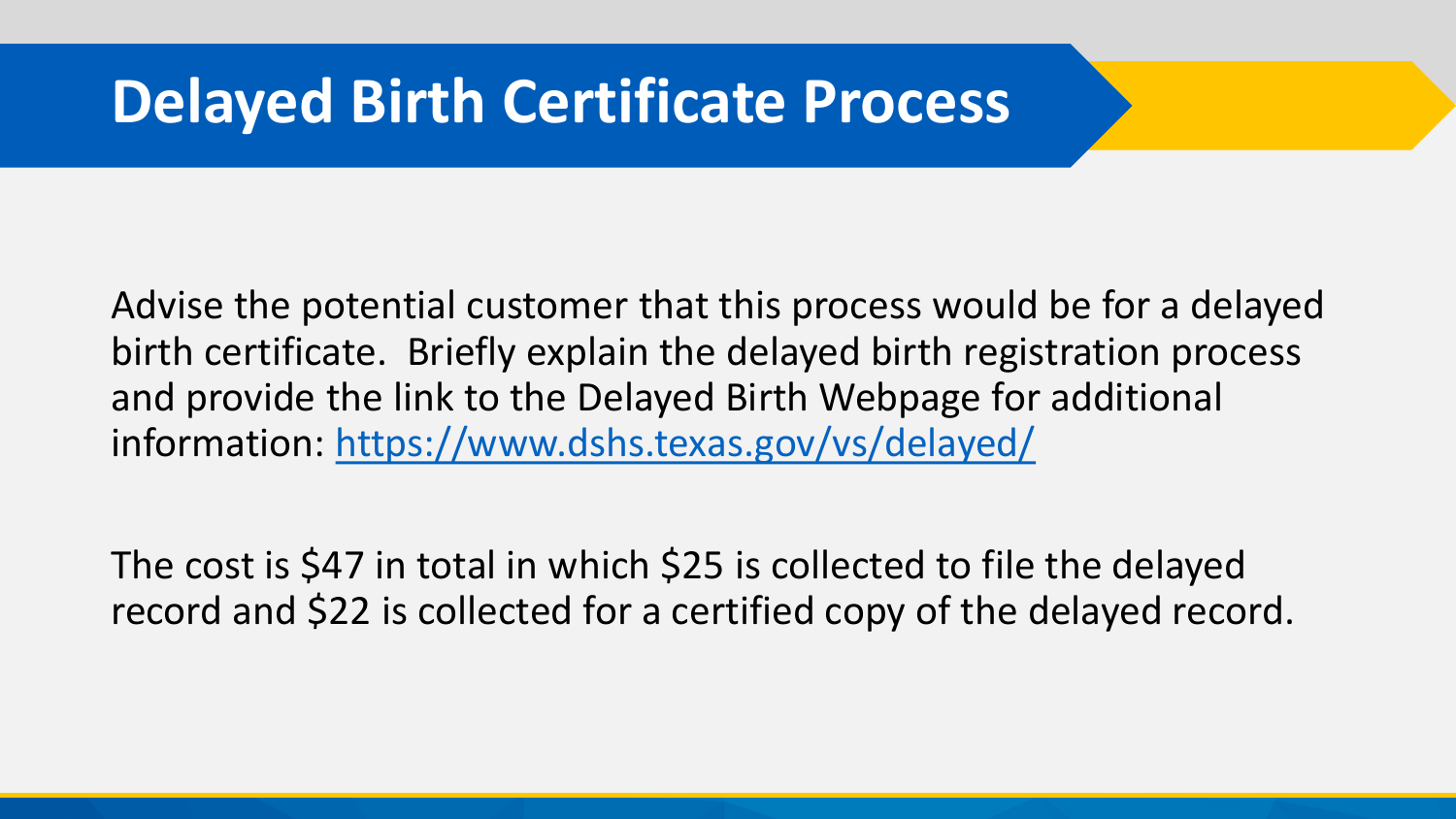# Delayed Birth Certificate Process

Advise the potential customer that this process would be for a delayed birth certificate. Briefly explain the delayed birth registration process and provide the link to the Delayed Birth Webpage for additional information: https://www.dshs.texas.gov/vs/delayed/

The cost is $47 in total in which $25 is collected to file the delayed record and $22 is collected for a certified copy of the delayed record.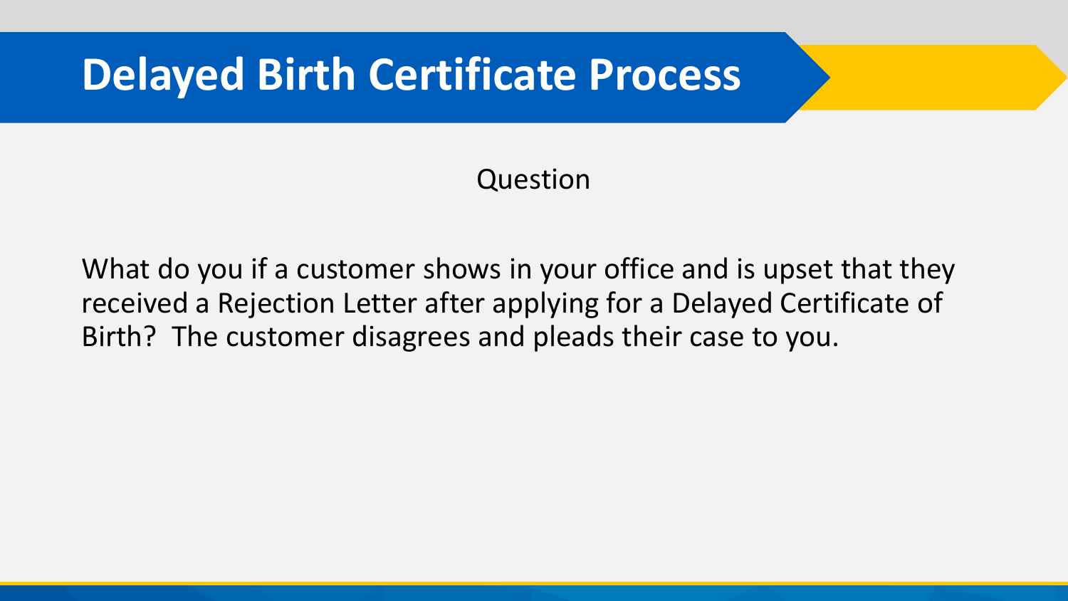# Delayed Birth Certificate Process

Question

What do you if a customer shows in your office and is upset that they received a Rejection Letter after applying for a Delayed Certificate of Birth? The customer disagrees and pleads their case to you.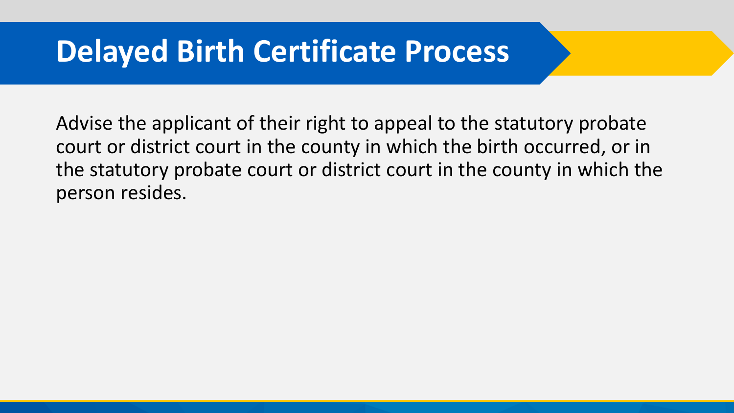# Delayed Birth Certificate Process

Advise the applicant of their right to appeal to the statutory probate court or district court in the county in which the birth occurred, or in the statutory probate court or district court in the county in which the person resides.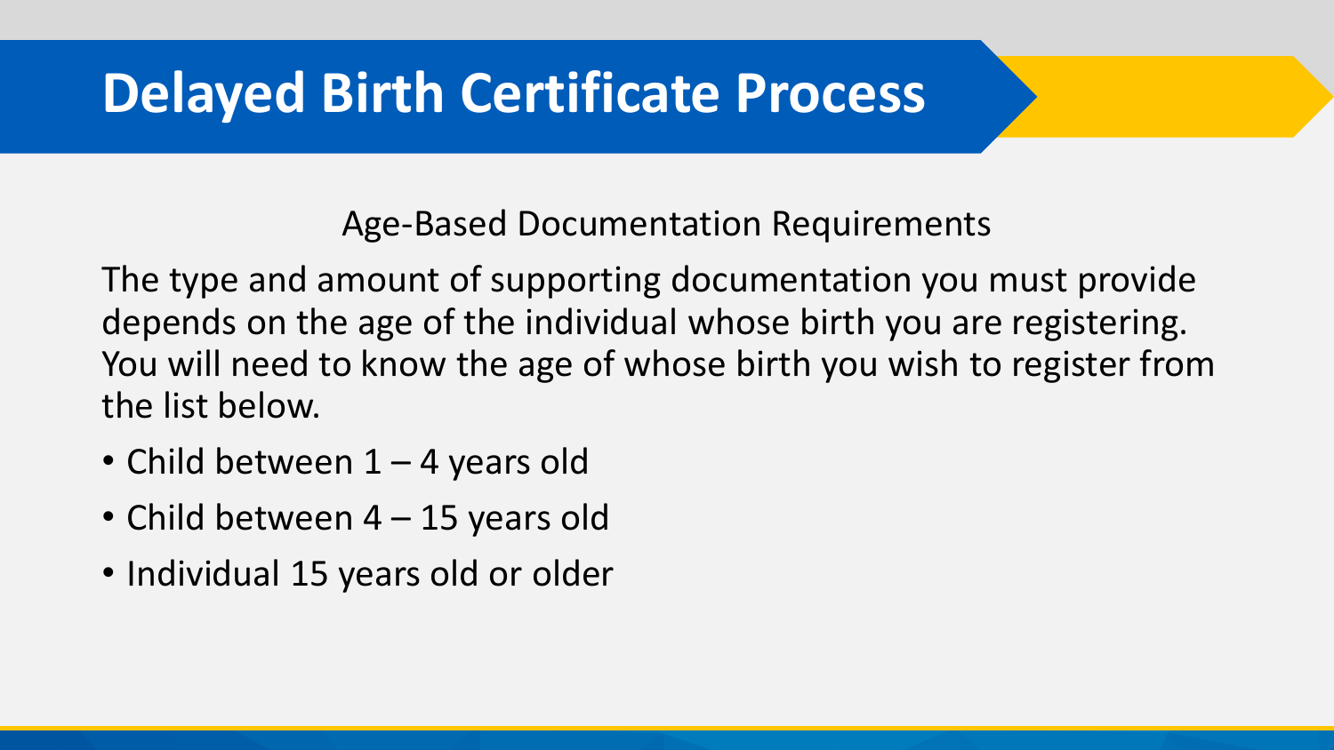# Delayed Birth Certificate Process

Age-Based Documentation Requirements

The type and amount of supporting documentation you must provide depends on the age of the individual whose birth you are registering. You will need to know the age of whose birth you wish to register from the list below.

- Child between 1 – 4 years old
- Child between 4 – 15 years old
- Individual 15 years old or older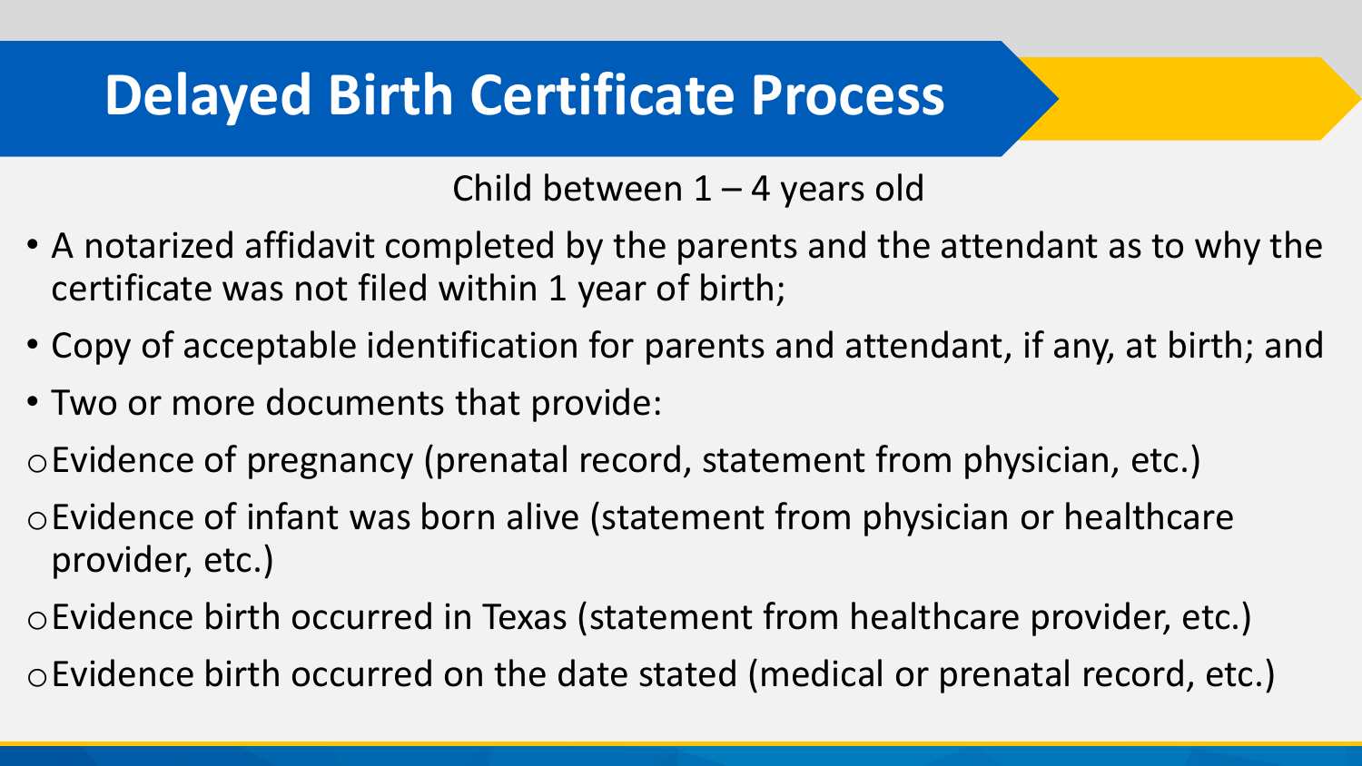# Delayed Birth Certificate Process

Child between 1 – 4 years old

- A notarized affidavit completed by the parents and the attendant as to why the certificate was not filed within 1 year of birth;
- Copy of acceptable identification for parents and attendant, if any, at birth; and
- Two or more documents that provide:
  - Evidence of pregnancy (prenatal record, statement from physician, etc.)
  - Evidence of infant was born alive (statement from physician or healthcare provider, etc.)
  - Evidence birth occurred in Texas (statement from healthcare provider, etc.)
  - Evidence birth occurred on the date stated (medical or prenatal record, etc.)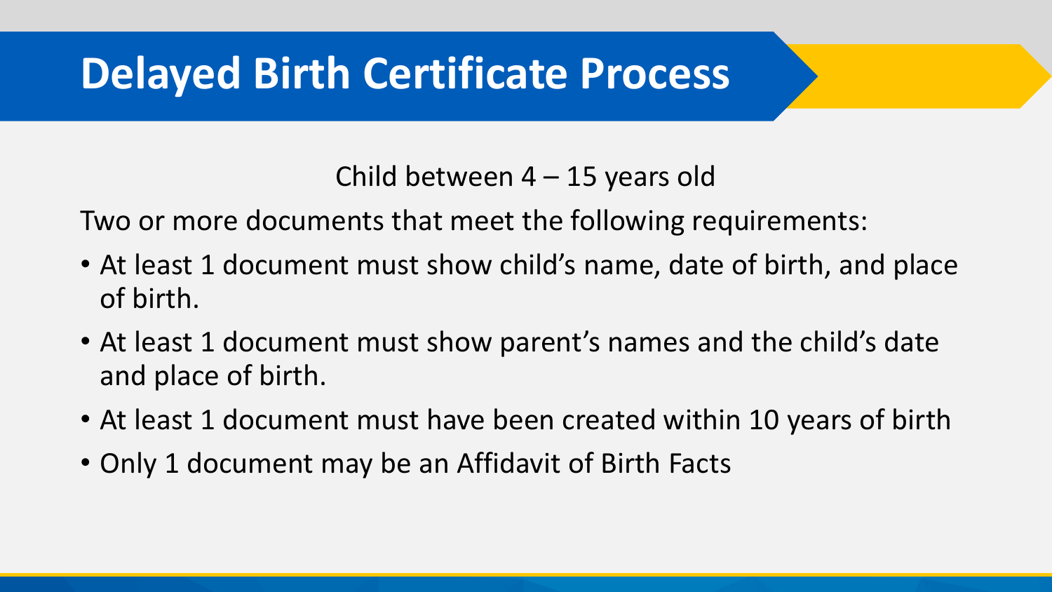# Delayed Birth Certificate Process

Child between 4 – 15 years old

Two or more documents that meet the following requirements:

- At least 1 document must show child's name, date of birth, and place of birth.
- At least 1 document must show parent's names and the child's date and place of birth.
- At least 1 document must have been created within 10 years of birth
- Only 1 document may be an Affidavit of Birth Facts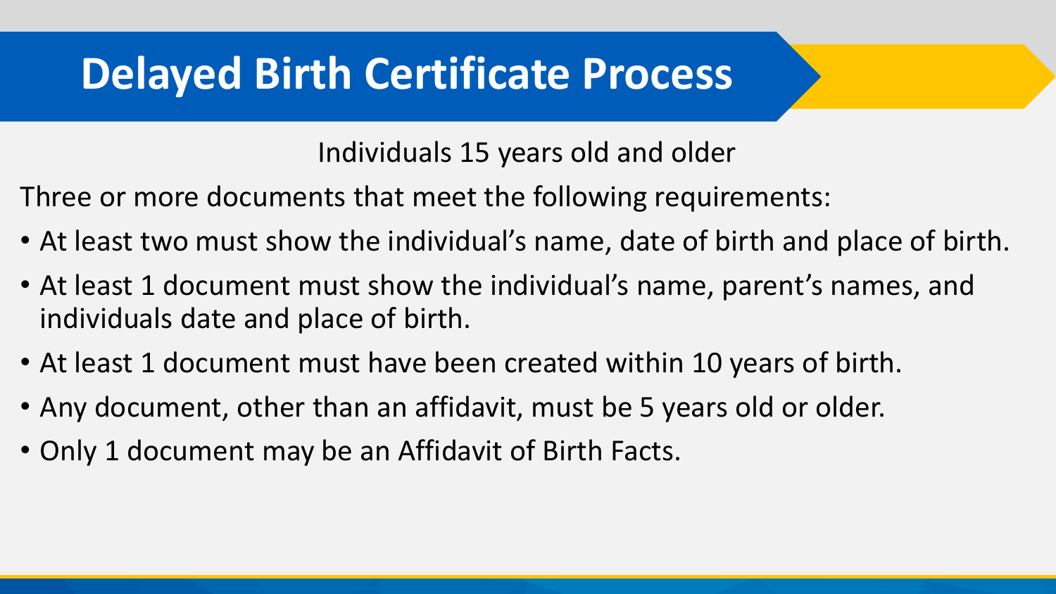# Delayed Birth Certificate Process

Individuals 15 years old and older

Three or more documents that meet the following requirements:

- At least two must show the individual's name, date of birth and place of birth.
- At least 1 document must show the individual's name, parent's names, and individuals date and place of birth.
- At least 1 document must have been created within 10 years of birth.
- Any document, other than an affidavit, must be 5 years old or older.
- Only 1 document may be an Affidavit of Birth Facts.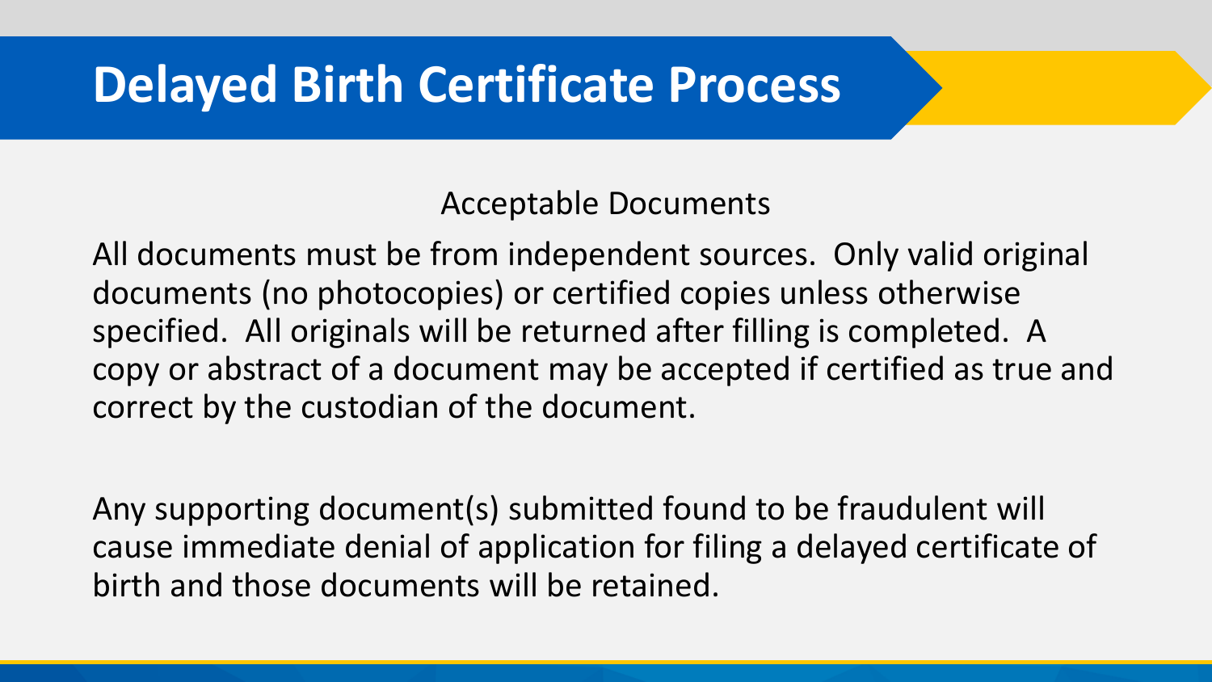# Delayed Birth Certificate Process

## Acceptable Documents

All documents must be from independent sources. Only valid original documents (no photocopies) or certified copies unless otherwise specified. All originals will be returned after filling is completed. A copy or abstract of a document may be accepted if certified as true and correct by the custodian of the document.

Any supporting document(s) submitted found to be fraudulent will cause immediate denial of application for filing a delayed certificate of birth and those documents will be retained.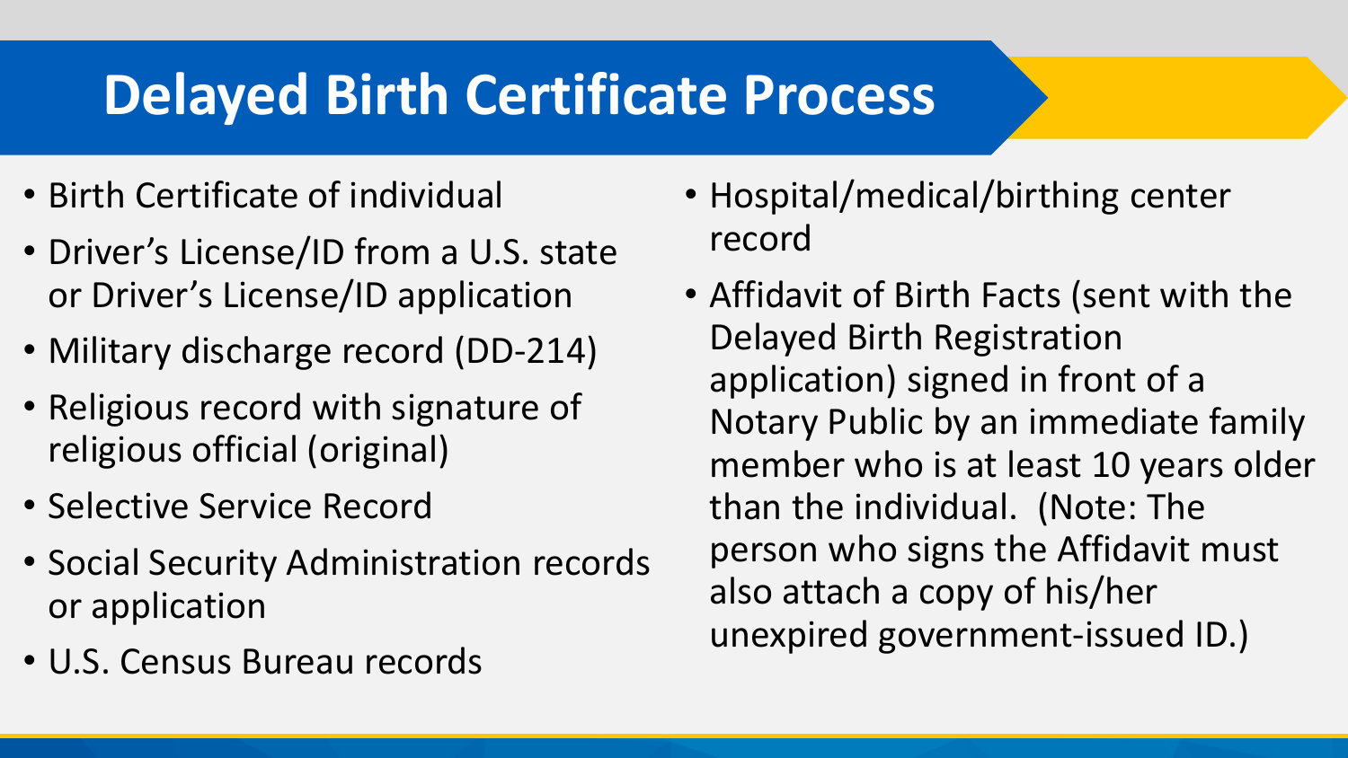# Delayed Birth Certificate Process

- Birth Certificate of individual
- Driver's License/ID from a U.S. state or Driver's License/ID application
- Military discharge record (DD-214)
- Religious record with signature of religious official (original)
- Selective Service Record
- Social Security Administration records or application
- U.S. Census Bureau records
- Hospital/medical/birthing center record
- Affidavit of Birth Facts (sent with the Delayed Birth Registration application) signed in front of a Notary Public by an immediate family member who is at least 10 years older than the individual. (Note: The person who signs the Affidavit must also attach a copy of his/her unexpired government-issued ID.)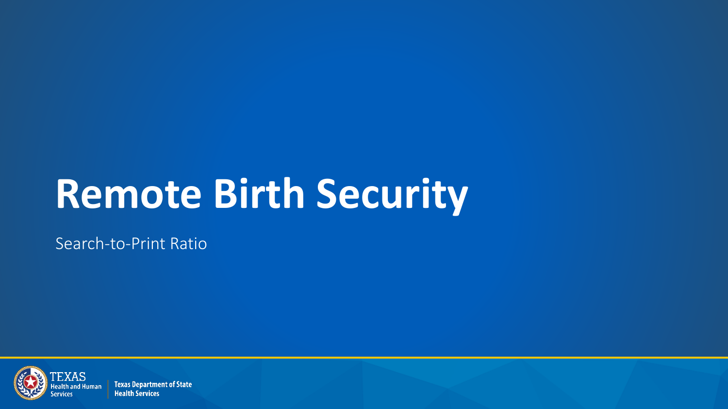# Remote Birth Security

Search-to-Print Ratio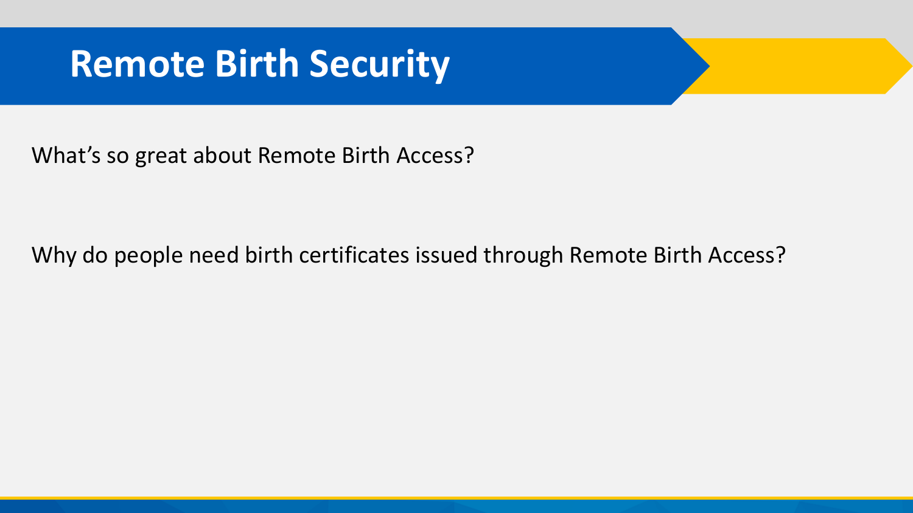# Remote Birth Security

What’s so great about Remote Birth Access?

Why do people need birth certificates issued through Remote Birth Access?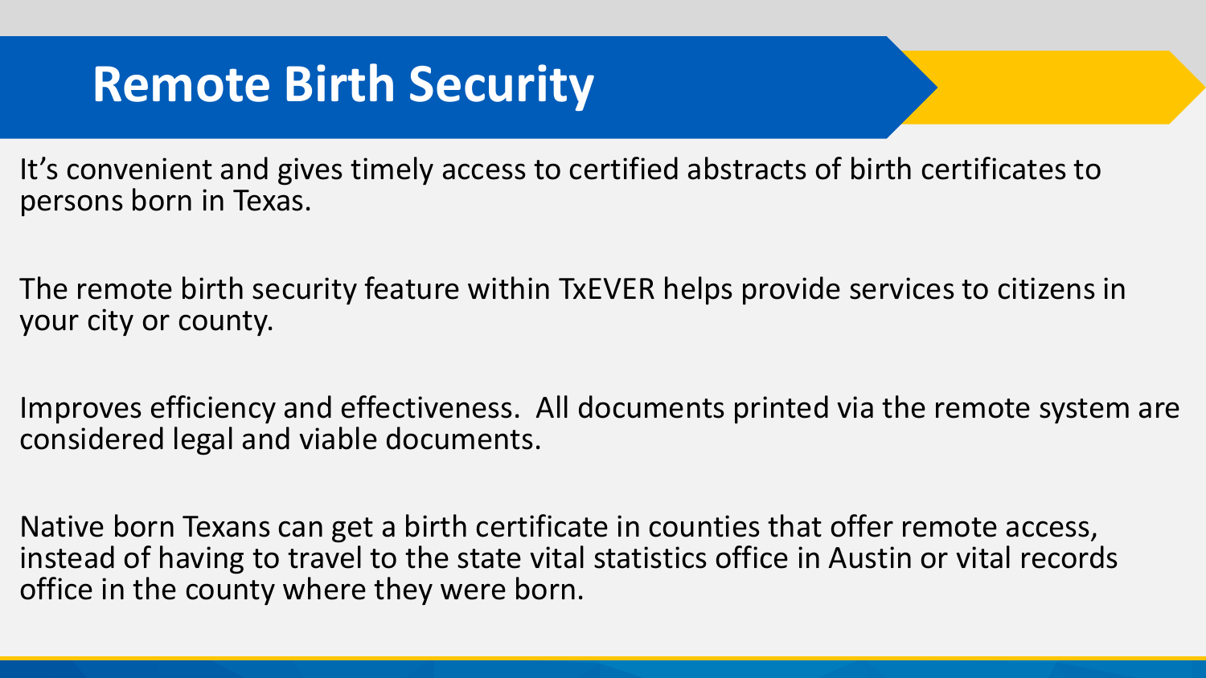# Remote Birth Security

It's convenient and gives timely access to certified abstracts of birth certificates to persons born in Texas.

The remote birth security feature within TxEVER helps provide services to citizens in your city or county.

Improves efficiency and effectiveness. All documents printed via the remote system are considered legal and viable documents.

Native born Texans can get a birth certificate in counties that offer remote access, instead of having to travel to the state vital statistics office in Austin or vital records office in the county where they were born.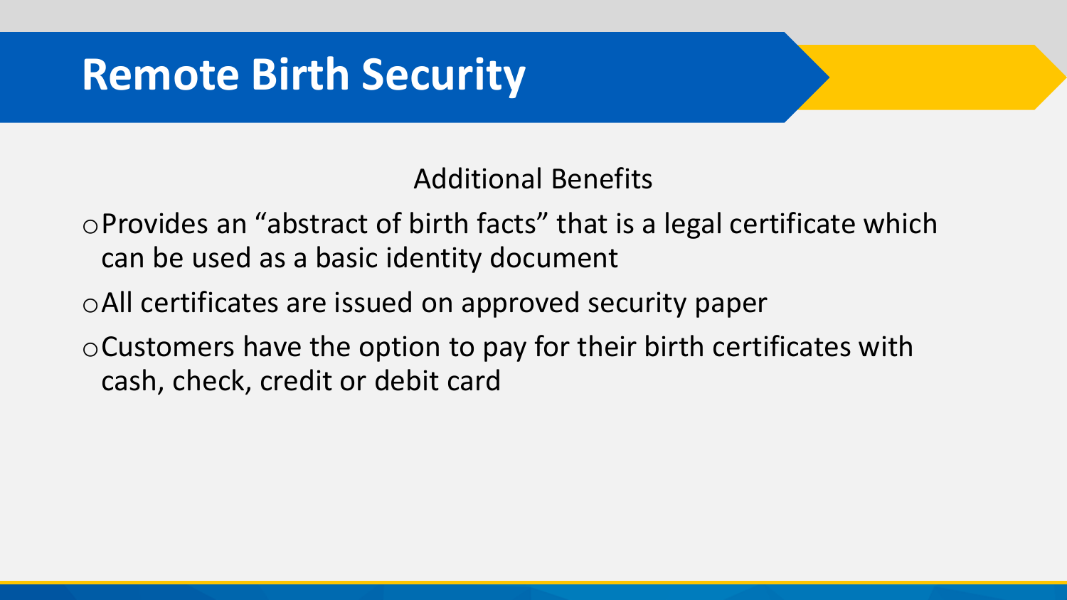# Remote Birth Security

Additional Benefits

- Provides an "abstract of birth facts" that is a legal certificate which can be used as a basic identity document
- All certificates are issued on approved security paper
- Customers have the option to pay for their birth certificates with cash, check, credit or debit card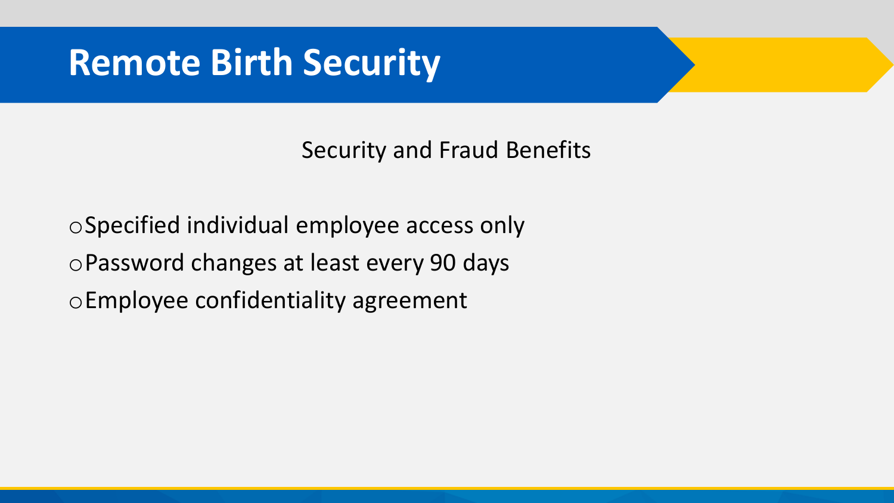# Remote Birth Security

Security and Fraud Benefits

- Specified individual employee access only
- Password changes at least every 90 days
- Employee confidentiality agreement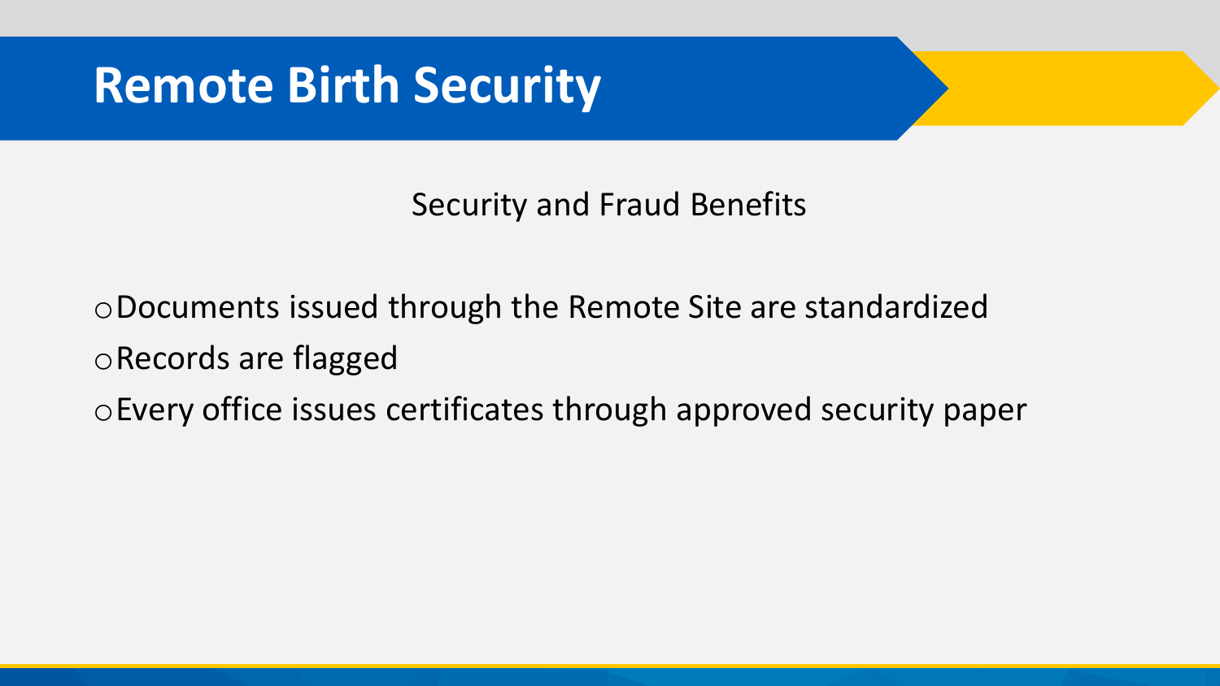# Remote Birth Security

Security and Fraud Benefits

- Documents issued through the Remote Site are standardized
- Records are flagged
- Every office issues certificates through approved security paper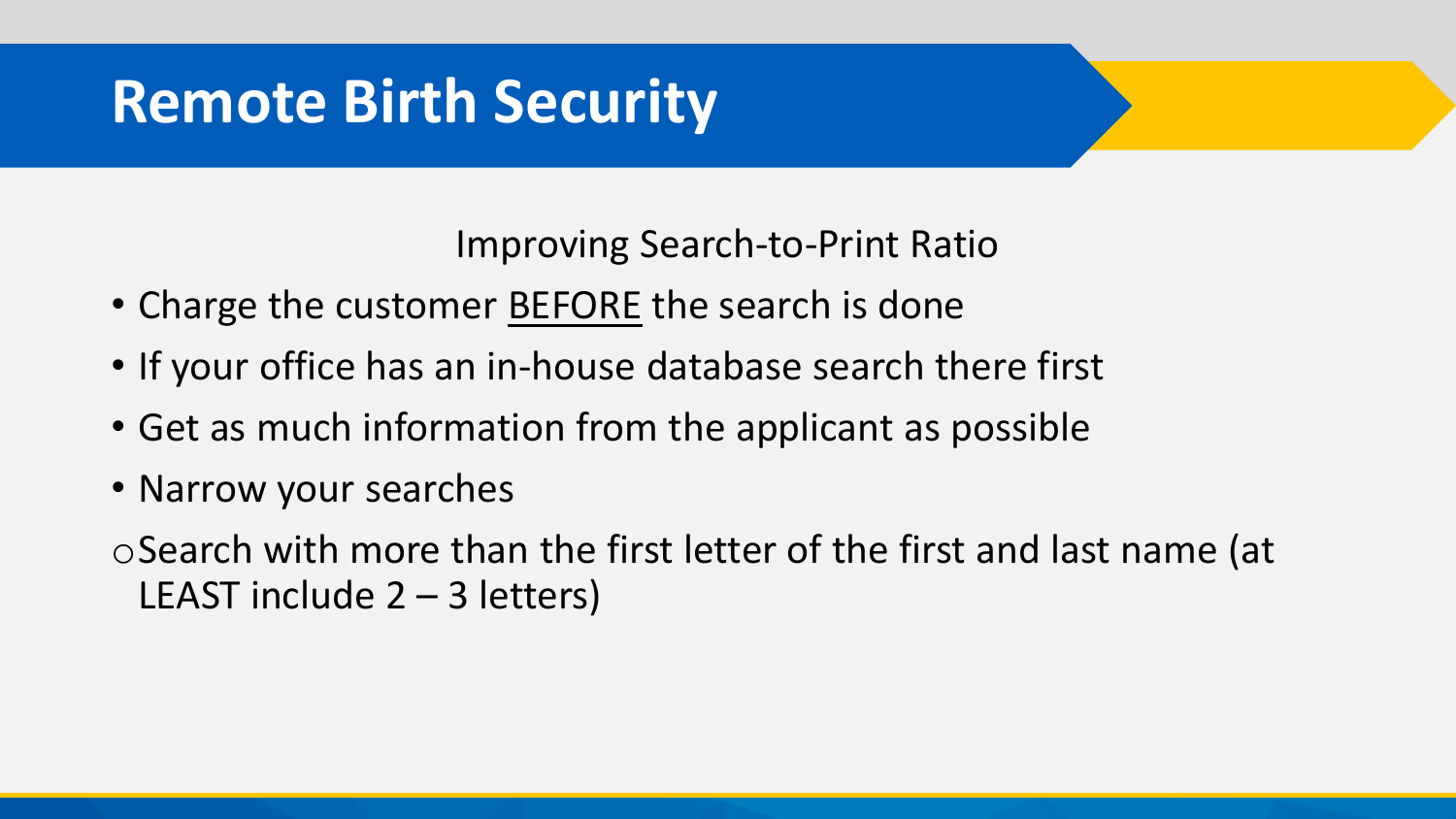# Remote Birth Security

Improving Search-to-Print Ratio

- Charge the customer <u>BEFORE</u> the search is done
- If your office has an in-house database search there first
- Get as much information from the applicant as possible
- Narrow your searches
    - Search with more than the first letter of the first and last name (at LEAST include 2 – 3 letters)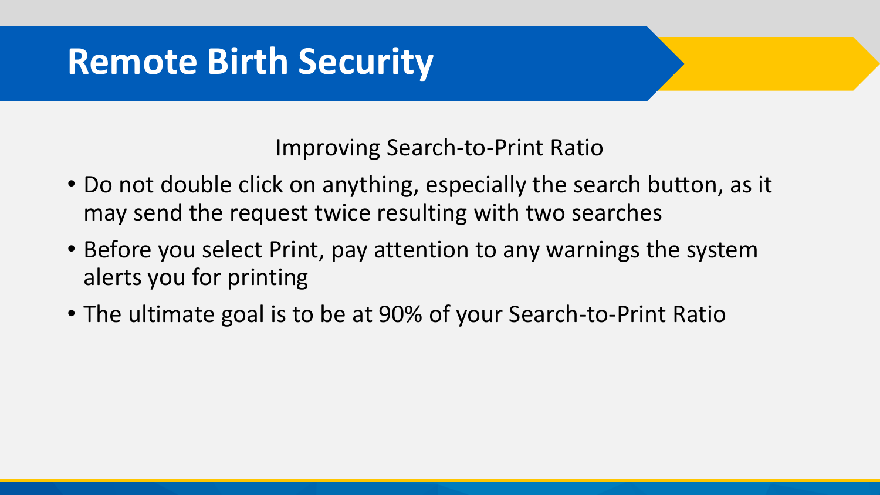# Remote Birth Security

## Improving Search-to-Print Ratio

- Do not double click on anything, especially the search button, as it may send the request twice resulting with two searches
- Before you select Print, pay attention to any warnings the system alerts you for printing
- The ultimate goal is to be at 90% of your Search-to-Print Ratio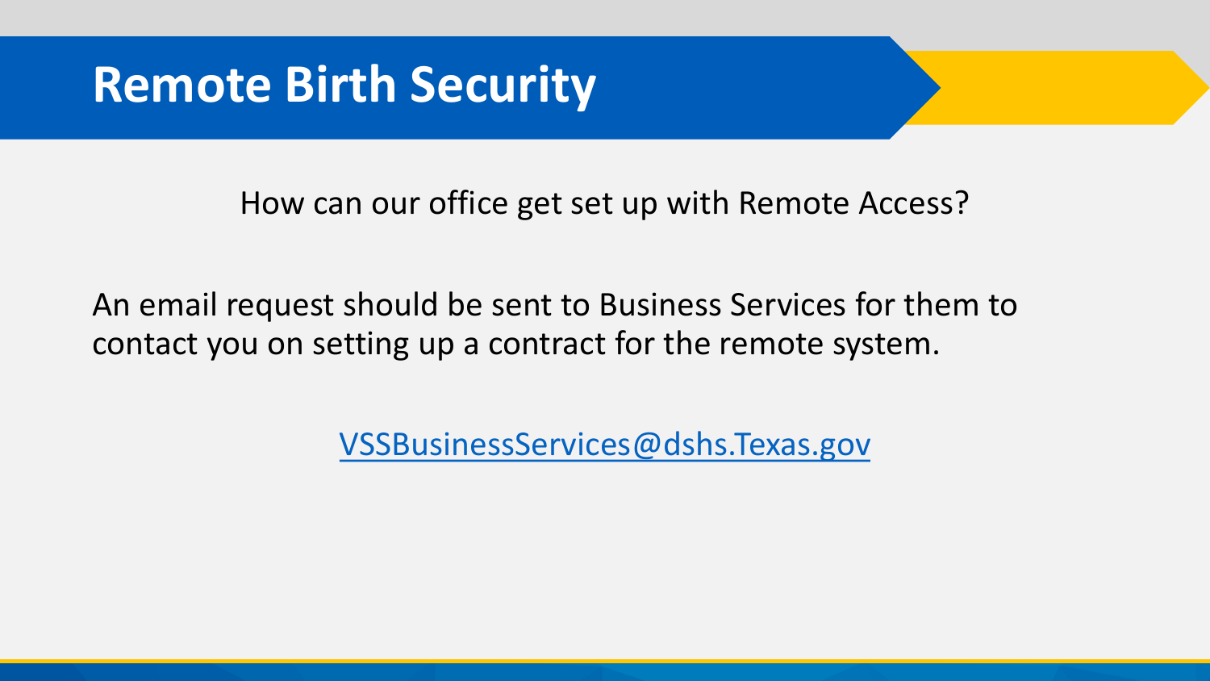# Remote Birth Security

How can our office get set up with Remote Access?

An email request should be sent to Business Services for them to contact you on setting up a contract for the remote system.

VSSBusinessServices@dshs.Texas.gov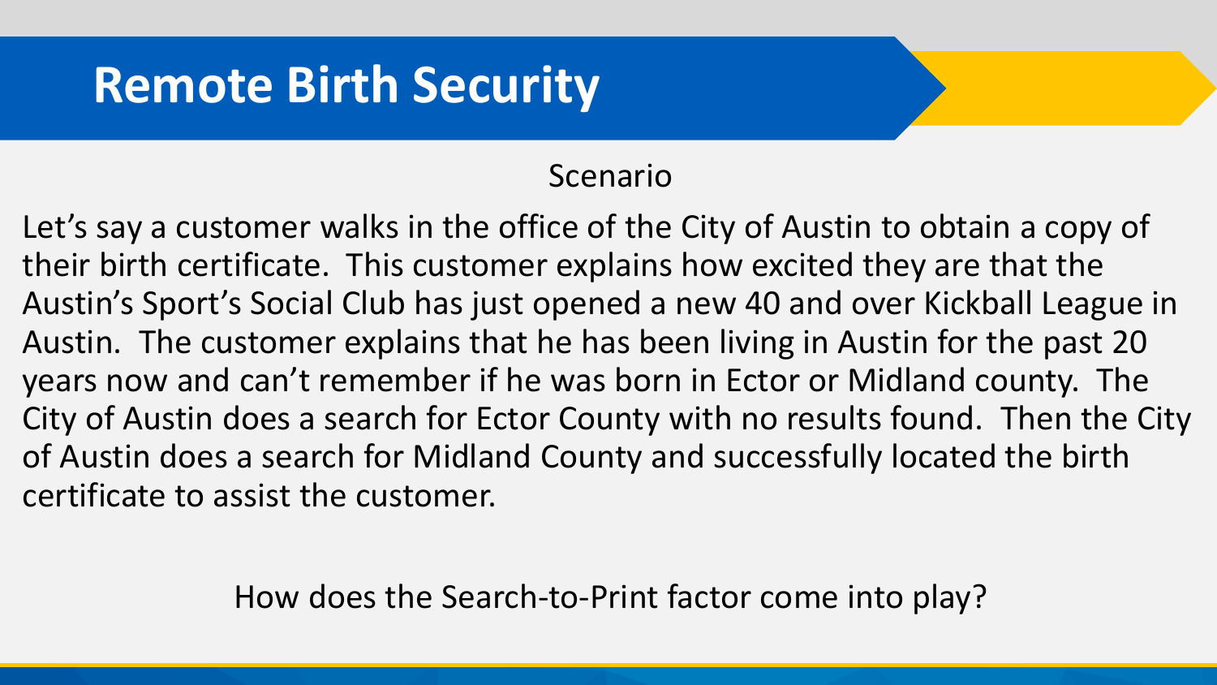# Remote Birth Security

Scenario

Let's say a customer walks in the office of the City of Austin to obtain a copy of their birth certificate. This customer explains how excited they are that the Austin's Sport's Social Club has just opened a new 40 and over Kickball League in Austin. The customer explains that he has been living in Austin for the past 20 years now and can't remember if he was born in Ector or Midland county. The City of Austin does a search for Ector County with no results found. Then the City of Austin does a search for Midland County and successfully located the birth certificate to assist the customer.

How does the Search-to-Print factor come into play?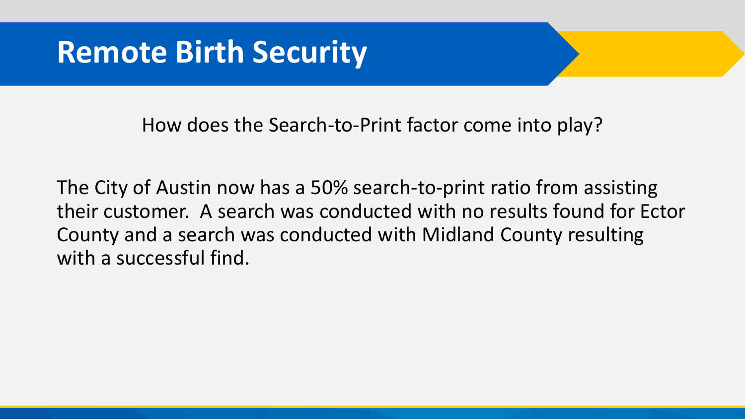# Remote Birth Security

How does the Search-to-Print factor come into play?

The City of Austin now has a 50% search-to-print ratio from assisting their customer. A search was conducted with no results found for Ector County and a search was conducted with Midland County resulting with a successful find.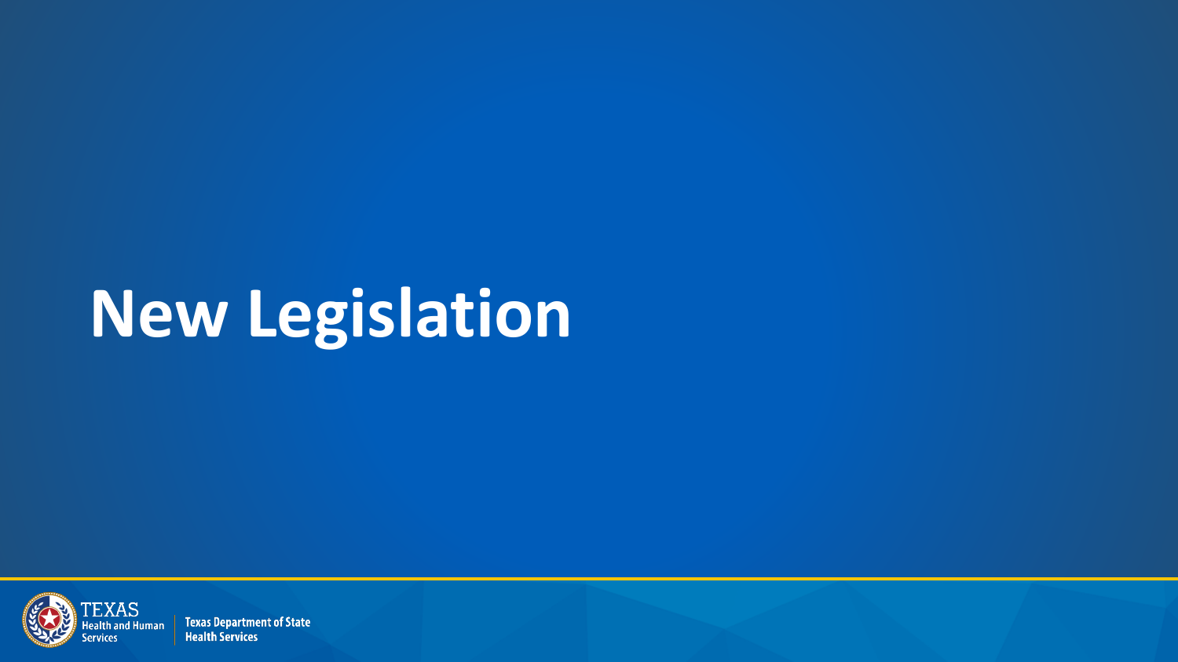# New Legislation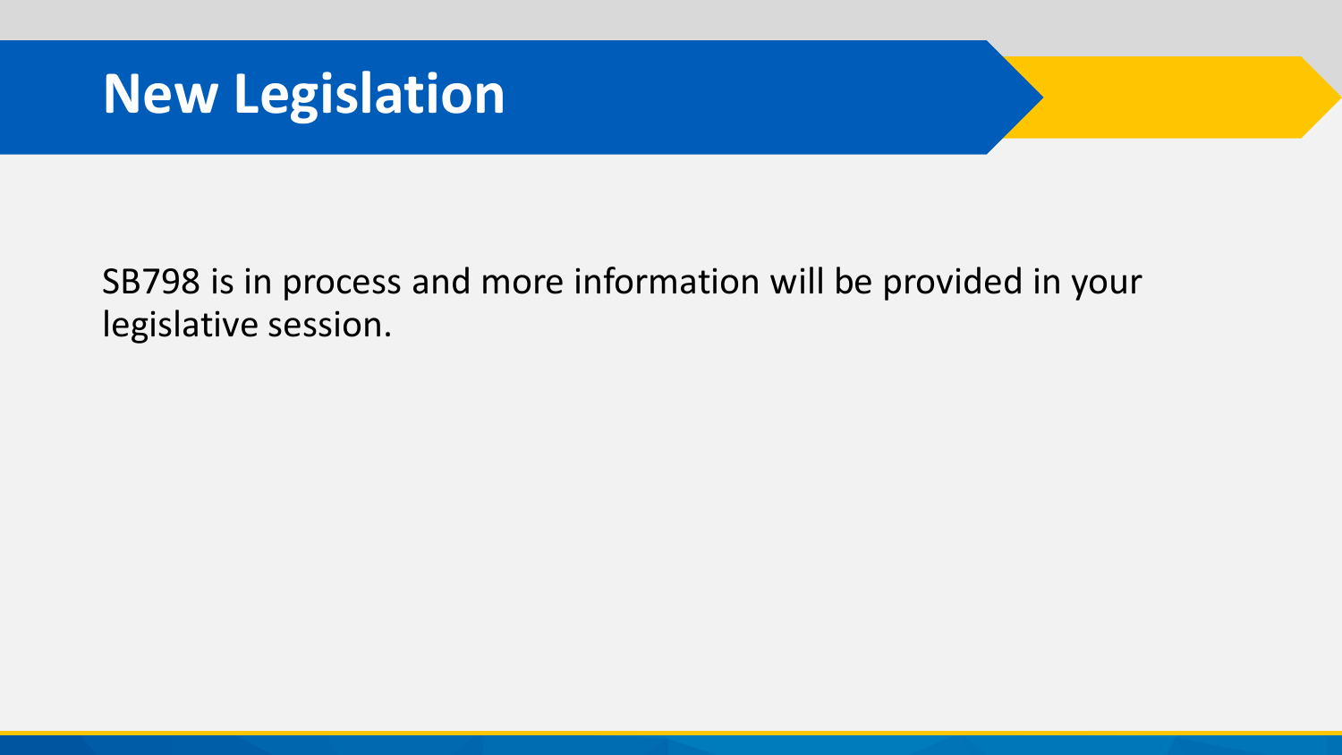# New Legislation

SB798 is in process and more information will be provided in your legislative session.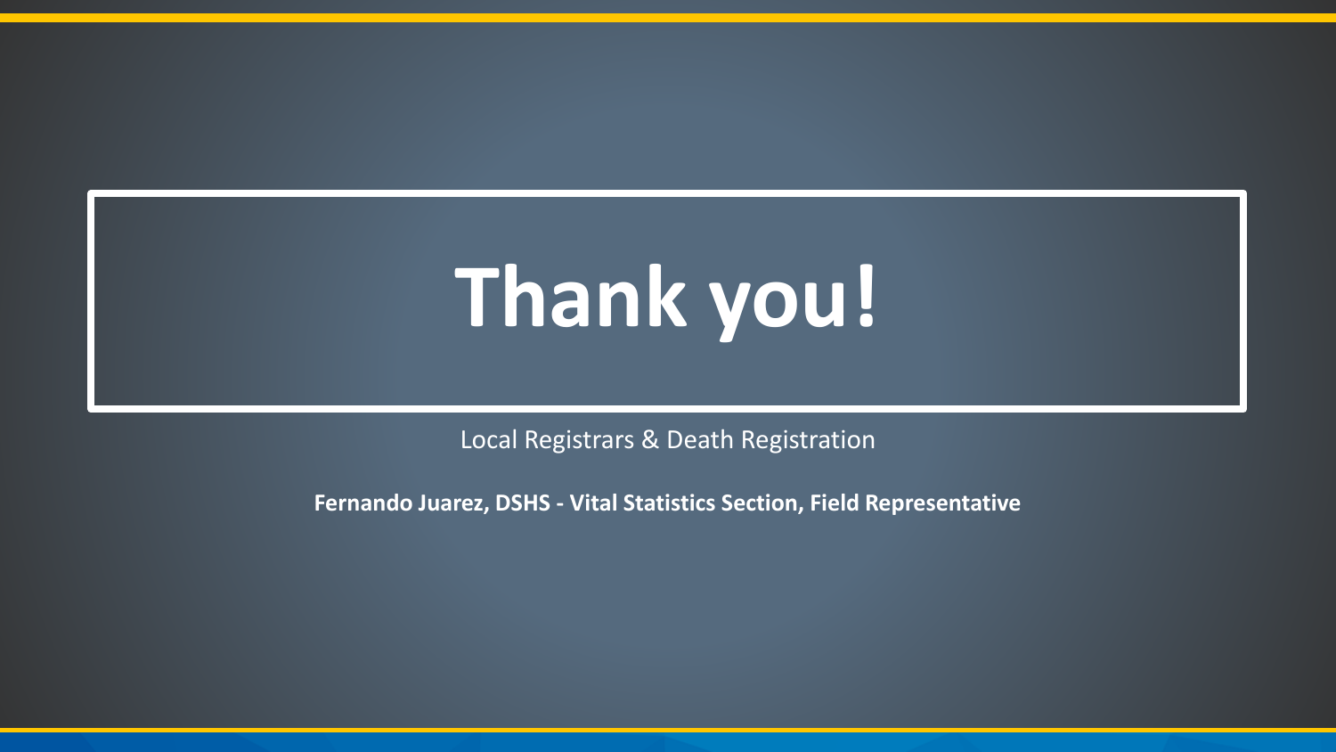# Thank you!

Local Registrars & Death Registration

**Fernando Juarez, DSHS - Vital Statistics Section, Field Representative**